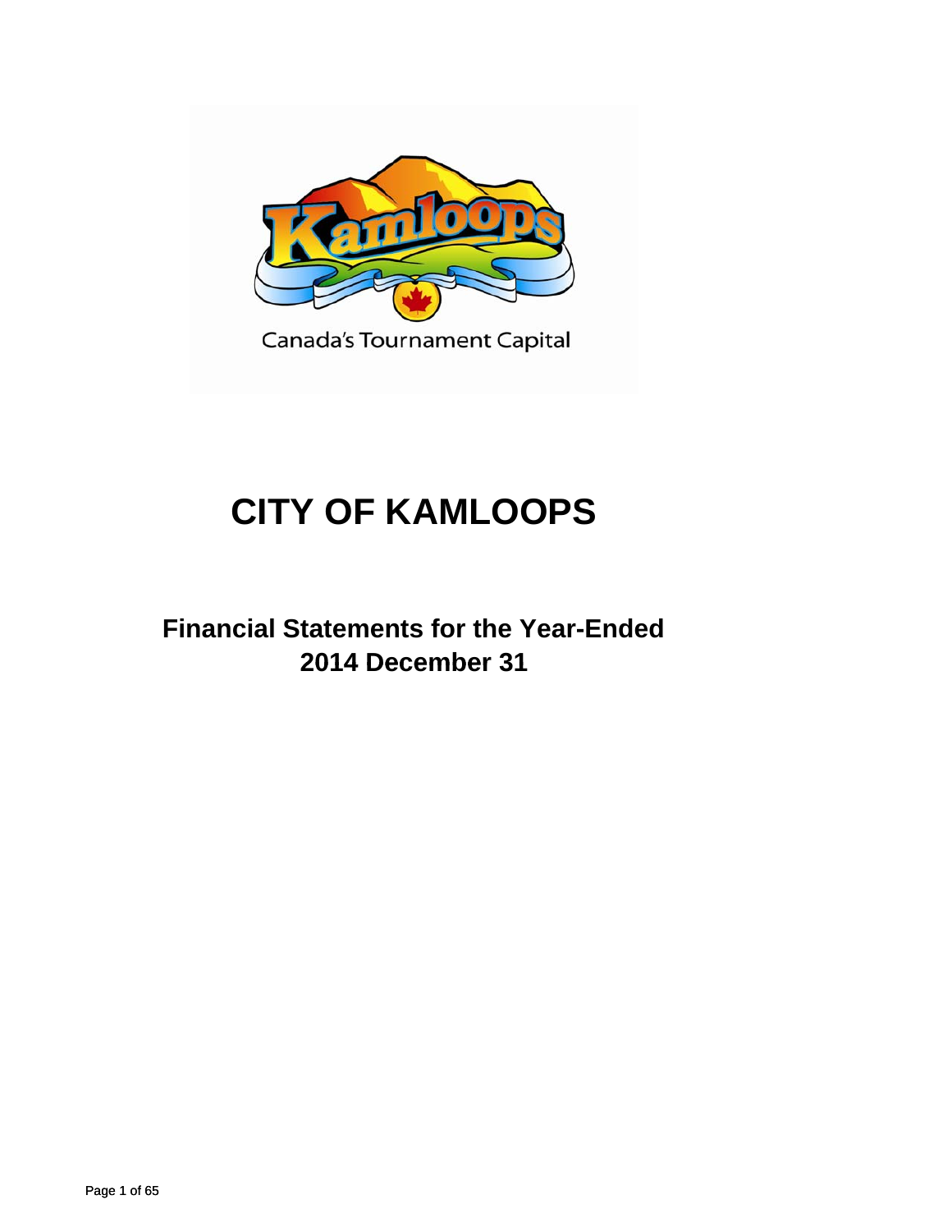# CITY OF KAMLOOPS

## Financial Statements for the Year-Ended 2014 December 31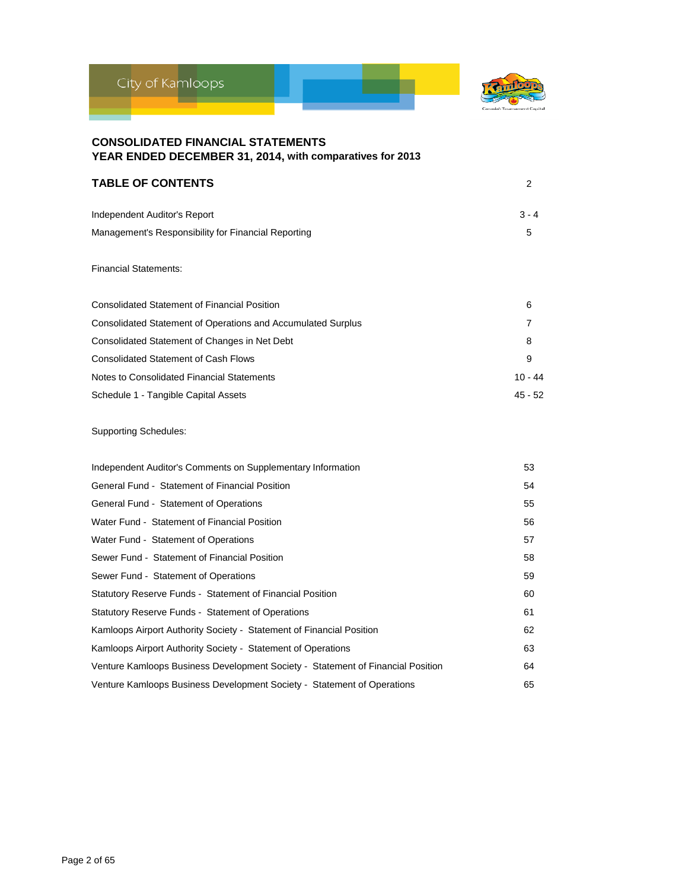City of Kamloops

# CONSOLIDATED FINANCIAL STATEMENTS
## YEAR ENDED DECEMBER 31, 2014, with comparatives for 2013

## TABLE OF CONTENTS 2

| | |
|---|---|
| Independent Auditor's Report | 3 - 4 |
| Management's Responsibility for Financial Reporting | 5 |

Financial Statements:

| | |
|---|---|
| Consolidated Statement of Financial Position | 6 |
| Consolidated Statement of Operations and Accumulated Surplus | 7 |
| Consolidated Statement of Changes in Net Debt | 8 |
| Consolidated Statement of Cash Flows | 9 |
| Notes to Consolidated Financial Statements | 10 - 44 |
| Schedule 1 - Tangible Capital Assets | 45 - 52 |

Supporting Schedules:

| | |
|---|---|
| Independent Auditor's Comments on Supplementary Information | 53 |
| General Fund - Statement of Financial Position | 54 |
| General Fund - Statement of Operations | 55 |
| Water Fund - Statement of Financial Position | 56 |
| Water Fund - Statement of Operations | 57 |
| Sewer Fund - Statement of Financial Position | 58 |
| Sewer Fund - Statement of Operations | 59 |
| Statutory Reserve Funds - Statement of Financial Position | 60 |
| Statutory Reserve Funds - Statement of Operations | 61 |
| Kamloops Airport Authority Society - Statement of Financial Position | 62 |
| Kamloops Airport Authority Society - Statement of Operations | 63 |
| Venture Kamloops Business Development Society - Statement of Financial Position | 64 |
| Venture Kamloops Business Development Society - Statement of Operations | 65 |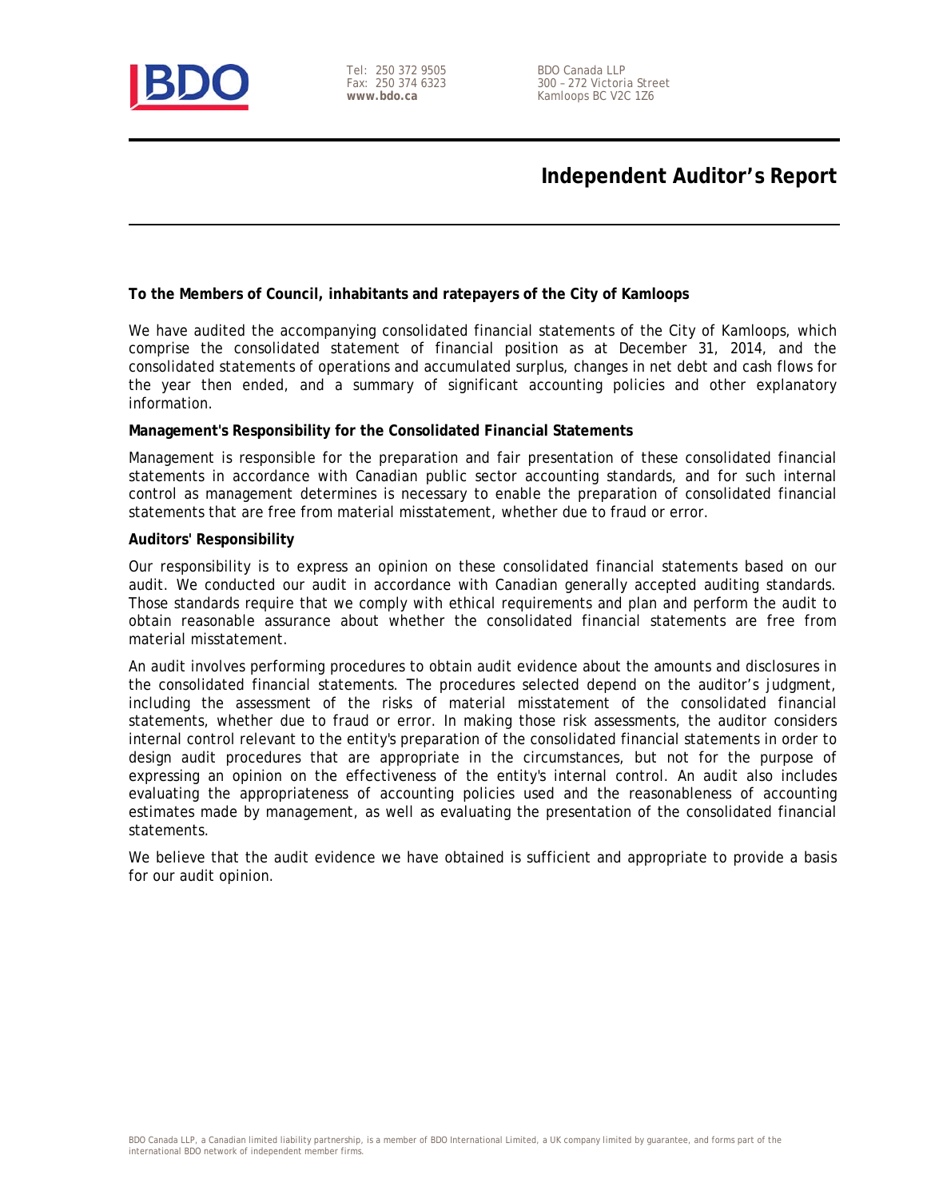Tel: 250 372 9505
Fax: 250 374 6323
**www.bdo.ca**

BDO Canada LLP
300 – 272 Victoria Street
Kamloops BC V2C 1Z6

# Independent Auditor's Report

**To the Members of Council, inhabitants and ratepayers of the City of Kamloops**

We have audited the accompanying consolidated financial statements of the City of Kamloops, which comprise the consolidated statement of financial position as at December 31, 2014, and the consolidated statements of operations and accumulated surplus, changes in net debt and cash flows for the year then ended, and a summary of significant accounting policies and other explanatory information.

**Management's Responsibility for the Consolidated Financial Statements**

Management is responsible for the preparation and fair presentation of these consolidated financial statements in accordance with Canadian public sector accounting standards, and for such internal control as management determines is necessary to enable the preparation of consolidated financial statements that are free from material misstatement, whether due to fraud or error.

**Auditors' Responsibility**

Our responsibility is to express an opinion on these consolidated financial statements based on our audit. We conducted our audit in accordance with Canadian generally accepted auditing standards. Those standards require that we comply with ethical requirements and plan and perform the audit to obtain reasonable assurance about whether the consolidated financial statements are free from material misstatement.

An audit involves performing procedures to obtain audit evidence about the amounts and disclosures in the consolidated financial statements. The procedures selected depend on the auditor's judgment, including the assessment of the risks of material misstatement of the consolidated financial statements, whether due to fraud or error. In making those risk assessments, the auditor considers internal control relevant to the entity's preparation of the consolidated financial statements in order to design audit procedures that are appropriate in the circumstances, but not for the purpose of expressing an opinion on the effectiveness of the entity's internal control. An audit also includes evaluating the appropriateness of accounting policies used and the reasonableness of accounting estimates made by management, as well as evaluating the presentation of the consolidated financial statements.

We believe that the audit evidence we have obtained is sufficient and appropriate to provide a basis for our audit opinion.

BDO Canada LLP, a Canadian limited liability partnership, is a member of BDO International Limited, a UK company limited by guarantee, and forms part of the international BDO network of independent member firms.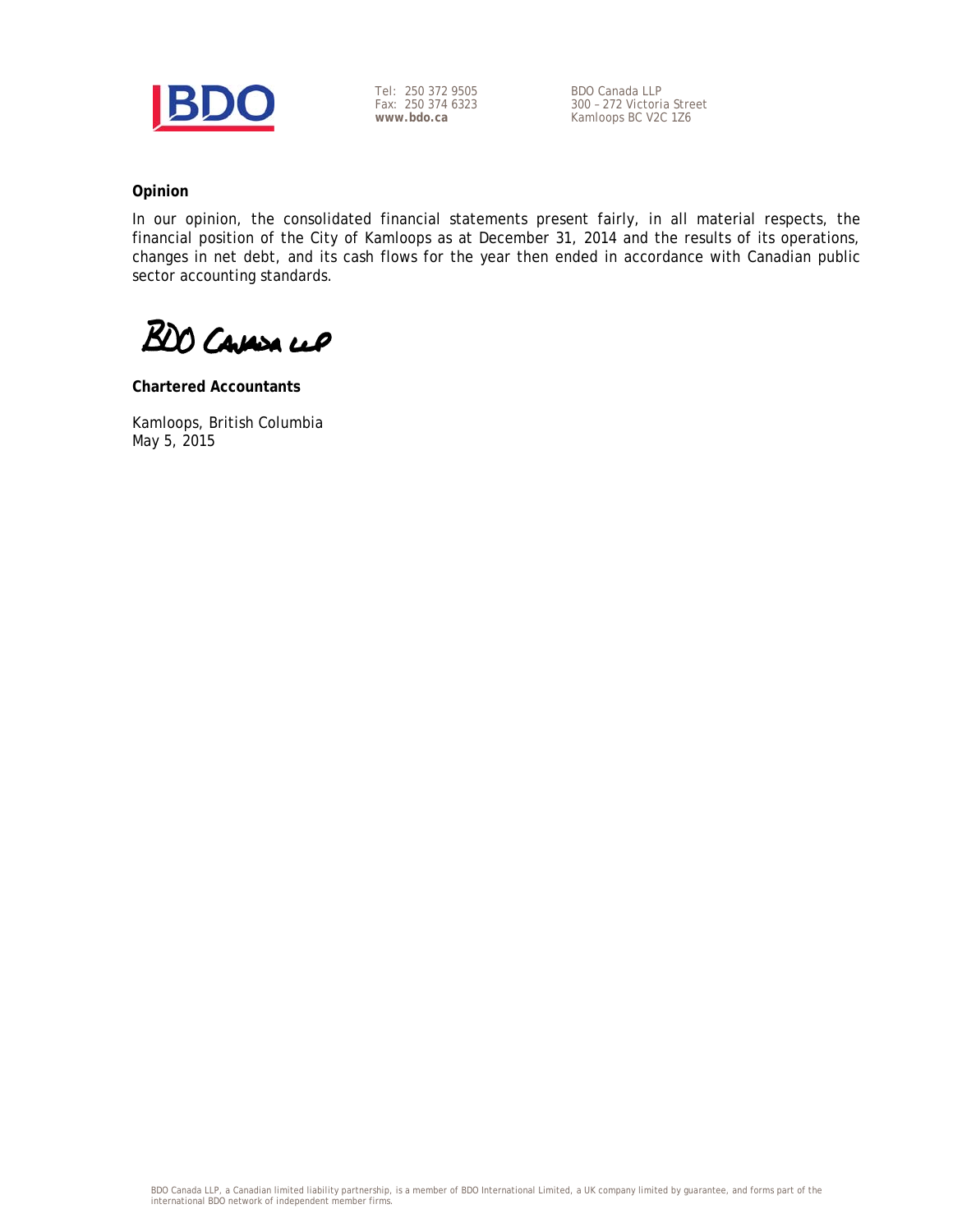Tel: 250 372 9505
Fax: 250 374 6323
**www.bdo.ca**

BDO Canada LLP
300 – 272 Victoria Street
Kamloops BC V2C 1Z6

**Opinion**

In our opinion, the consolidated financial statements present fairly, in all material respects, the financial position of the City of Kamloops as at December 31, 2014 and the results of its operations, changes in net debt, and its cash flows for the year then ended in accordance with Canadian public sector accounting standards.

BDO Canada LLP

**Chartered Accountants**

Kamloops, British Columbia
May 5, 2015

BDO Canada LLP, a Canadian limited liability partnership, is a member of BDO International Limited, a UK company limited by guarantee, and forms part of the international BDO network of independent member firms.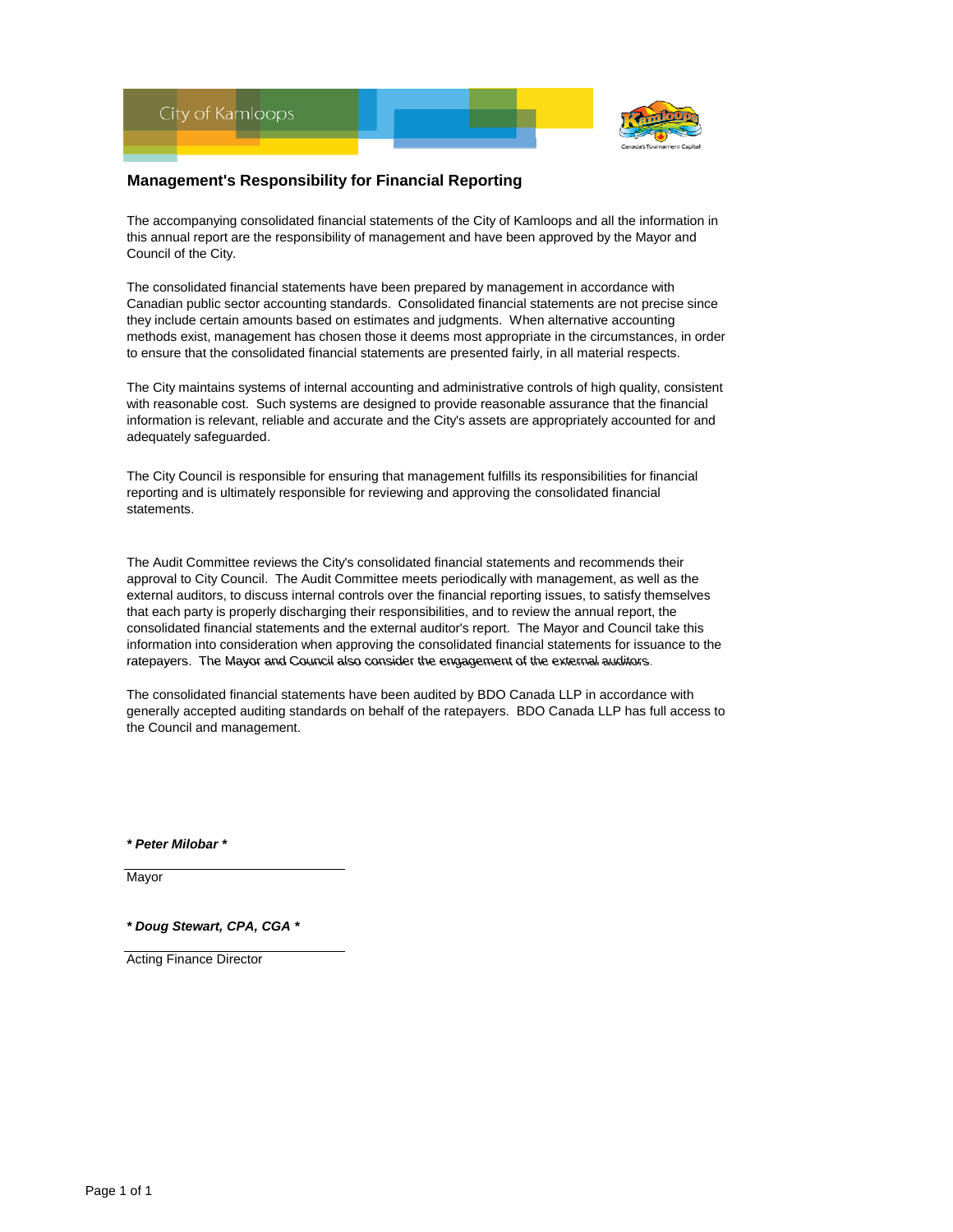City of Kamloops

## Management's Responsibility for Financial Reporting

The accompanying consolidated financial statements of the City of Kamloops and all the information in this annual report are the responsibility of management and have been approved by the Mayor and Council of the City.

The consolidated financial statements have been prepared by management in accordance with Canadian public sector accounting standards. Consolidated financial statements are not precise since they include certain amounts based on estimates and judgments. When alternative accounting methods exist, management has chosen those it deems most appropriate in the circumstances, in order to ensure that the consolidated financial statements are presented fairly, in all material respects.

The City maintains systems of internal accounting and administrative controls of high quality, consistent with reasonable cost. Such systems are designed to provide reasonable assurance that the financial information is relevant, reliable and accurate and the City's assets are appropriately accounted for and adequately safeguarded.

The City Council is responsible for ensuring that management fulfills its responsibilities for financial reporting and is ultimately responsible for reviewing and approving the consolidated financial statements.

The Audit Committee reviews the City's consolidated financial statements and recommends their approval to City Council. The Audit Committee meets periodically with management, as well as the external auditors, to discuss internal controls over the financial reporting issues, to satisfy themselves that each party is properly discharging their responsibilities, and to review the annual report, the consolidated financial statements and the external auditor's report. The Mayor and Council take this information into consideration when approving the consolidated financial statements for issuance to the ratepayers. The Mayor and Council also consider the engagement of the external auditors.

The consolidated financial statements have been audited by BDO Canada LLP in accordance with generally accepted auditing standards on behalf of the ratepayers. BDO Canada LLP has full access to the Council and management.

***Peter Milobar***

Mayor

***Doug Stewart, CPA, CGA***

Acting Finance Director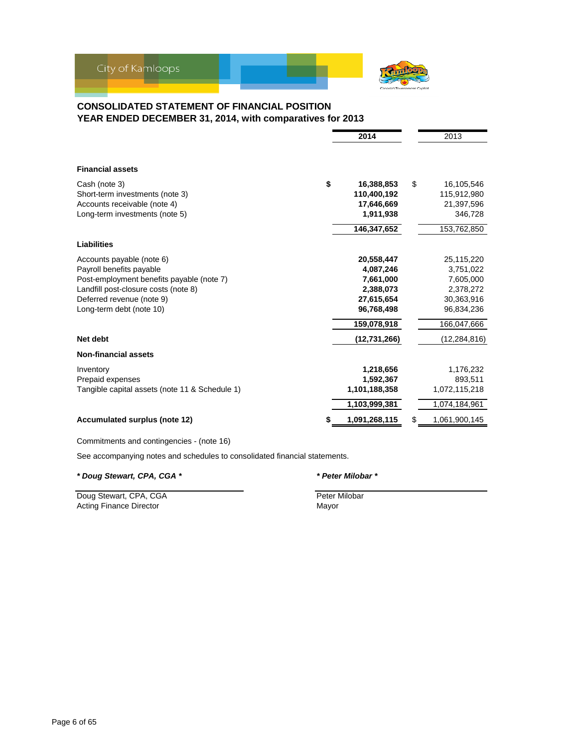City of Kamloops

## CONSOLIDATED STATEMENT OF FINANCIAL POSITION
## YEAR ENDED DECEMBER 31, 2014, with comparatives for 2013

| | 2014 | 2013 |
|---|---|---|
| **Financial assets** | | |
| Cash (note 3) | $ 16,388,853 | $ 16,105,546 |
| Short-term investments (note 3) | 110,400,192 | 115,912,980 |
| Accounts receivable (note 4) | 17,646,669 | 21,397,596 |
| Long-term investments (note 5) | 1,911,938 | 346,728 |
| | 146,347,652 | 153,762,850 |
| **Liabilities** | | |
| Accounts payable (note 6) | 20,558,447 | 25,115,220 |
| Payroll benefits payable | 4,087,246 | 3,751,022 |
| Post-employment benefits payable (note 7) | 7,661,000 | 7,605,000 |
| Landfill post-closure costs (note 8) | 2,388,073 | 2,378,272 |
| Deferred revenue (note 9) | 27,615,654 | 30,363,916 |
| Long-term debt (note 10) | 96,768,498 | 96,834,236 |
| | 159,078,918 | 166,047,666 |
| **Net debt** | (12,731,266) | (12,284,816) |
| **Non-financial assets** | | |
| Inventory | 1,218,656 | 1,176,232 |
| Prepaid expenses | 1,592,367 | 893,511 |
| Tangible capital assets (note 11 & Schedule 1) | 1,101,188,358 | 1,072,115,218 |
| | 1,103,999,381 | 1,074,184,961 |
| **Accumulated surplus (note 12)** | $ 1,091,268,115 | $ 1,061,900,145 |

Commitments and contingencies - (note 16)

See accompanying notes and schedules to consolidated financial statements.

***\* Doug Stewart, CPA, CGA \****

Doug Stewart, CPA, CGA
Acting Finance Director

***\* Peter Milobar \****

Peter Milobar
Mayor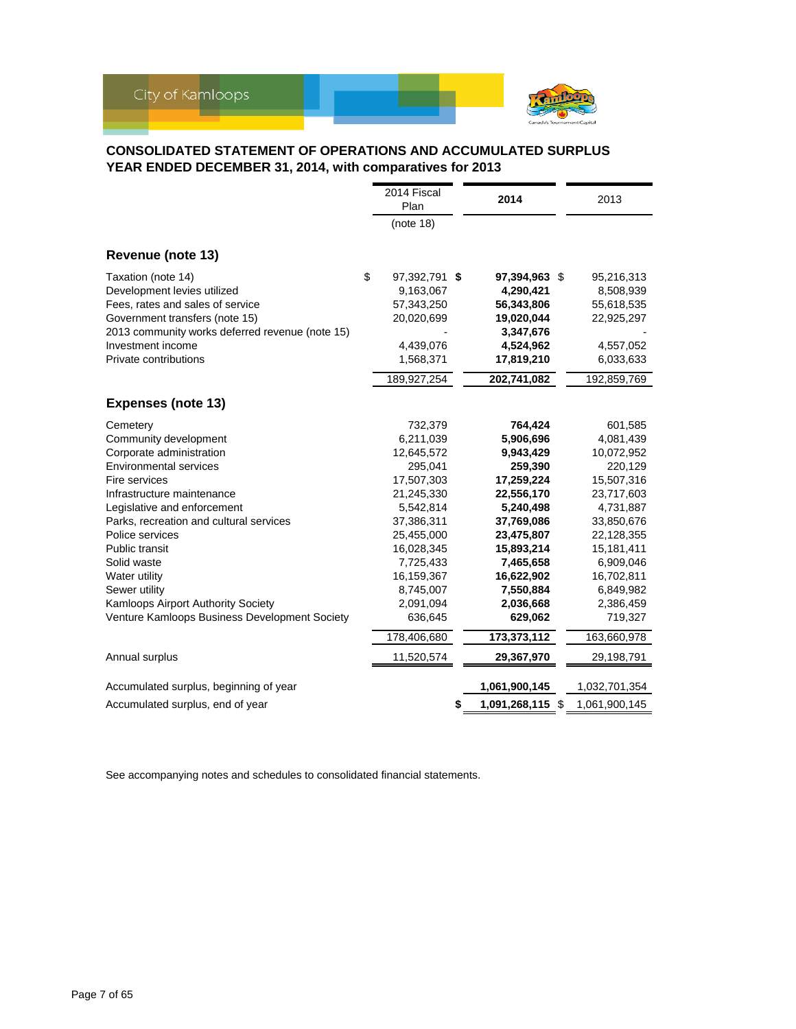City of Kamloops

## CONSOLIDATED STATEMENT OF OPERATIONS AND ACCUMULATED SURPLUS
## YEAR ENDED DECEMBER 31, 2014, with comparatives for 2013

| | 2014 Fiscal Plan (note 18) | **2014** | 2013 |
|---|---|---|---|
| **Revenue (note 13)** | | | |
| Taxation (note 14) | $ 97,392,791 | **$ 97,394,963** | $ 95,216,313 |
| Development levies utilized | 9,163,067 | **4,290,421** | 8,508,939 |
| Fees, rates and sales of service | 57,343,250 | **56,343,806** | 55,618,535 |
| Government transfers (note 15) | 20,020,699 | **19,020,044** | 22,925,297 |
| 2013 community works deferred revenue (note 15) | - | **3,347,676** | - |
| Investment income | 4,439,076 | **4,524,962** | 4,557,052 |
| Private contributions | 1,568,371 | **17,819,210** | 6,033,633 |
| | 189,927,254 | **202,741,082** | 192,859,769 |
| **Expenses (note 13)** | | | |
| Cemetery | 732,379 | **764,424** | 601,585 |
| Community development | 6,211,039 | **5,906,696** | 4,081,439 |
| Corporate administration | 12,645,572 | **9,943,429** | 10,072,952 |
| Environmental services | 295,041 | **259,390** | 220,129 |
| Fire services | 17,507,303 | **17,259,224** | 15,507,316 |
| Infrastructure maintenance | 21,245,330 | **22,556,170** | 23,717,603 |
| Legislative and enforcement | 5,542,814 | **5,240,498** | 4,731,887 |
| Parks, recreation and cultural services | 37,386,311 | **37,769,086** | 33,850,676 |
| Police services | 25,455,000 | **23,475,807** | 22,128,355 |
| Public transit | 16,028,345 | **15,893,214** | 15,181,411 |
| Solid waste | 7,725,433 | **7,465,658** | 6,909,046 |
| Water utility | 16,159,367 | **16,622,902** | 16,702,811 |
| Sewer utility | 8,745,007 | **7,550,884** | 6,849,982 |
| Kamloops Airport Authority Society | 2,091,094 | **2,036,668** | 2,386,459 |
| Venture Kamloops Business Development Society | 636,645 | **629,062** | 719,327 |
| | 178,406,680 | **173,373,112** | 163,660,978 |
| Annual surplus | 11,520,574 | **29,367,970** | 29,198,791 |
| Accumulated surplus, beginning of year | | **1,061,900,145** | 1,032,701,354 |
| Accumulated surplus, end of year | | **$ 1,091,268,115** | $ 1,061,900,145 |

See accompanying notes and schedules to consolidated financial statements.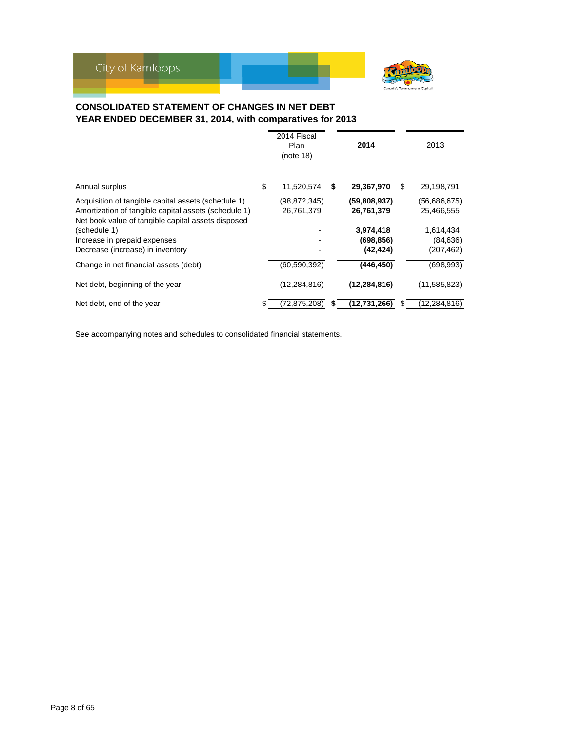## CONSOLIDATED STATEMENT OF CHANGES IN NET DEBT
## YEAR ENDED DECEMBER 31, 2014, with comparatives for 2013

| | 2014 Fiscal Plan (note 18) | **2014** | 2013 |
|---|---|---|---|
| Annual surplus | $ 11,520,574 | **$ 29,367,970** | $ 29,198,791 |
| Acquisition of tangible capital assets (schedule 1) | (98,872,345) | **(59,808,937)** | (56,686,675) |
| Amortization of tangible capital assets (schedule 1) | 26,761,379 | **26,761,379** | 25,466,555 |
| Net book value of tangible capital assets disposed (schedule 1) | - | **3,974,418** | 1,614,434 |
| Increase in prepaid expenses | - | **(698,856)** | (84,636) |
| Decrease (increase) in inventory | - | **(42,424)** | (207,462) |
| Change in net financial assets (debt) | (60,590,392) | **(446,450)** | (698,993) |
| Net debt, beginning of the year | (12,284,816) | **(12,284,816)** | (11,585,823) |
| Net debt, end of the year | $ (72,875,208) | **$ (12,731,266)** | $ (12,284,816) |

See accompanying notes and schedules to consolidated financial statements.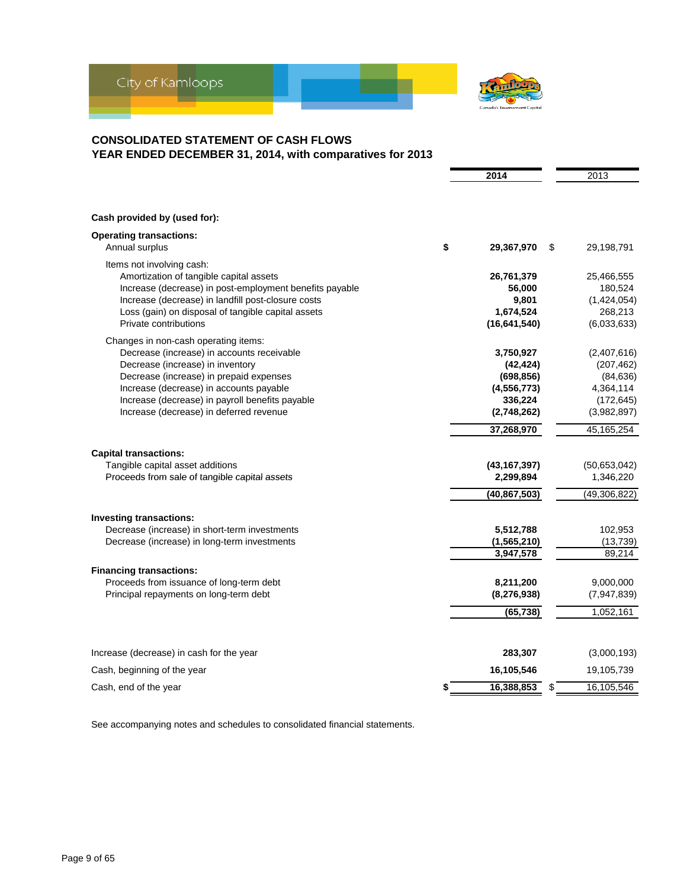City of Kamloops

## CONSOLIDATED STATEMENT OF CASH FLOWS
## YEAR ENDED DECEMBER 31, 2014, with comparatives for 2013

| | 2014 | 2013 |
|---|---|---|
| **Cash provided by (used for):** | | |
| **Operating transactions:** | | |
| Annual surplus | $ 29,367,970 | $ 29,198,791 |
| Items not involving cash: | | |
| Amortization of tangible capital assets | 26,761,379 | 25,466,555 |
| Increase (decrease) in post-employment benefits payable | 56,000 | 180,524 |
| Increase (decrease) in landfill post-closure costs | 9,801 | (1,424,054) |
| Loss (gain) on disposal of tangible capital assets | 1,674,524 | 268,213 |
| Private contributions | (16,641,540) | (6,033,633) |
| Changes in non-cash operating items: | | |
| Decrease (increase) in accounts receivable | 3,750,927 | (2,407,616) |
| Decrease (increase) in inventory | (42,424) | (207,462) |
| Decrease (increase) in prepaid expenses | (698,856) | (84,636) |
| Increase (decrease) in accounts payable | (4,556,773) | 4,364,114 |
| Increase (decrease) in payroll benefits payable | 336,224 | (172,645) |
| Increase (decrease) in deferred revenue | (2,748,262) | (3,982,897) |
| | 37,268,970 | 45,165,254 |
| **Capital transactions:** | | |
| Tangible capital asset additions | (43,167,397) | (50,653,042) |
| Proceeds from sale of tangible capital assets | 2,299,894 | 1,346,220 |
| | (40,867,503) | (49,306,822) |
| **Investing transactions:** | | |
| Decrease (increase) in short-term investments | 5,512,788 | 102,953 |
| Decrease (increase) in long-term investments | (1,565,210) | (13,739) |
| | 3,947,578 | 89,214 |
| **Financing transactions:** | | |
| Proceeds from issuance of long-term debt | 8,211,200 | 9,000,000 |
| Principal repayments on long-term debt | (8,276,938) | (7,947,839) |
| | (65,738) | 1,052,161 |
| Increase (decrease) in cash for the year | 283,307 | (3,000,193) |
| Cash, beginning of the year | 16,105,546 | 19,105,739 |
| Cash, end of the year | $ 16,388,853 | $ 16,105,546 |

See accompanying notes and schedules to consolidated financial statements.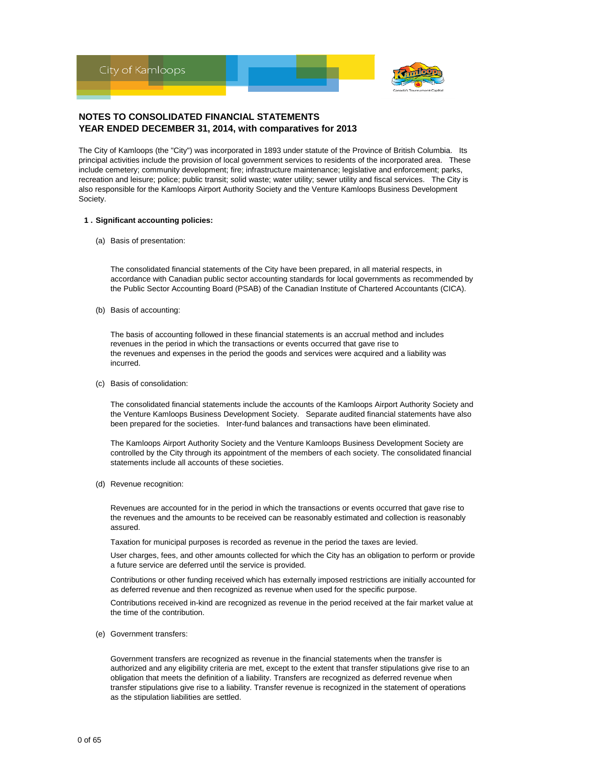## NOTES TO CONSOLIDATED FINANCIAL STATEMENTS
## YEAR ENDED DECEMBER 31, 2014, with comparatives for 2013

The City of Kamloops (the "City") was incorporated in 1893 under statute of the Province of British Columbia. Its principal activities include the provision of local government services to residents of the incorporated area. These include cemetery; community development; fire; infrastructure maintenance; legislative and enforcement; parks, recreation and leisure; police; public transit; solid waste; water utility; sewer utility and fiscal services. The City is also responsible for the Kamloops Airport Authority Society and the Venture Kamloops Business Development Society.

### 1 . Significant accounting policies:

(a) Basis of presentation:

The consolidated financial statements of the City have been prepared, in all material respects, in accordance with Canadian public sector accounting standards for local governments as recommended by the Public Sector Accounting Board (PSAB) of the Canadian Institute of Chartered Accountants (CICA).

(b) Basis of accounting:

The basis of accounting followed in these financial statements is an accrual method and includes revenues in the period in which the transactions or events occurred that gave rise to the revenues and expenses in the period the goods and services were acquired and a liability was incurred.

(c) Basis of consolidation:

The consolidated financial statements include the accounts of the Kamloops Airport Authority Society and the Venture Kamloops Business Development Society. Separate audited financial statements have also been prepared for the societies. Inter-fund balances and transactions have been eliminated.

The Kamloops Airport Authority Society and the Venture Kamloops Business Development Society are controlled by the City through its appointment of the members of each society. The consolidated financial statements include all accounts of these societies.

(d) Revenue recognition:

Revenues are accounted for in the period in which the transactions or events occurred that gave rise to the revenues and the amounts to be received can be reasonably estimated and collection is reasonably assured.

Taxation for municipal purposes is recorded as revenue in the period the taxes are levied.

User charges, fees, and other amounts collected for which the City has an obligation to perform or provide a future service are deferred until the service is provided.

Contributions or other funding received which has externally imposed restrictions are initially accounted for as deferred revenue and then recognized as revenue when used for the specific purpose.

Contributions received in-kind are recognized as revenue in the period received at the fair market value at the time of the contribution.

(e) Government transfers:

Government transfers are recognized as revenue in the financial statements when the transfer is authorized and any eligibility criteria are met, except to the extent that transfer stipulations give rise to an obligation that meets the definition of a liability. Transfers are recognized as deferred revenue when transfer stipulations give rise to a liability. Transfer revenue is recognized in the statement of operations as the stipulation liabilities are settled.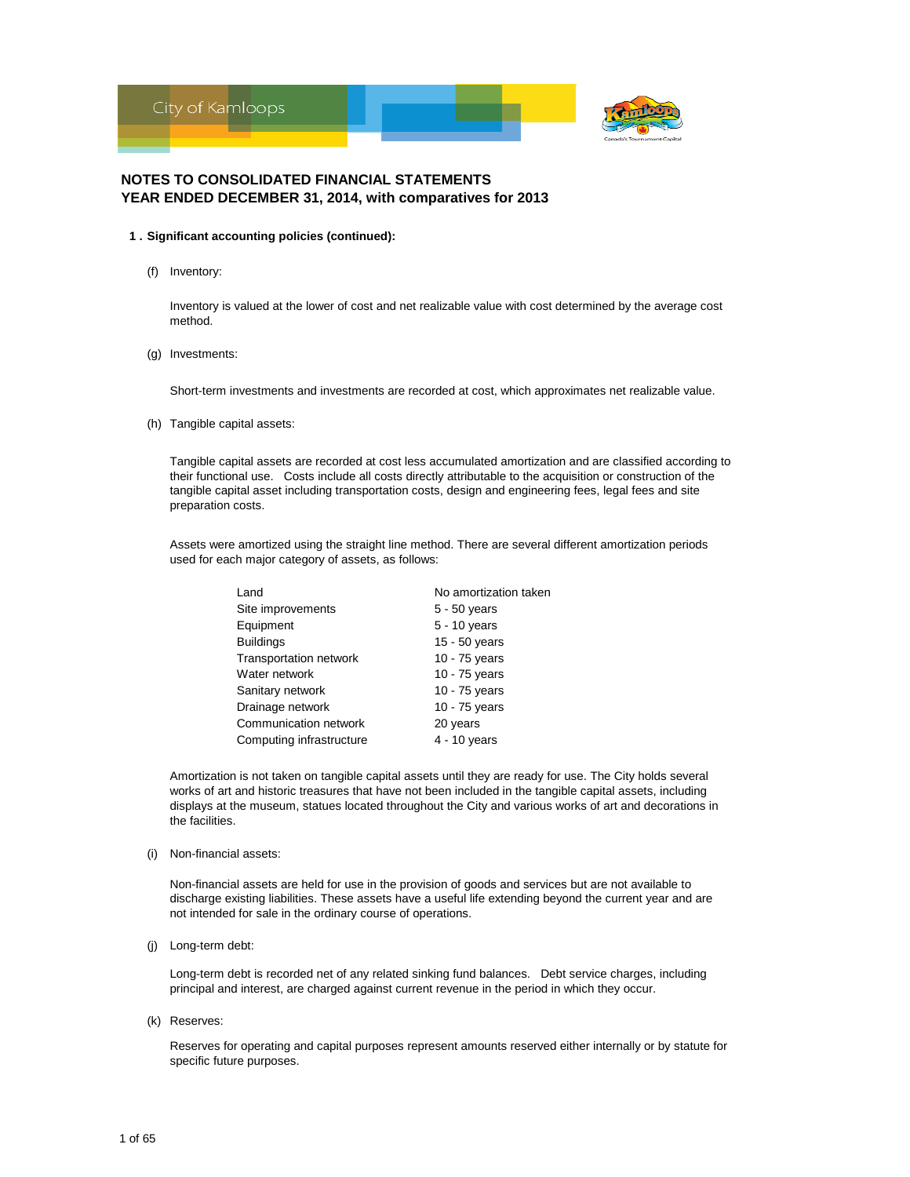## NOTES TO CONSOLIDATED FINANCIAL STATEMENTS
## YEAR ENDED DECEMBER 31, 2014, with comparatives for 2013

### 1 . Significant accounting policies (continued):

(f) Inventory:

Inventory is valued at the lower of cost and net realizable value with cost determined by the average cost method.

(g) Investments:

Short-term investments and investments are recorded at cost, which approximates net realizable value.

(h) Tangible capital assets:

Tangible capital assets are recorded at cost less accumulated amortization and are classified according to their functional use. Costs include all costs directly attributable to the acquisition or construction of the tangible capital asset including transportation costs, design and engineering fees, legal fees and site preparation costs.

Assets were amortized using the straight line method. There are several different amortization periods used for each major category of assets, as follows:

| | |
|---|---|
| Land | No amortization taken |
| Site improvements | 5 - 50 years |
| Equipment | 5 - 10 years |
| Buildings | 15 - 50 years |
| Transportation network | 10 - 75 years |
| Water network | 10 - 75 years |
| Sanitary network | 10 - 75 years |
| Drainage network | 10 - 75 years |
| Communication network | 20 years |
| Computing infrastructure | 4 - 10 years |

Amortization is not taken on tangible capital assets until they are ready for use. The City holds several works of art and historic treasures that have not been included in the tangible capital assets, including displays at the museum, statues located throughout the City and various works of art and decorations in the facilities.

(i) Non-financial assets:

Non-financial assets are held for use in the provision of goods and services but are not available to discharge existing liabilities. These assets have a useful life extending beyond the current year and are not intended for sale in the ordinary course of operations.

(j) Long-term debt:

Long-term debt is recorded net of any related sinking fund balances. Debt service charges, including principal and interest, are charged against current revenue in the period in which they occur.

(k) Reserves:

Reserves for operating and capital purposes represent amounts reserved either internally or by statute for specific future purposes.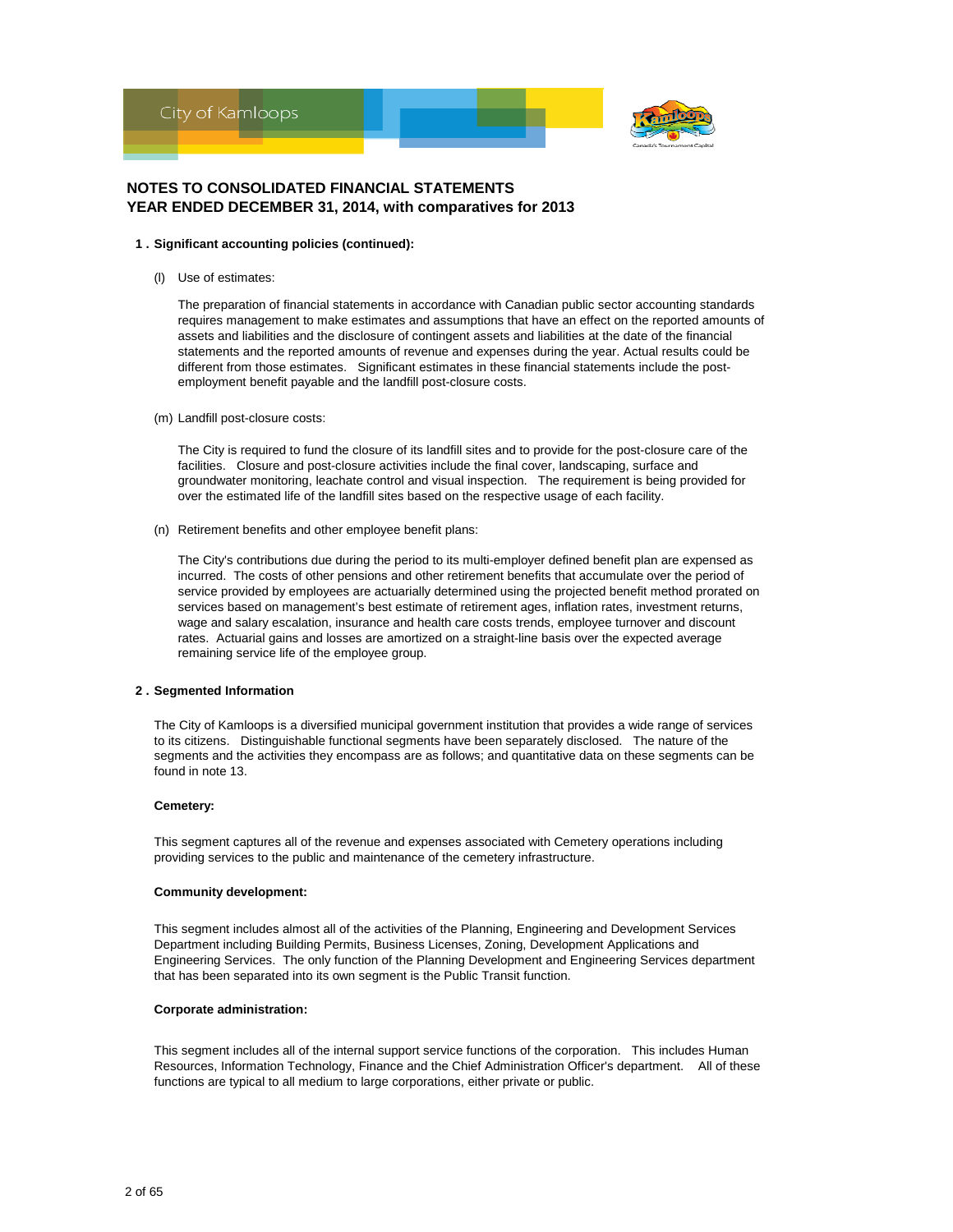# NOTES TO CONSOLIDATED FINANCIAL STATEMENTS
# YEAR ENDED DECEMBER 31, 2014, with comparatives for 2013

## 1 . Significant accounting policies (continued):

(l) Use of estimates:

The preparation of financial statements in accordance with Canadian public sector accounting standards requires management to make estimates and assumptions that have an effect on the reported amounts of assets and liabilities and the disclosure of contingent assets and liabilities at the date of the financial statements and the reported amounts of revenue and expenses during the year. Actual results could be different from those estimates. Significant estimates in these financial statements include the post-employment benefit payable and the landfill post-closure costs.

(m) Landfill post-closure costs:

The City is required to fund the closure of its landfill sites and to provide for the post-closure care of the facilities. Closure and post-closure activities include the final cover, landscaping, surface and groundwater monitoring, leachate control and visual inspection. The requirement is being provided for over the estimated life of the landfill sites based on the respective usage of each facility.

(n) Retirement benefits and other employee benefit plans:

The City's contributions due during the period to its multi-employer defined benefit plan are expensed as incurred. The costs of other pensions and other retirement benefits that accumulate over the period of service provided by employees are actuarially determined using the projected benefit method prorated on services based on management's best estimate of retirement ages, inflation rates, investment returns, wage and salary escalation, insurance and health care costs trends, employee turnover and discount rates. Actuarial gains and losses are amortized on a straight-line basis over the expected average remaining service life of the employee group.

## 2 . Segmented Information

The City of Kamloops is a diversified municipal government institution that provides a wide range of services to its citizens. Distinguishable functional segments have been separately disclosed. The nature of the segments and the activities they encompass are as follows; and quantitative data on these segments can be found in note 13.

**Cemetery:**

This segment captures all of the revenue and expenses associated with Cemetery operations including providing services to the public and maintenance of the cemetery infrastructure.

**Community development:**

This segment includes almost all of the activities of the Planning, Engineering and Development Services Department including Building Permits, Business Licenses, Zoning, Development Applications and Engineering Services. The only function of the Planning Development and Engineering Services department that has been separated into its own segment is the Public Transit function.

**Corporate administration:**

This segment includes all of the internal support service functions of the corporation. This includes Human Resources, Information Technology, Finance and the Chief Administration Officer's department. All of these functions are typical to all medium to large corporations, either private or public.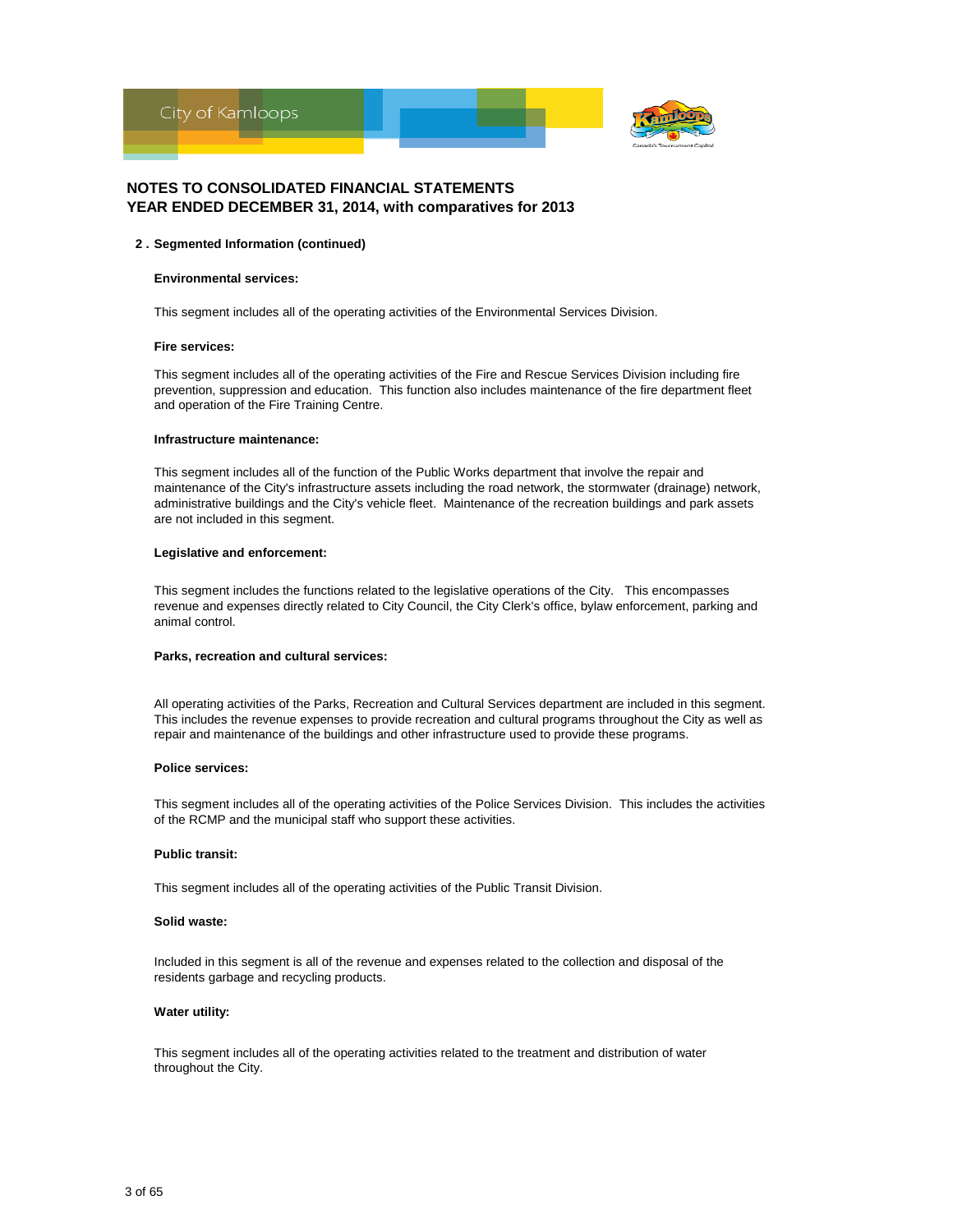# NOTES TO CONSOLIDATED FINANCIAL STATEMENTS
# YEAR ENDED DECEMBER 31, 2014, with comparatives for 2013

## 2 . Segmented Information (continued)

**Environmental services:**

This segment includes all of the operating activities of the Environmental Services Division.

**Fire services:**

This segment includes all of the operating activities of the Fire and Rescue Services Division including fire prevention, suppression and education. This function also includes maintenance of the fire department fleet and operation of the Fire Training Centre.

**Infrastructure maintenance:**

This segment includes all of the function of the Public Works department that involve the repair and maintenance of the City's infrastructure assets including the road network, the stormwater (drainage) network, administrative buildings and the City's vehicle fleet. Maintenance of the recreation buildings and park assets are not included in this segment.

**Legislative and enforcement:**

This segment includes the functions related to the legislative operations of the City. This encompasses revenue and expenses directly related to City Council, the City Clerk's office, bylaw enforcement, parking and animal control.

**Parks, recreation and cultural services:**

All operating activities of the Parks, Recreation and Cultural Services department are included in this segment. This includes the revenue expenses to provide recreation and cultural programs throughout the City as well as repair and maintenance of the buildings and other infrastructure used to provide these programs.

**Police services:**

This segment includes all of the operating activities of the Police Services Division. This includes the activities of the RCMP and the municipal staff who support these activities.

**Public transit:**

This segment includes all of the operating activities of the Public Transit Division.

**Solid waste:**

Included in this segment is all of the revenue and expenses related to the collection and disposal of the residents garbage and recycling products.

**Water utility:**

This segment includes all of the operating activities related to the treatment and distribution of water throughout the City.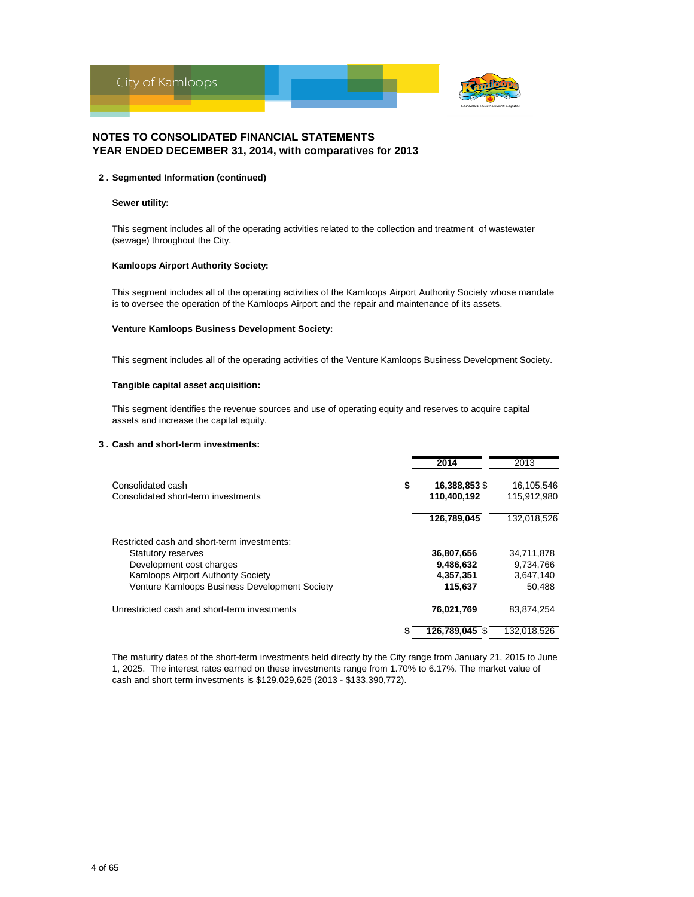# NOTES TO CONSOLIDATED FINANCIAL STATEMENTS
## YEAR ENDED DECEMBER 31, 2014, with comparatives for 2013

### 2 . Segmented Information (continued)

**Sewer utility:**

This segment includes all of the operating activities related to the collection and treatment of wastewater (sewage) throughout the City.

**Kamloops Airport Authority Society:**

This segment includes all of the operating activities of the Kamloops Airport Authority Society whose mandate is to oversee the operation of the Kamloops Airport and the repair and maintenance of its assets.

**Venture Kamloops Business Development Society:**

This segment includes all of the operating activities of the Venture Kamloops Business Development Society.

**Tangible capital asset acquisition:**

This segment identifies the revenue sources and use of operating equity and reserves to acquire capital assets and increase the capital equity.

### 3 . Cash and short-term investments:

| | **2014** | 2013 |
|---|---|---|
| Consolidated cash | **$ 16,388,853** | $ 16,105,546 |
| Consolidated short-term investments | **110,400,192** | 115,912,980 |
| | **126,789,045** | 132,018,526 |
| Restricted cash and short-term investments: | | |
| Statutory reserves | **36,807,656** | 34,711,878 |
| Development cost charges | **9,486,632** | 9,734,766 |
| Kamloops Airport Authority Society | **4,357,351** | 3,647,140 |
| Venture Kamloops Business Development Society | **115,637** | 50,488 |
| Unrestricted cash and short-term investments | **76,021,769** | 83,874,254 |
| | **$ 126,789,045** | $ 132,018,526 |

The maturity dates of the short-term investments held directly by the City range from January 21, 2015 to June 1, 2025. The interest rates earned on these investments range from 1.70% to 6.17%. The market value of cash and short term investments is $129,029,625 (2013 - $133,390,772).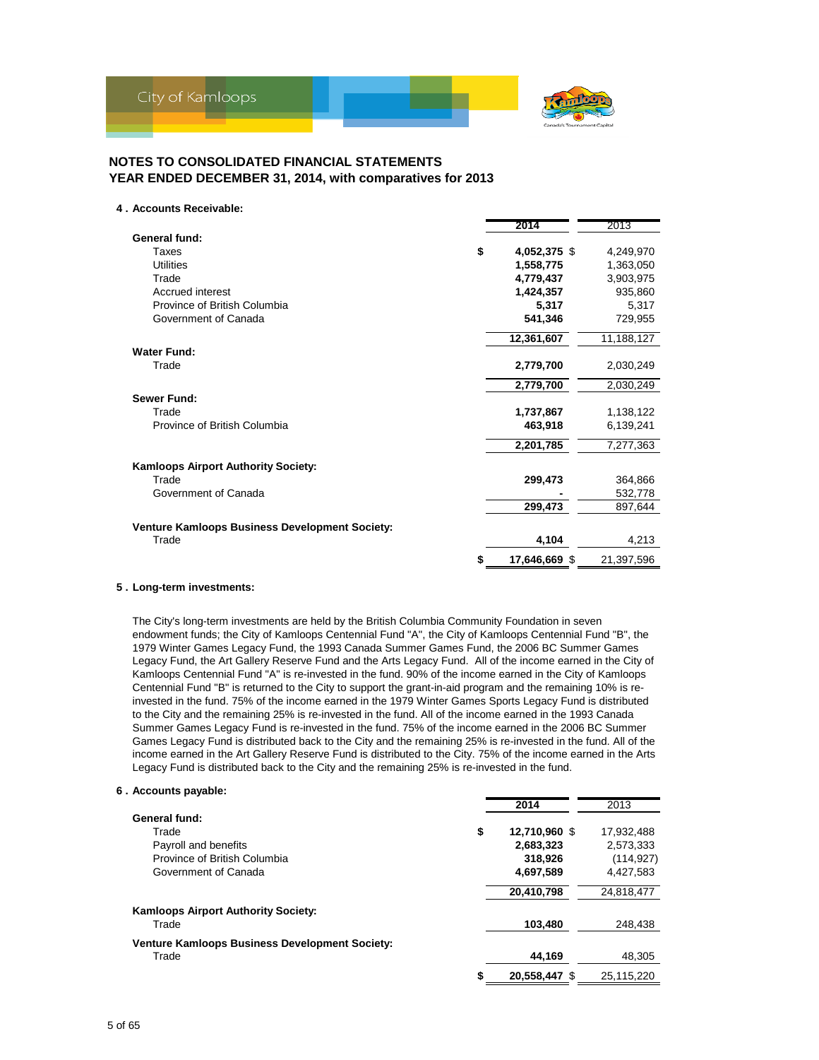## NOTES TO CONSOLIDATED FINANCIAL STATEMENTS
## YEAR ENDED DECEMBER 31, 2014, with comparatives for 2013

### 4 . Accounts Receivable:

| | 2014 | 2013 |
|---|---|---|
| **General fund:** | | |
| Taxes | $ **4,052,375** | $ 4,249,970 |
| Utilities | **1,558,775** | 1,363,050 |
| Trade | **4,779,437** | 3,903,975 |
| Accrued interest | **1,424,357** | 935,860 |
| Province of British Columbia | **5,317** | 5,317 |
| Government of Canada | **541,346** | 729,955 |
| | **12,361,607** | 11,188,127 |
| **Water Fund:** | | |
| Trade | **2,779,700** | 2,030,249 |
| | **2,779,700** | 2,030,249 |
| **Sewer Fund:** | | |
| Trade | **1,737,867** | 1,138,122 |
| Province of British Columbia | **463,918** | 6,139,241 |
| | **2,201,785** | 7,277,363 |
| **Kamloops Airport Authority Society:** | | |
| Trade | **299,473** | 364,866 |
| Government of Canada | **-** | 532,778 |
| | **299,473** | 897,644 |
| **Venture Kamloops Business Development Society:** | | |
| Trade | **4,104** | 4,213 |
| | $ **17,646,669** | $ 21,397,596 |

### 5 . Long-term investments:

The City's long-term investments are held by the British Columbia Community Foundation in seven endowment funds; the City of Kamloops Centennial Fund "A", the City of Kamloops Centennial Fund "B", the 1979 Winter Games Legacy Fund, the 1993 Canada Summer Games Fund, the 2006 BC Summer Games Legacy Fund, the Art Gallery Reserve Fund and the Arts Legacy Fund. All of the income earned in the City of Kamloops Centennial Fund "A" is re-invested in the fund. 90% of the income earned in the City of Kamloops Centennial Fund "B" is returned to the City to support the grant-in-aid program and the remaining 10% is re-invested in the fund. 75% of the income earned in the 1979 Winter Games Sports Legacy Fund is distributed to the City and the remaining 25% is re-invested in the fund. All of the income earned in the 1993 Canada Summer Games Legacy Fund is re-invested in the fund. 75% of the income earned in the 2006 BC Summer Games Legacy Fund is distributed back to the City and the remaining 25% is re-invested in the fund. All of the income earned in the Art Gallery Reserve Fund is distributed to the City. 75% of the income earned in the Arts Legacy Fund is distributed back to the City and the remaining 25% is re-invested in the fund.

### 6 . Accounts payable:

| | 2014 | 2013 |
|---|---|---|
| **General fund:** | | |
| Trade | $ **12,710,960** | $ 17,932,488 |
| Payroll and benefits | **2,683,323** | 2,573,333 |
| Province of British Columbia | **318,926** | (114,927) |
| Government of Canada | **4,697,589** | 4,427,583 |
| | **20,410,798** | 24,818,477 |
| **Kamloops Airport Authority Society:** | | |
| Trade | **103,480** | 248,438 |
| **Venture Kamloops Business Development Society:** | | |
| Trade | **44,169** | 48,305 |
| | $ **20,558,447** | $ 25,115,220 |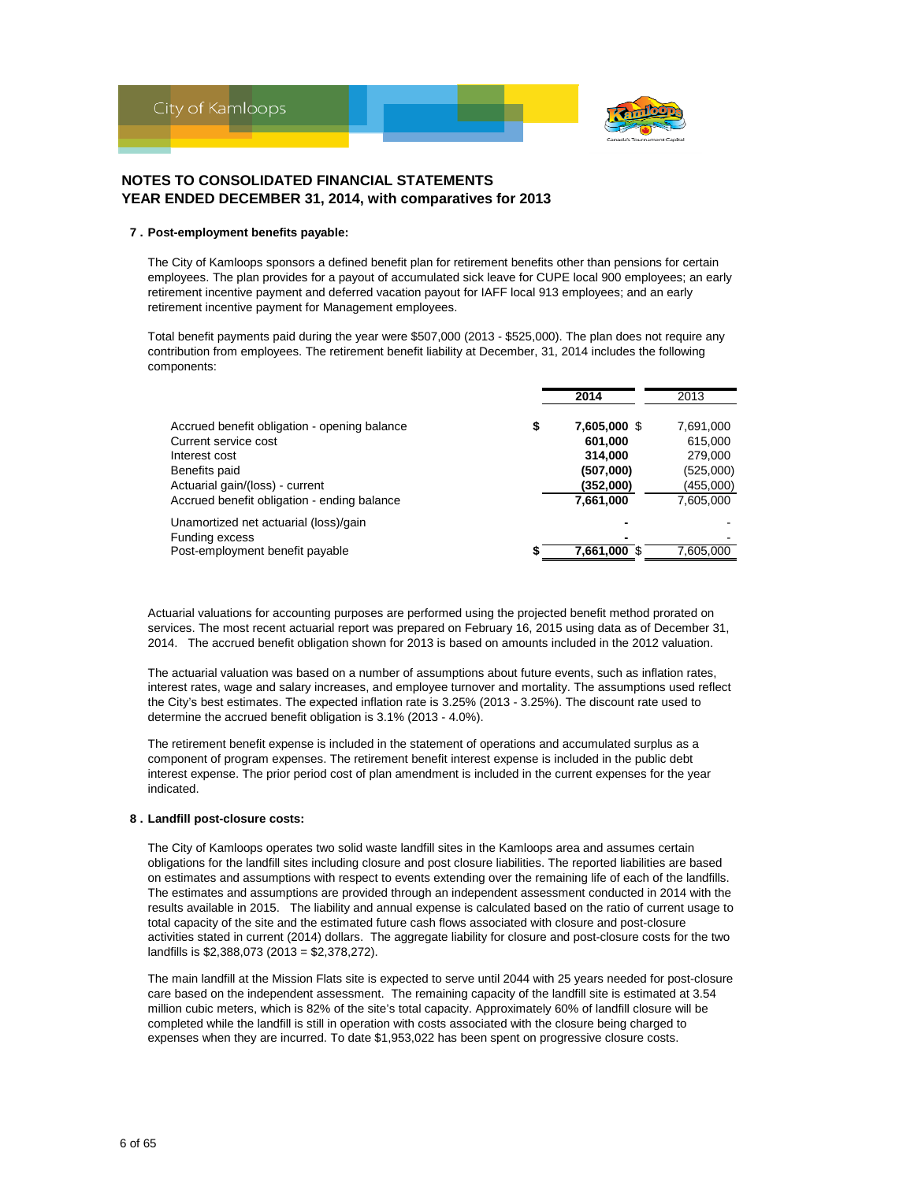# NOTES TO CONSOLIDATED FINANCIAL STATEMENTS
## YEAR ENDED DECEMBER 31, 2014, with comparatives for 2013

### 7 . Post-employment benefits payable:

The City of Kamloops sponsors a defined benefit plan for retirement benefits other than pensions for certain employees. The plan provides for a payout of accumulated sick leave for CUPE local 900 employees; an early retirement incentive payment and deferred vacation payout for IAFF local 913 employees; and an early retirement incentive payment for Management employees.

Total benefit payments paid during the year were $507,000 (2013 - $525,000). The plan does not require any contribution from employees. The retirement benefit liability at December, 31, 2014 includes the following components:

| | | **2014** | 2013 |
|---|---|---|---|
| Accrued benefit obligation - opening balance | **$** | **7,605,000** | $ 7,691,000 |
| Current service cost | | **601,000** | 615,000 |
| Interest cost | | **314,000** | 279,000 |
| Benefits paid | | **(507,000)** | (525,000) |
| Actuarial gain/(loss) - current | | **(352,000)** | (455,000) |
| Accrued benefit obligation - ending balance | | **7,661,000** | 7,605,000 |
| Unamortized net actuarial (loss)/gain | | **-** | - |
| Funding excess | | **-** | - |
| Post-employment benefit payable | **$** | **7,661,000** | $ 7,605,000 |

Actuarial valuations for accounting purposes are performed using the projected benefit method prorated on services. The most recent actuarial report was prepared on February 16, 2015 using data as of December 31, 2014. The accrued benefit obligation shown for 2013 is based on amounts included in the 2012 valuation.

The actuarial valuation was based on a number of assumptions about future events, such as inflation rates, interest rates, wage and salary increases, and employee turnover and mortality. The assumptions used reflect the City's best estimates. The expected inflation rate is 3.25% (2013 - 3.25%). The discount rate used to determine the accrued benefit obligation is 3.1% (2013 - 4.0%).

The retirement benefit expense is included in the statement of operations and accumulated surplus as a component of program expenses. The retirement benefit interest expense is included in the public debt interest expense. The prior period cost of plan amendment is included in the current expenses for the year indicated.

### 8 . Landfill post-closure costs:

The City of Kamloops operates two solid waste landfill sites in the Kamloops area and assumes certain obligations for the landfill sites including closure and post closure liabilities. The reported liabilities are based on estimates and assumptions with respect to events extending over the remaining life of each of the landfills. The estimates and assumptions are provided through an independent assessment conducted in 2014 with the results available in 2015. The liability and annual expense is calculated based on the ratio of current usage to total capacity of the site and the estimated future cash flows associated with closure and post-closure activities stated in current (2014) dollars. The aggregate liability for closure and post-closure costs for the two landfills is $2,388,073 (2013 = $2,378,272).

The main landfill at the Mission Flats site is expected to serve until 2044 with 25 years needed for post-closure care based on the independent assessment. The remaining capacity of the landfill site is estimated at 3.54 million cubic meters, which is 82% of the site's total capacity. Approximately 60% of landfill closure will be completed while the landfill is still in operation with costs associated with the closure being charged to expenses when they are incurred. To date $1,953,022 has been spent on progressive closure costs.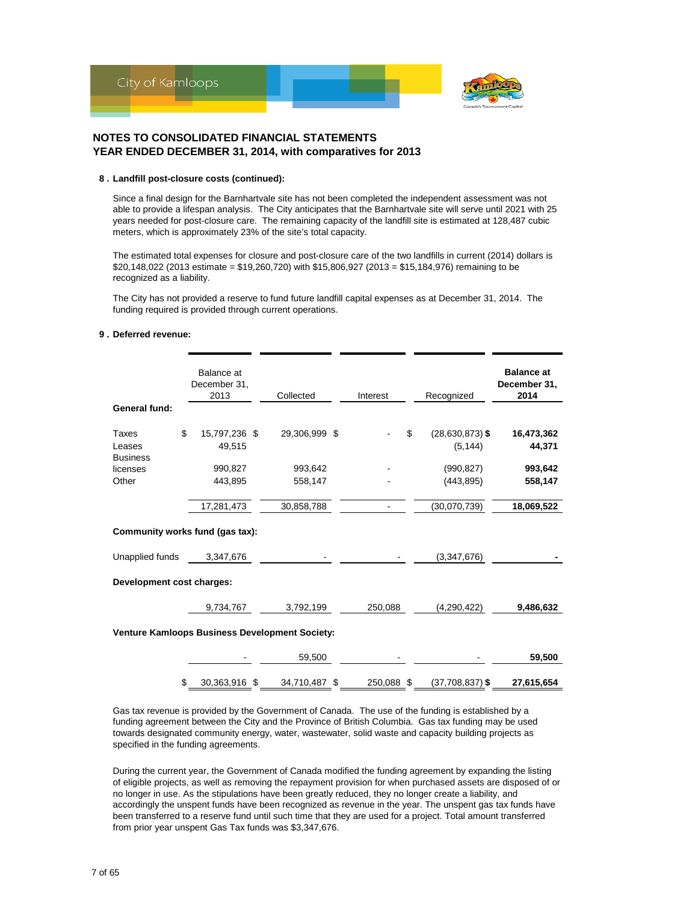## NOTES TO CONSOLIDATED FINANCIAL STATEMENTS
## YEAR ENDED DECEMBER 31, 2014, with comparatives for 2013

### 8 . Landfill post-closure costs (continued):

Since a final design for the Barnhartvale site has not been completed the independent assessment was not able to provide a lifespan analysis. The City anticipates that the Barnhartvale site will serve until 2021 with 25 years needed for post-closure care. The remaining capacity of the landfill site is estimated at 128,487 cubic meters, which is approximately 23% of the site's total capacity.

The estimated total expenses for closure and post-closure care of the two landfills in current (2014) dollars is $20,148,022 (2013 estimate = $19,260,720) with $15,806,927 (2013 = $15,184,976) remaining to be recognized as a liability.

The City has not provided a reserve to fund future landfill capital expenses as at December 31, 2014. The funding required is provided through current operations.

### 9 . Deferred revenue:

| | Balance at December 31, 2013 | Collected | Interest | Recognized | **Balance at December 31, 2014** |
|---|---|---|---|---|---|
| **General fund:** | | | | | |
| Taxes | $ 15,797,236 | $ 29,306,999 | $ - | $ (28,630,873) | $ **16,473,362** |
| Leases | 49,515 | | | (5,144) | **44,371** |
| Business licenses | 990,827 | 993,642 | - | (990,827) | **993,642** |
| Other | 443,895 | 558,147 | - | (443,895) | **558,147** |
| | 17,281,473 | 30,858,788 | - | (30,070,739) | **18,069,522** |
| **Community works fund (gas tax):** | | | | | |
| Unapplied funds | 3,347,676 | - | - | (3,347,676) | **-** |
| **Development cost charges:** | | | | | |
| | 9,734,767 | 3,792,199 | 250,088 | (4,290,422) | **9,486,632** |
| **Venture Kamloops Business Development Society:** | | | | | |
| | - | 59,500 | - | - | **59,500** |
| | $ 30,363,916 | $ 34,710,487 | $ 250,088 | $ (37,708,837) | $ **27,615,654** |

Gas tax revenue is provided by the Government of Canada. The use of the funding is established by a funding agreement between the City and the Province of British Columbia. Gas tax funding may be used towards designated community energy, water, wastewater, solid waste and capacity building projects as specified in the funding agreements.

During the current year, the Government of Canada modified the funding agreement by expanding the listing of eligible projects, as well as removing the repayment provision for when purchased assets are disposed of or no longer in use. As the stipulations have been greatly reduced, they no longer create a liability, and accordingly the unspent funds have been recognized as revenue in the year. The unspent gas tax funds have been transferred to a reserve fund until such time that they are used for a project. Total amount transferred from prior year unspent Gas Tax funds was $3,347,676.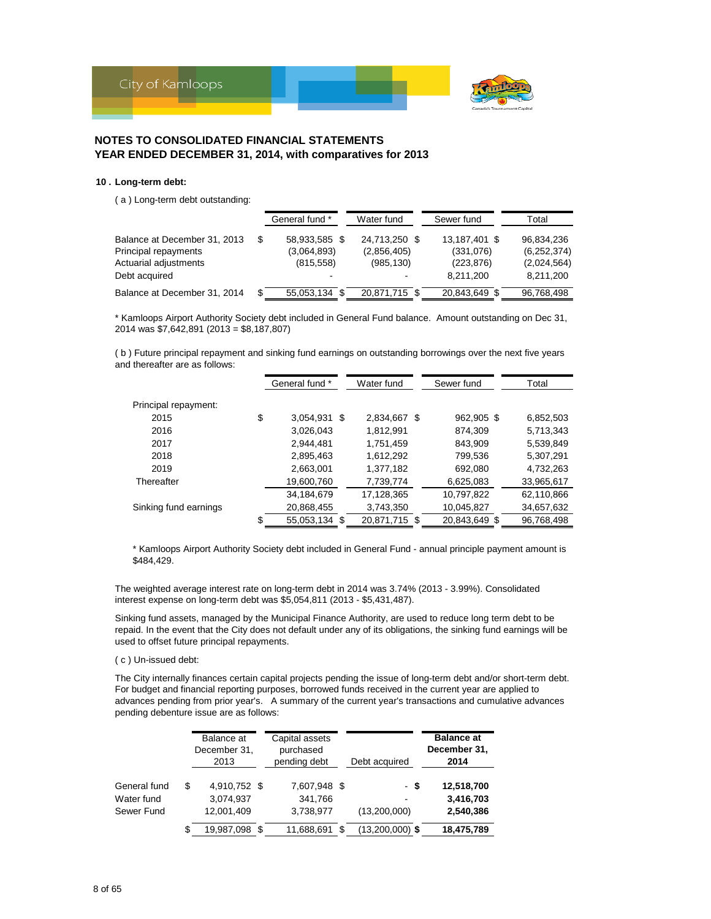## NOTES TO CONSOLIDATED FINANCIAL STATEMENTS
## YEAR ENDED DECEMBER 31, 2014, with comparatives for 2013

### 10 . Long-term debt:

( a ) Long-term debt outstanding:

| | General fund * | Water fund | Sewer fund | Total |
|---|---|---|---|---|
| Balance at December 31, 2013 | $ 58,933,585 | $ 24,713,250 | $ 13,187,401 | $ 96,834,236 |
| Principal repayments | (3,064,893) | (2,856,405) | (331,076) | (6,252,374) |
| Actuarial adjustments | (815,558) | (985,130) | (223,876) | (2,024,564) |
| Debt acquired | - | - | 8,211,200 | 8,211,200 |
| Balance at December 31, 2014 | $ 55,053,134 | $ 20,871,715 | $ 20,843,649 | $ 96,768,498 |

* Kamloops Airport Authority Society debt included in General Fund balance. Amount outstanding on Dec 31, 2014 was $7,642,891 (2013 = $8,187,807)

( b ) Future principal repayment and sinking fund earnings on outstanding borrowings over the next five years and thereafter are as follows:

| | General fund * | Water fund | Sewer fund | Total |
|---|---|---|---|---|
| Principal repayment: | | | | |
| 2015 | $ 3,054,931 | $ 2,834,667 | $ 962,905 | $ 6,852,503 |
| 2016 | 3,026,043 | 1,812,991 | 874,309 | 5,713,343 |
| 2017 | 2,944,481 | 1,751,459 | 843,909 | 5,539,849 |
| 2018 | 2,895,463 | 1,612,292 | 799,536 | 5,307,291 |
| 2019 | 2,663,001 | 1,377,182 | 692,080 | 4,732,263 |
| Thereafter | 19,600,760 | 7,739,774 | 6,625,083 | 33,965,617 |
| | 34,184,679 | 17,128,365 | 10,797,822 | 62,110,866 |
| Sinking fund earnings | 20,868,455 | 3,743,350 | 10,045,827 | 34,657,632 |
| | $ 55,053,134 | $ 20,871,715 | $ 20,843,649 | $ 96,768,498 |

* Kamloops Airport Authority Society debt included in General Fund - annual principle payment amount is $484,429.

The weighted average interest rate on long-term debt in 2014 was 3.74% (2013 - 3.99%). Consolidated interest expense on long-term debt was $5,054,811 (2013 - $5,431,487).

Sinking fund assets, managed by the Municipal Finance Authority, are used to reduce long term debt to be repaid. In the event that the City does not default under any of its obligations, the sinking fund earnings will be used to offset future principal repayments.

( c ) Un-issued debt:

The City internally finances certain capital projects pending the issue of long-term debt and/or short-term debt. For budget and financial reporting purposes, borrowed funds received in the current year are applied to advances pending from prior year's. A summary of the current year's transactions and cumulative advances pending debenture issue are as follows:

| | Balance at December 31, 2013 | Capital assets purchased pending debt | Debt acquired | **Balance at December 31, 2014** |
|---|---|---|---|---|
| General fund | $ 4,910,752 | $ 7,607,948 | $ - | **$ 12,518,700** |
| Water fund | 3,074,937 | 341,766 | - | **3,416,703** |
| Sewer Fund | 12,001,409 | 3,738,977 | (13,200,000) | **2,540,386** |
| | $ 19,987,098 | $ 11,688,691 | $ (13,200,000) | **$ 18,475,789** |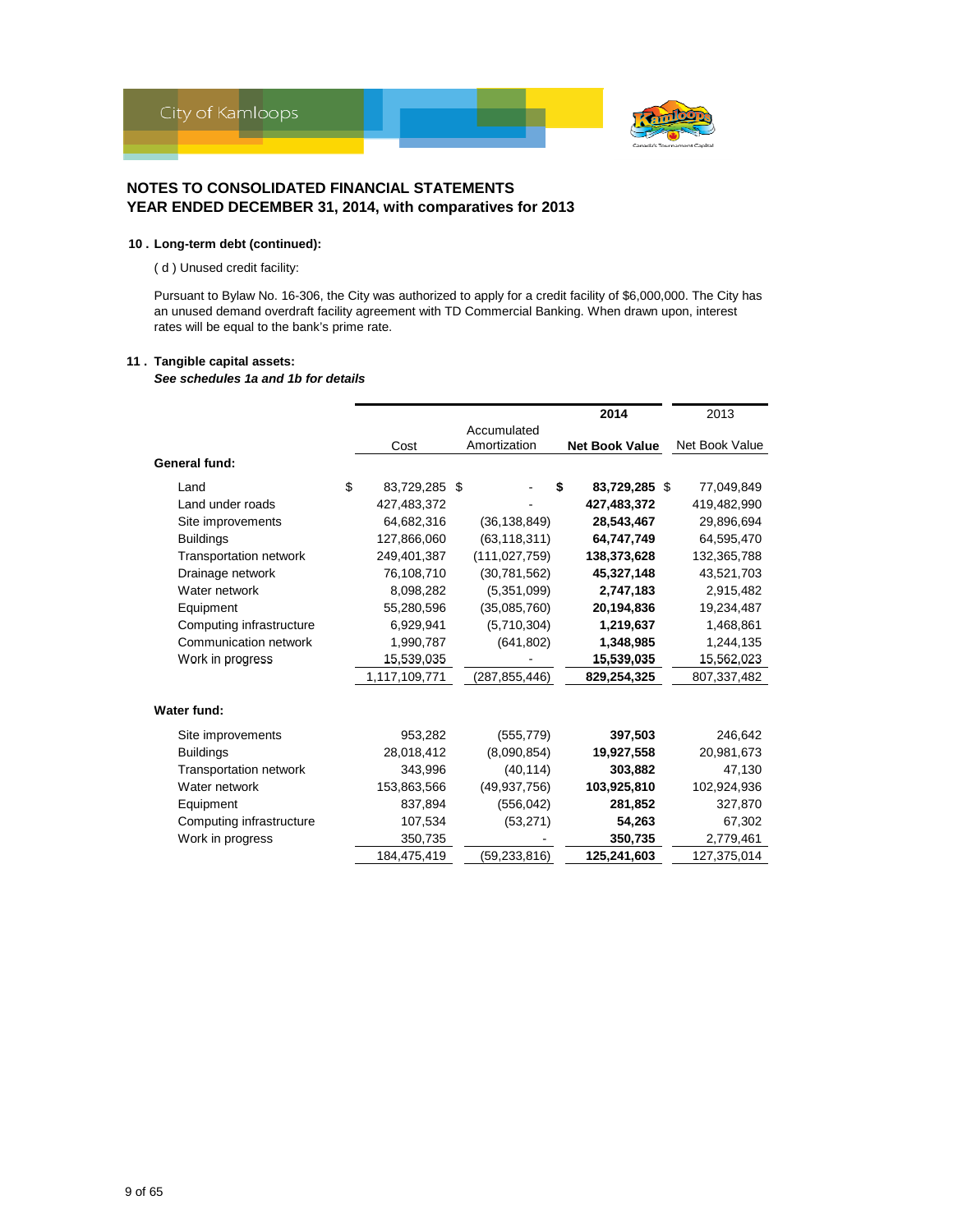## NOTES TO CONSOLIDATED FINANCIAL STATEMENTS
## YEAR ENDED DECEMBER 31, 2014, with comparatives for 2013

### 10 . Long-term debt (continued):

( d ) Unused credit facility:

Pursuant to Bylaw No. 16-306, the City was authorized to apply for a credit facility of $6,000,000. The City has an unused demand overdraft facility agreement with TD Commercial Banking. When drawn upon, interest rates will be equal to the bank's prime rate.

### 11 . Tangible capital assets:

***See schedules 1a and 1b for details***

| | Cost | Accumulated Amortization | **2014** **Net Book Value** | 2013 Net Book Value |
|---|---|---|---|---|
| **General fund:** | | | | |
| Land | $ 83,729,285 | $ - | **$ 83,729,285** | $ 77,049,849 |
| Land under roads | 427,483,372 | - | **427,483,372** | 419,482,990 |
| Site improvements | 64,682,316 | (36,138,849) | **28,543,467** | 29,896,694 |
| Buildings | 127,866,060 | (63,118,311) | **64,747,749** | 64,595,470 |
| Transportation network | 249,401,387 | (111,027,759) | **138,373,628** | 132,365,788 |
| Drainage network | 76,108,710 | (30,781,562) | **45,327,148** | 43,521,703 |
| Water network | 8,098,282 | (5,351,099) | **2,747,183** | 2,915,482 |
| Equipment | 55,280,596 | (35,085,760) | **20,194,836** | 19,234,487 |
| Computing infrastructure | 6,929,941 | (5,710,304) | **1,219,637** | 1,468,861 |
| Communication network | 1,990,787 | (641,802) | **1,348,985** | 1,244,135 |
| Work in progress | 15,539,035 | - | **15,539,035** | 15,562,023 |
| | 1,117,109,771 | (287,855,446) | **829,254,325** | 807,337,482 |
| **Water fund:** | | | | |
| Site improvements | 953,282 | (555,779) | **397,503** | 246,642 |
| Buildings | 28,018,412 | (8,090,854) | **19,927,558** | 20,981,673 |
| Transportation network | 343,996 | (40,114) | **303,882** | 47,130 |
| Water network | 153,863,566 | (49,937,756) | **103,925,810** | 102,924,936 |
| Equipment | 837,894 | (556,042) | **281,852** | 327,870 |
| Computing infrastructure | 107,534 | (53,271) | **54,263** | 67,302 |
| Work in progress | 350,735 | - | **350,735** | 2,779,461 |
| | 184,475,419 | (59,233,816) | **125,241,603** | 127,375,014 |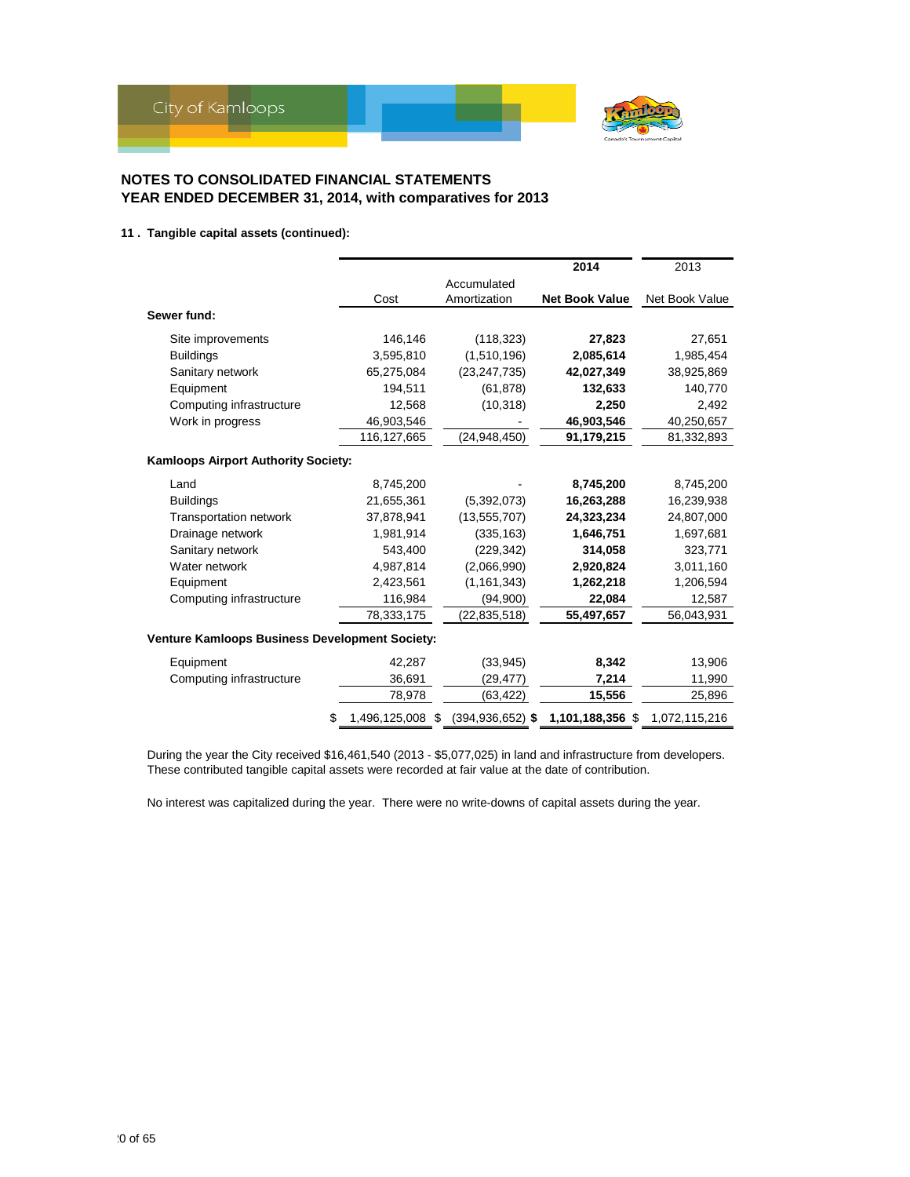## NOTES TO CONSOLIDATED FINANCIAL STATEMENTS
## YEAR ENDED DECEMBER 31, 2014, with comparatives for 2013

### 11 . Tangible capital assets (continued):

| | Cost | Accumulated Amortization | **2014 Net Book Value** | 2013 Net Book Value |
|---|---|---|---|---|
| **Sewer fund:** | | | | |
| Site improvements | 146,146 | (118,323) | **27,823** | 27,651 |
| Buildings | 3,595,810 | (1,510,196) | **2,085,614** | 1,985,454 |
| Sanitary network | 65,275,084 | (23,247,735) | **42,027,349** | 38,925,869 |
| Equipment | 194,511 | (61,878) | **132,633** | 140,770 |
| Computing infrastructure | 12,568 | (10,318) | **2,250** | 2,492 |
| Work in progress | 46,903,546 | - | **46,903,546** | 40,250,657 |
| | 116,127,665 | (24,948,450) | **91,179,215** | 81,332,893 |
| **Kamloops Airport Authority Society:** | | | | |
| Land | 8,745,200 | - | **8,745,200** | 8,745,200 |
| Buildings | 21,655,361 | (5,392,073) | **16,263,288** | 16,239,938 |
| Transportation network | 37,878,941 | (13,555,707) | **24,323,234** | 24,807,000 |
| Drainage network | 1,981,914 | (335,163) | **1,646,751** | 1,697,681 |
| Sanitary network | 543,400 | (229,342) | **314,058** | 323,771 |
| Water network | 4,987,814 | (2,066,990) | **2,920,824** | 3,011,160 |
| Equipment | 2,423,561 | (1,161,343) | **1,262,218** | 1,206,594 |
| Computing infrastructure | 116,984 | (94,900) | **22,084** | 12,587 |
| | 78,333,175 | (22,835,518) | **55,497,657** | 56,043,931 |
| **Venture Kamloops Business Development Society:** | | | | |
| Equipment | 42,287 | (33,945) | **8,342** | 13,906 |
| Computing infrastructure | 36,691 | (29,477) | **7,214** | 11,990 |
| | 78,978 | (63,422) | **15,556** | 25,896 |
| | $ 1,496,125,008 | $ (394,936,652) | **$ 1,101,188,356** | $ 1,072,115,216 |

During the year the City received $16,461,540 (2013 - $5,077,025) in land and infrastructure from developers. These contributed tangible capital assets were recorded at fair value at the date of contribution.

No interest was capitalized during the year. There were no write-downs of capital assets during the year.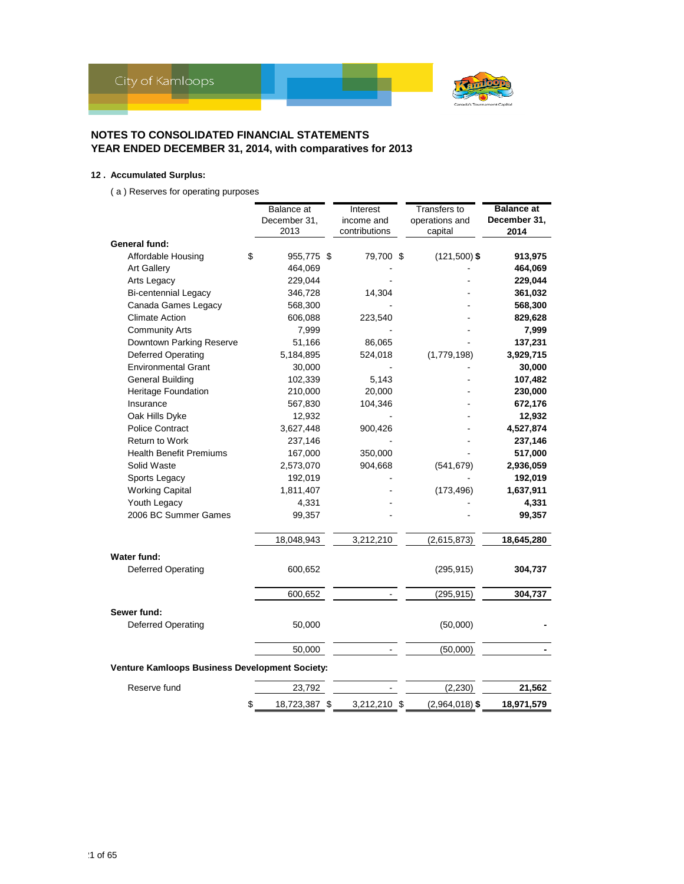## NOTES TO CONSOLIDATED FINANCIAL STATEMENTS
## YEAR ENDED DECEMBER 31, 2014, with comparatives for 2013

### 12 . Accumulated Surplus:

( a ) Reserves for operating purposes

| | Balance at December 31, 2013 | Interest income and contributions | Transfers to operations and capital | **Balance at December 31, 2014** |
|---|---|---|---|---|
| **General fund:** | | | | |
| Affordable Housing | $ 955,775 | $ 79,700 | $ (121,500) | $ **913,975** |
| Art Gallery | 464,069 | - | - | **464,069** |
| Arts Legacy | 229,044 | - | - | **229,044** |
| Bi-centennial Legacy | 346,728 | 14,304 | - | **361,032** |
| Canada Games Legacy | 568,300 | - | - | **568,300** |
| Climate Action | 606,088 | 223,540 | - | **829,628** |
| Community Arts | 7,999 | - | - | **7,999** |
| Downtown Parking Reserve | 51,166 | 86,065 | - | **137,231** |
| Deferred Operating | 5,184,895 | 524,018 | (1,779,198) | **3,929,715** |
| Environmental Grant | 30,000 | - | - | **30,000** |
| General Building | 102,339 | 5,143 | - | **107,482** |
| Heritage Foundation | 210,000 | 20,000 | - | **230,000** |
| Insurance | 567,830 | 104,346 | - | **672,176** |
| Oak Hills Dyke | 12,932 | - | - | **12,932** |
| Police Contract | 3,627,448 | 900,426 | - | **4,527,874** |
| Return to Work | 237,146 | - | - | **237,146** |
| Health Benefit Premiums | 167,000 | 350,000 | - | **517,000** |
| Solid Waste | 2,573,070 | 904,668 | (541,679) | **2,936,059** |
| Sports Legacy | 192,019 | - | - | **192,019** |
| Working Capital | 1,811,407 | - | (173,496) | **1,637,911** |
| Youth Legacy | 4,331 | - | - | **4,331** |
| 2006 BC Summer Games | 99,357 | - | - | **99,357** |
| | 18,048,943 | 3,212,210 | (2,615,873) | **18,645,280** |
| **Water fund:** | | | | |
| Deferred Operating | 600,652 | | (295,915) | **304,737** |
| | 600,652 | - | (295,915) | **304,737** |
| **Sewer fund:** | | | | |
| Deferred Operating | 50,000 | | (50,000) | **-** |
| | 50,000 | - | (50,000) | **-** |
| **Venture Kamloops Business Development Society:** | | | | |
| Reserve fund | 23,792 | - | (2,230) | **21,562** |
| | $ 18,723,387 | $ 3,212,210 | $ (2,964,018) | $ **18,971,579** |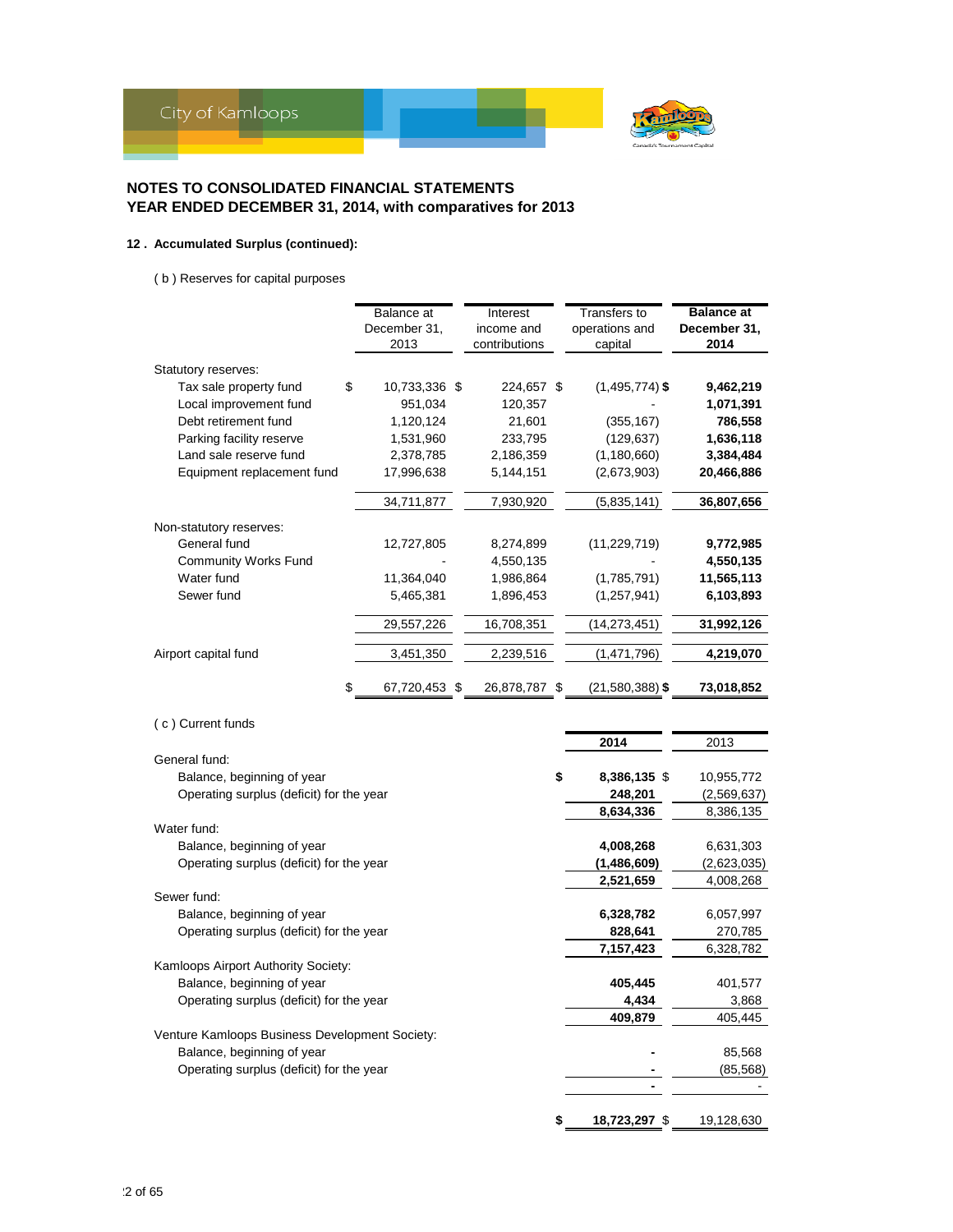## NOTES TO CONSOLIDATED FINANCIAL STATEMENTS
## YEAR ENDED DECEMBER 31, 2014, with comparatives for 2013

### 12 . Accumulated Surplus (continued):

( b ) Reserves for capital purposes

| | Balance at December 31, 2013 | Interest income and contributions | Transfers to operations and capital | **Balance at December 31, 2014** |
|---|---|---|---|---|
| Statutory reserves: | | | | |
| Tax sale property fund | $ 10,733,336 | $ 224,657 | $ (1,495,774) | **$ 9,462,219** |
| Local improvement fund | 951,034 | 120,357 | - | **1,071,391** |
| Debt retirement fund | 1,120,124 | 21,601 | (355,167) | **786,558** |
| Parking facility reserve | 1,531,960 | 233,795 | (129,637) | **1,636,118** |
| Land sale reserve fund | 2,378,785 | 2,186,359 | (1,180,660) | **3,384,484** |
| Equipment replacement fund | 17,996,638 | 5,144,151 | (2,673,903) | **20,466,886** |
| | 34,711,877 | 7,930,920 | (5,835,141) | **36,807,656** |
| Non-statutory reserves: | | | | |
| General fund | 12,727,805 | 8,274,899 | (11,229,719) | **9,772,985** |
| Community Works Fund | - | 4,550,135 | - | **4,550,135** |
| Water fund | 11,364,040 | 1,986,864 | (1,785,791) | **11,565,113** |
| Sewer fund | 5,465,381 | 1,896,453 | (1,257,941) | **6,103,893** |
| | 29,557,226 | 16,708,351 | (14,273,451) | **31,992,126** |
| Airport capital fund | 3,451,350 | 2,239,516 | (1,471,796) | **4,219,070** |
| | $ 67,720,453 | $ 26,878,787 | $ (21,580,388) | **$ 73,018,852** |

( c ) Current funds

| | **2014** | 2013 |
|---|---|---|
| General fund: | | |
| Balance, beginning of year | **$ 8,386,135** | $ 10,955,772 |
| Operating surplus (deficit) for the year | **248,201** | (2,569,637) |
| | **8,634,336** | 8,386,135 |
| Water fund: | | |
| Balance, beginning of year | **4,008,268** | 6,631,303 |
| Operating surplus (deficit) for the year | **(1,486,609)** | (2,623,035) |
| | **2,521,659** | 4,008,268 |
| Sewer fund: | | |
| Balance, beginning of year | **6,328,782** | 6,057,997 |
| Operating surplus (deficit) for the year | **828,641** | 270,785 |
| | **7,157,423** | 6,328,782 |
| Kamloops Airport Authority Society: | | |
| Balance, beginning of year | **405,445** | 401,577 |
| Operating surplus (deficit) for the year | **4,434** | 3,868 |
| | **409,879** | 405,445 |
| Venture Kamloops Business Development Society: | | |
| Balance, beginning of year | **-** | 85,568 |
| Operating surplus (deficit) for the year | **-** | (85,568) |
| | **-** | - |
| | **$ 18,723,297** | $ 19,128,630 |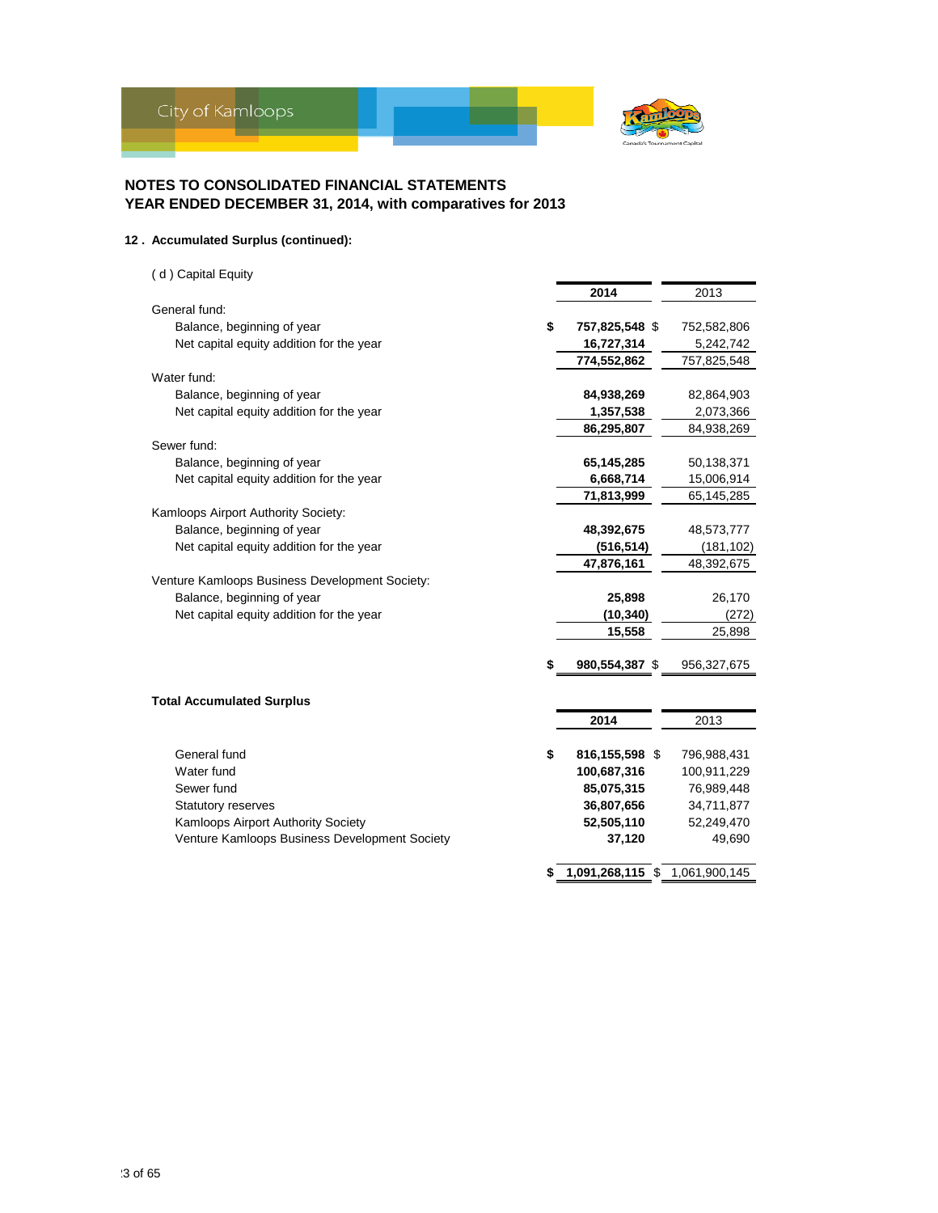## NOTES TO CONSOLIDATED FINANCIAL STATEMENTS
## YEAR ENDED DECEMBER 31, 2014, with comparatives for 2013

### 12 . Accumulated Surplus (continued):

( d ) Capital Equity

| | 2014 | 2013 |
|---|---|---|
| General fund: | | |
| Balance, beginning of year | $ **757,825,548** | $ 752,582,806 |
| Net capital equity addition for the year | **16,727,314** | 5,242,742 |
| | **774,552,862** | 757,825,548 |
| Water fund: | | |
| Balance, beginning of year | **84,938,269** | 82,864,903 |
| Net capital equity addition for the year | **1,357,538** | 2,073,366 |
| | **86,295,807** | 84,938,269 |
| Sewer fund: | | |
| Balance, beginning of year | **65,145,285** | 50,138,371 |
| Net capital equity addition for the year | **6,668,714** | 15,006,914 |
| | **71,813,999** | 65,145,285 |
| Kamloops Airport Authority Society: | | |
| Balance, beginning of year | **48,392,675** | 48,573,777 |
| Net capital equity addition for the year | **(516,514)** | (181,102) |
| | **47,876,161** | 48,392,675 |
| Venture Kamloops Business Development Society: | | |
| Balance, beginning of year | **25,898** | 26,170 |
| Net capital equity addition for the year | **(10,340)** | (272) |
| | **15,558** | 25,898 |
| | $ **980,554,387** | $ 956,327,675 |

**Total Accumulated Surplus**

| | 2014 | 2013 |
|---|---|---|
| General fund | $ **816,155,598** | $ 796,988,431 |
| Water fund | **100,687,316** | 100,911,229 |
| Sewer fund | **85,075,315** | 76,989,448 |
| Statutory reserves | **36,807,656** | 34,711,877 |
| Kamloops Airport Authority Society | **52,505,110** | 52,249,470 |
| Venture Kamloops Business Development Society | **37,120** | 49,690 |
| | $ **1,091,268,115** | $ 1,061,900,145 |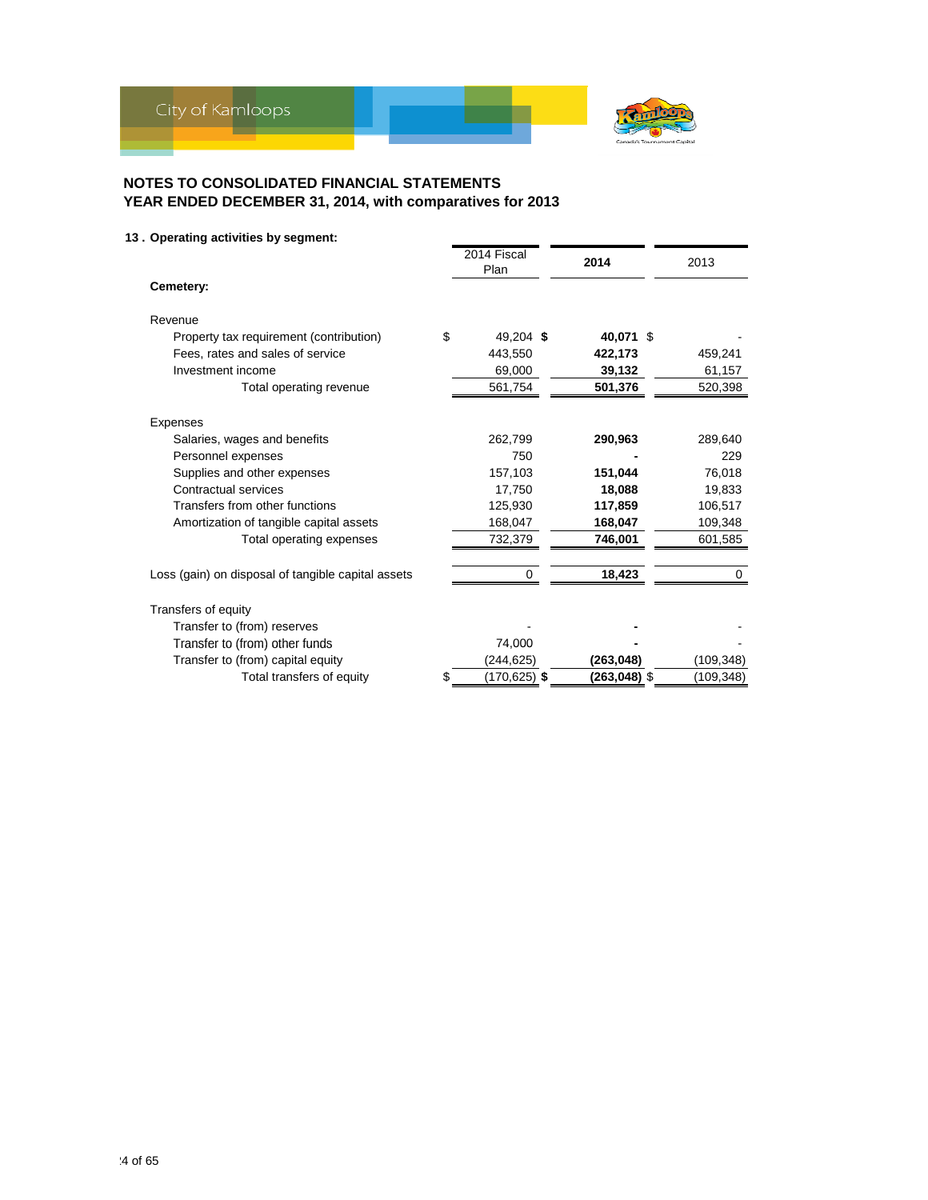## NOTES TO CONSOLIDATED FINANCIAL STATEMENTS
## YEAR ENDED DECEMBER 31, 2014, with comparatives for 2013

### 13 . Operating activities by segment:

| | 2014 Fiscal Plan | 2014 | 2013 |
|---|---|---|---|
| **Cemetery:** | | | |
| Revenue | | | |
| Property tax requirement (contribution) | $ 49,204 | $ **40,071** | $ - |
| Fees, rates and sales of service | 443,550 | **422,173** | 459,241 |
| Investment income | 69,000 | **39,132** | 61,157 |
| Total operating revenue | 561,754 | **501,376** | 520,398 |
| Expenses | | | |
| Salaries, wages and benefits | 262,799 | **290,963** | 289,640 |
| Personnel expenses | 750 | **-** | 229 |
| Supplies and other expenses | 157,103 | **151,044** | 76,018 |
| Contractual services | 17,750 | **18,088** | 19,833 |
| Transfers from other functions | 125,930 | **117,859** | 106,517 |
| Amortization of tangible capital assets | 168,047 | **168,047** | 109,348 |
| Total operating expenses | 732,379 | **746,001** | 601,585 |
| Loss (gain) on disposal of tangible capital assets | 0 | **18,423** | 0 |
| Transfers of equity | | | |
| Transfer to (from) reserves | - | **-** | - |
| Transfer to (from) other funds | 74,000 | **-** | - |
| Transfer to (from) capital equity | (244,625) | **(263,048)** | (109,348) |
| Total transfers of equity | $ (170,625) | $ **(263,048)** | $ (109,348) |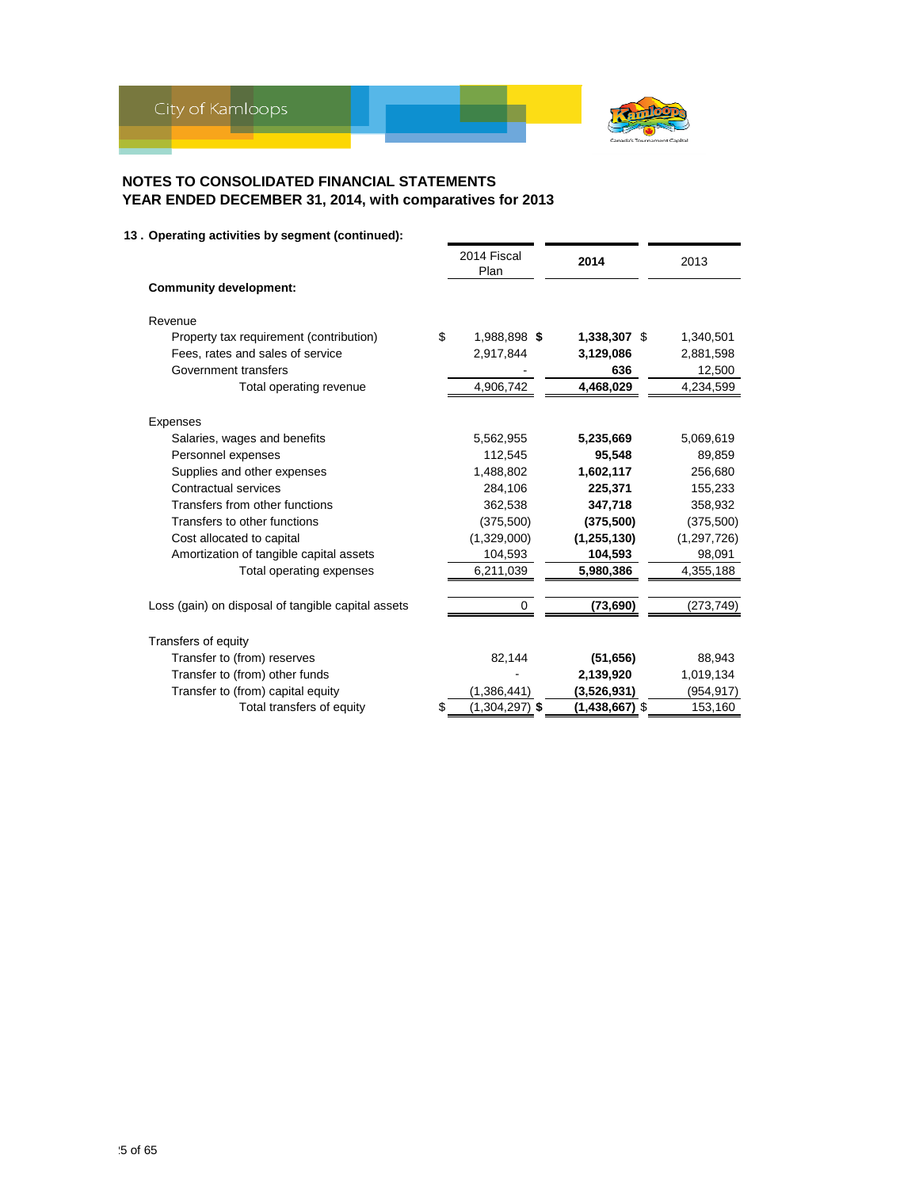## NOTES TO CONSOLIDATED FINANCIAL STATEMENTS
## YEAR ENDED DECEMBER 31, 2014, with comparatives for 2013

**13 . Operating activities by segment (continued):**

| | 2014 Fiscal Plan | **2014** | 2013 |
|---|---|---|---|
| **Community development:** | | | |
| Revenue | | | |
| Property tax requirement (contribution) | $ 1,988,898 | **$ 1,338,307** | $ 1,340,501 |
| Fees, rates and sales of service | 2,917,844 | **3,129,086** | 2,881,598 |
| Government transfers | - | **636** | 12,500 |
| Total operating revenue | 4,906,742 | **4,468,029** | 4,234,599 |
| Expenses | | | |
| Salaries, wages and benefits | 5,562,955 | **5,235,669** | 5,069,619 |
| Personnel expenses | 112,545 | **95,548** | 89,859 |
| Supplies and other expenses | 1,488,802 | **1,602,117** | 256,680 |
| Contractual services | 284,106 | **225,371** | 155,233 |
| Transfers from other functions | 362,538 | **347,718** | 358,932 |
| Transfers to other functions | (375,500) | **(375,500)** | (375,500) |
| Cost allocated to capital | (1,329,000) | **(1,255,130)** | (1,297,726) |
| Amortization of tangible capital assets | 104,593 | **104,593** | 98,091 |
| Total operating expenses | 6,211,039 | **5,980,386** | 4,355,188 |
| Loss (gain) on disposal of tangible capital assets | 0 | **(73,690)** | (273,749) |
| Transfers of equity | | | |
| Transfer to (from) reserves | 82,144 | **(51,656)** | 88,943 |
| Transfer to (from) other funds | - | **2,139,920** | 1,019,134 |
| Transfer to (from) capital equity | (1,386,441) | **(3,526,931)** | (954,917) |
| Total transfers of equity | $ (1,304,297) | **$ (1,438,667)** | $ 153,160 |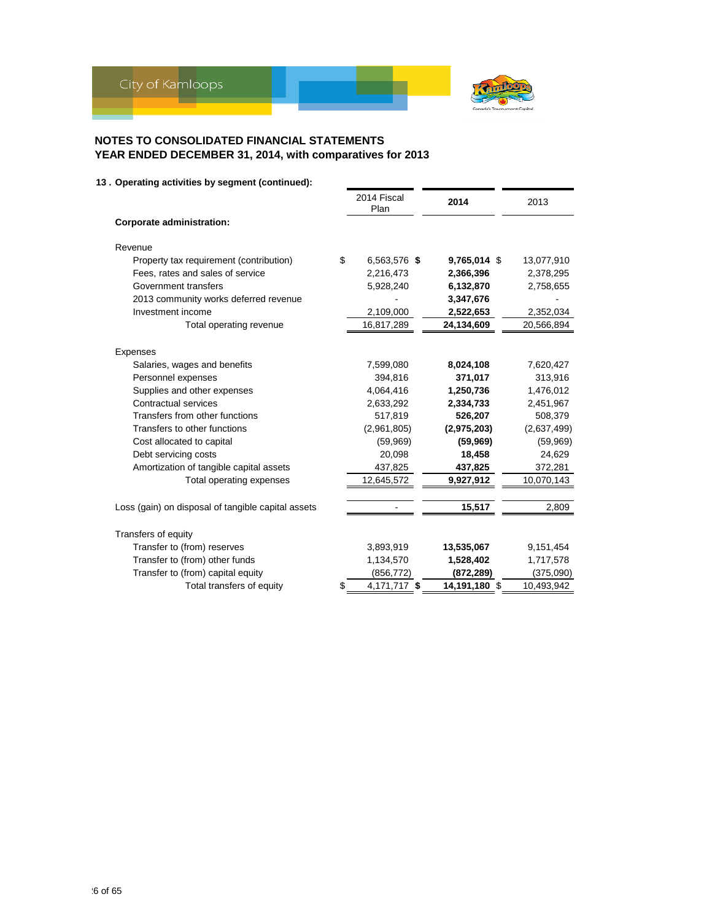## NOTES TO CONSOLIDATED FINANCIAL STATEMENTS
## YEAR ENDED DECEMBER 31, 2014, with comparatives for 2013

### 13 . Operating activities by segment (continued):

| | 2014 Fiscal Plan | 2014 | 2013 |
|---|---|---|---|
| **Corporate administration:** | | | |
| Revenue | | | |
| Property tax requirement (contribution) | $ 6,563,576 | **$ 9,765,014** | $ 13,077,910 |
| Fees, rates and sales of service | 2,216,473 | **2,366,396** | 2,378,295 |
| Government transfers | 5,928,240 | **6,132,870** | 2,758,655 |
| 2013 community works deferred revenue | - | **3,347,676** | - |
| Investment income | 2,109,000 | **2,522,653** | 2,352,034 |
| Total operating revenue | 16,817,289 | **24,134,609** | 20,566,894 |
| Expenses | | | |
| Salaries, wages and benefits | 7,599,080 | **8,024,108** | 7,620,427 |
| Personnel expenses | 394,816 | **371,017** | 313,916 |
| Supplies and other expenses | 4,064,416 | **1,250,736** | 1,476,012 |
| Contractual services | 2,633,292 | **2,334,733** | 2,451,967 |
| Transfers from other functions | 517,819 | **526,207** | 508,379 |
| Transfers to other functions | (2,961,805) | **(2,975,203)** | (2,637,499) |
| Cost allocated to capital | (59,969) | **(59,969)** | (59,969) |
| Debt servicing costs | 20,098 | **18,458** | 24,629 |
| Amortization of tangible capital assets | 437,825 | **437,825** | 372,281 |
| Total operating expenses | 12,645,572 | **9,927,912** | 10,070,143 |
| Loss (gain) on disposal of tangible capital assets | - | **15,517** | 2,809 |
| Transfers of equity | | | |
| Transfer to (from) reserves | 3,893,919 | **13,535,067** | 9,151,454 |
| Transfer to (from) other funds | 1,134,570 | **1,528,402** | 1,717,578 |
| Transfer to (from) capital equity | (856,772) | **(872,289)** | (375,090) |
| Total transfers of equity | $ 4,171,717 | **$ 14,191,180** | $ 10,493,942 |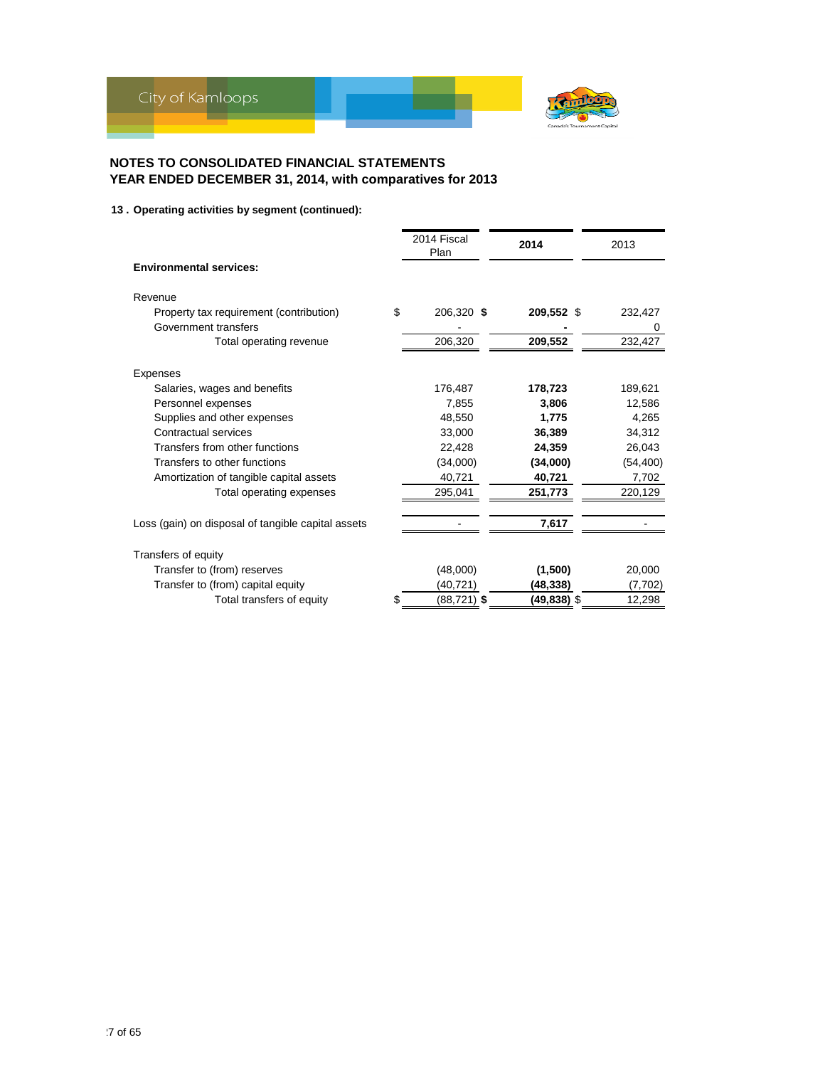## NOTES TO CONSOLIDATED FINANCIAL STATEMENTS
## YEAR ENDED DECEMBER 31, 2014, with comparatives for 2013

**13 . Operating activities by segment (continued):**

| | 2014 Fiscal Plan | **2014** | 2013 |
|---|---|---|---|
| **Environmental services:** | | | |
| Revenue | | | |
| Property tax requirement (contribution) | $ 206,320 | **$ 209,552** | $ 232,427 |
| Government transfers | - | **-** | 0 |
| Total operating revenue | 206,320 | **209,552** | 232,427 |
| Expenses | | | |
| Salaries, wages and benefits | 176,487 | **178,723** | 189,621 |
| Personnel expenses | 7,855 | **3,806** | 12,586 |
| Supplies and other expenses | 48,550 | **1,775** | 4,265 |
| Contractual services | 33,000 | **36,389** | 34,312 |
| Transfers from other functions | 22,428 | **24,359** | 26,043 |
| Transfers to other functions | (34,000) | **(34,000)** | (54,400) |
| Amortization of tangible capital assets | 40,721 | **40,721** | 7,702 |
| Total operating expenses | 295,041 | **251,773** | 220,129 |
| Loss (gain) on disposal of tangible capital assets | - | **7,617** | - |
| Transfers of equity | | | |
| Transfer to (from) reserves | (48,000) | **(1,500)** | 20,000 |
| Transfer to (from) capital equity | (40,721) | **(48,338)** | (7,702) |
| Total transfers of equity | $ (88,721) | **$ (49,838)** | $ 12,298 |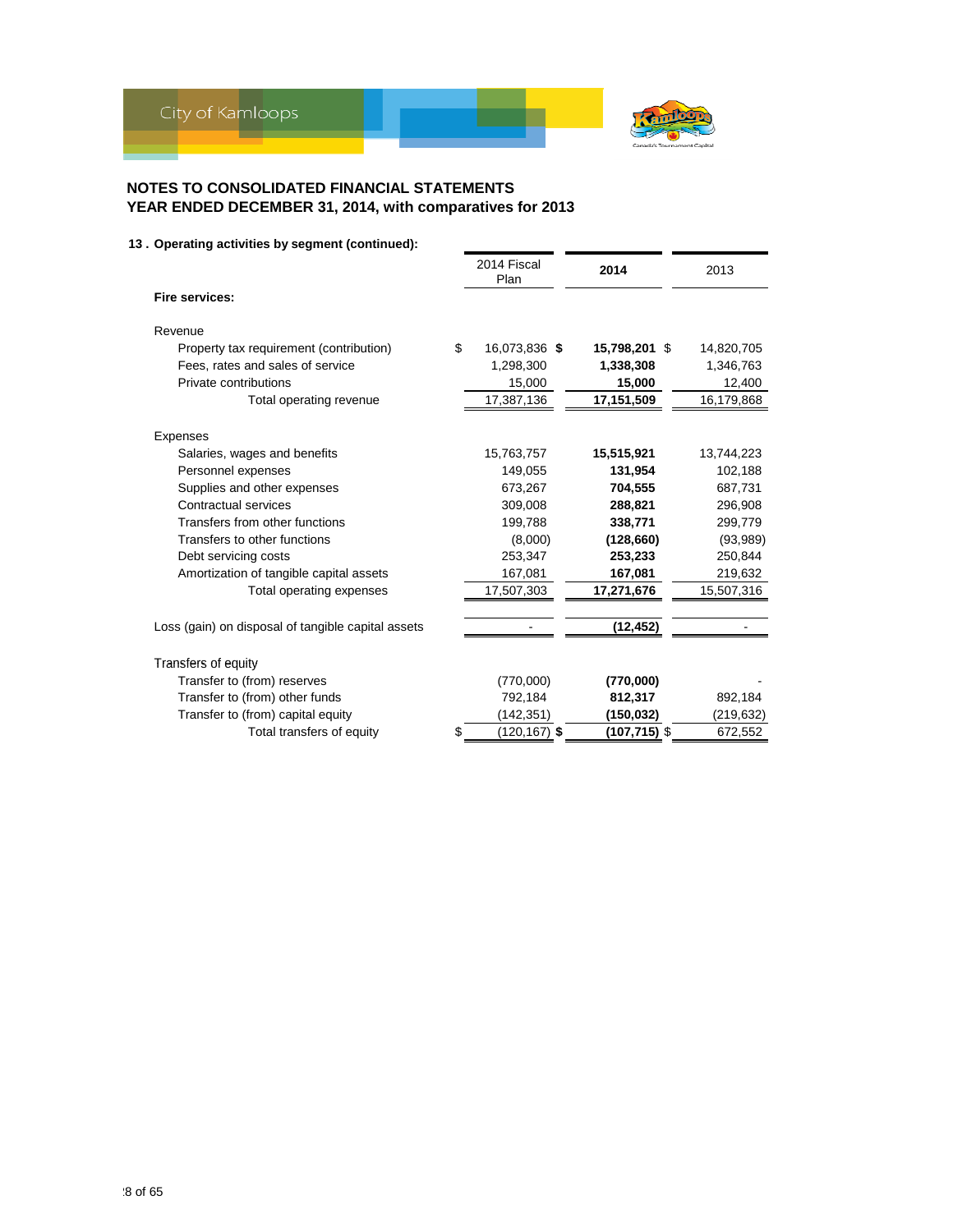# NOTES TO CONSOLIDATED FINANCIAL STATEMENTS
## YEAR ENDED DECEMBER 31, 2014, with comparatives for 2013

### 13 . Operating activities by segment (continued):

| | 2014 Fiscal Plan | 2014 | 2013 |
|---|---|---|---|
| **Fire services:** | | | |
| Revenue | | | |
| Property tax requirement (contribution) | $ 16,073,836 | **$ 15,798,201** | $ 14,820,705 |
| Fees, rates and sales of service | 1,298,300 | **1,338,308** | 1,346,763 |
| Private contributions | 15,000 | **15,000** | 12,400 |
| Total operating revenue | 17,387,136 | **17,151,509** | 16,179,868 |
| Expenses | | | |
| Salaries, wages and benefits | 15,763,757 | **15,515,921** | 13,744,223 |
| Personnel expenses | 149,055 | **131,954** | 102,188 |
| Supplies and other expenses | 673,267 | **704,555** | 687,731 |
| Contractual services | 309,008 | **288,821** | 296,908 |
| Transfers from other functions | 199,788 | **338,771** | 299,779 |
| Transfers to other functions | (8,000) | **(128,660)** | (93,989) |
| Debt servicing costs | 253,347 | **253,233** | 250,844 |
| Amortization of tangible capital assets | 167,081 | **167,081** | 219,632 |
| Total operating expenses | 17,507,303 | **17,271,676** | 15,507,316 |
| Loss (gain) on disposal of tangible capital assets | - | **(12,452)** | - |
| Transfers of equity | | | |
| Transfer to (from) reserves | (770,000) | **(770,000)** | - |
| Transfer to (from) other funds | 792,184 | **812,317** | 892,184 |
| Transfer to (from) capital equity | (142,351) | **(150,032)** | (219,632) |
| Total transfers of equity | $ (120,167) | **$ (107,715)** | $ 672,552 |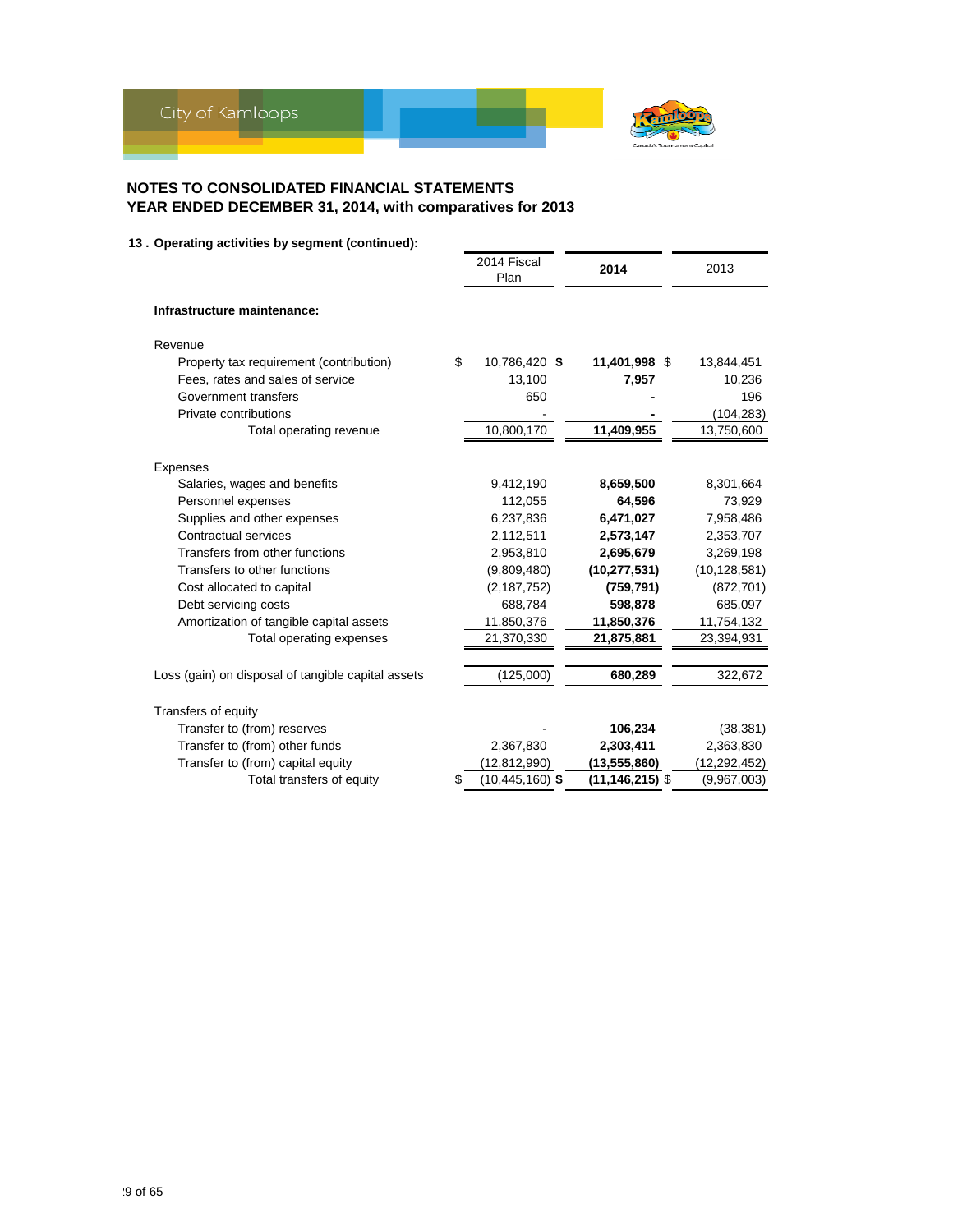## NOTES TO CONSOLIDATED FINANCIAL STATEMENTS
## YEAR ENDED DECEMBER 31, 2014, with comparatives for 2013

**13 . Operating activities by segment (continued):**

| | 2014 Fiscal Plan | **2014** | 2013 |
|---|---|---|---|
| **Infrastructure maintenance:** | | | |
| Revenue | | | |
| Property tax requirement (contribution) | $ 10,786,420 | **$ 11,401,998** | $ 13,844,451 |
| Fees, rates and sales of service | 13,100 | **7,957** | 10,236 |
| Government transfers | 650 | **-** | 196 |
| Private contributions | - | **-** | (104,283) |
| Total operating revenue | 10,800,170 | **11,409,955** | 13,750,600 |
| Expenses | | | |
| Salaries, wages and benefits | 9,412,190 | **8,659,500** | 8,301,664 |
| Personnel expenses | 112,055 | **64,596** | 73,929 |
| Supplies and other expenses | 6,237,836 | **6,471,027** | 7,958,486 |
| Contractual services | 2,112,511 | **2,573,147** | 2,353,707 |
| Transfers from other functions | 2,953,810 | **2,695,679** | 3,269,198 |
| Transfers to other functions | (9,809,480) | **(10,277,531)** | (10,128,581) |
| Cost allocated to capital | (2,187,752) | **(759,791)** | (872,701) |
| Debt servicing costs | 688,784 | **598,878** | 685,097 |
| Amortization of tangible capital assets | 11,850,376 | **11,850,376** | 11,754,132 |
| Total operating expenses | 21,370,330 | **21,875,881** | 23,394,931 |
| Loss (gain) on disposal of tangible capital assets | (125,000) | **680,289** | 322,672 |
| Transfers of equity | | | |
| Transfer to (from) reserves | - | **106,234** | (38,381) |
| Transfer to (from) other funds | 2,367,830 | **2,303,411** | 2,363,830 |
| Transfer to (from) capital equity | (12,812,990) | **(13,555,860)** | (12,292,452) |
| Total transfers of equity | $ (10,445,160) | **$ (11,146,215)** | $ (9,967,003) |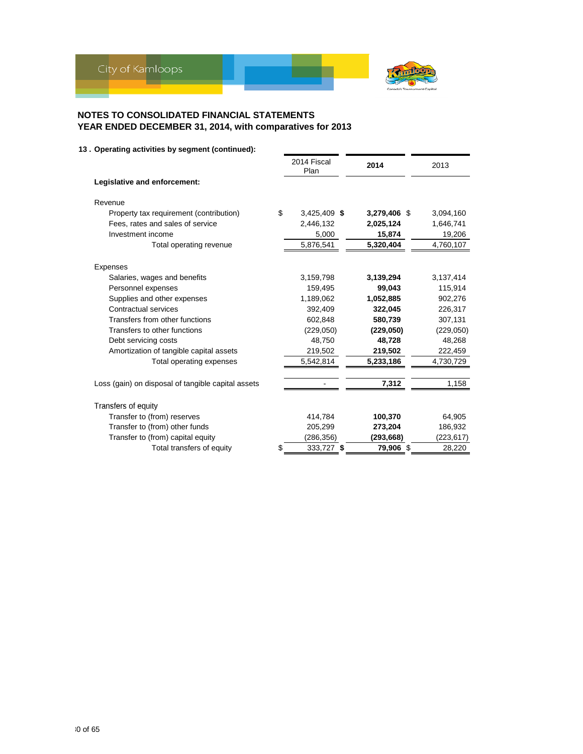# NOTES TO CONSOLIDATED FINANCIAL STATEMENTS
## YEAR ENDED DECEMBER 31, 2014, with comparatives for 2013

### 13 . Operating activities by segment (continued):

| | 2014 Fiscal Plan | **2014** | 2013 |
|---|---|---|---|
| **Legislative and enforcement:** | | | |
| Revenue | | | |
| Property tax requirement (contribution) | $ 3,425,409 | **$ 3,279,406** | $ 3,094,160 |
| Fees, rates and sales of service | 2,446,132 | **2,025,124** | 1,646,741 |
| Investment income | 5,000 | **15,874** | 19,206 |
| Total operating revenue | 5,876,541 | **5,320,404** | 4,760,107 |
| Expenses | | | |
| Salaries, wages and benefits | 3,159,798 | **3,139,294** | 3,137,414 |
| Personnel expenses | 159,495 | **99,043** | 115,914 |
| Supplies and other expenses | 1,189,062 | **1,052,885** | 902,276 |
| Contractual services | 392,409 | **322,045** | 226,317 |
| Transfers from other functions | 602,848 | **580,739** | 307,131 |
| Transfers to other functions | (229,050) | **(229,050)** | (229,050) |
| Debt servicing costs | 48,750 | **48,728** | 48,268 |
| Amortization of tangible capital assets | 219,502 | **219,502** | 222,459 |
| Total operating expenses | 5,542,814 | **5,233,186** | 4,730,729 |
| Loss (gain) on disposal of tangible capital assets | - | **7,312** | 1,158 |
| Transfers of equity | | | |
| Transfer to (from) reserves | 414,784 | **100,370** | 64,905 |
| Transfer to (from) other funds | 205,299 | **273,204** | 186,932 |
| Transfer to (from) capital equity | (286,356) | **(293,668)** | (223,617) |
| Total transfers of equity | $ 333,727 | **$ 79,906** | $ 28,220 |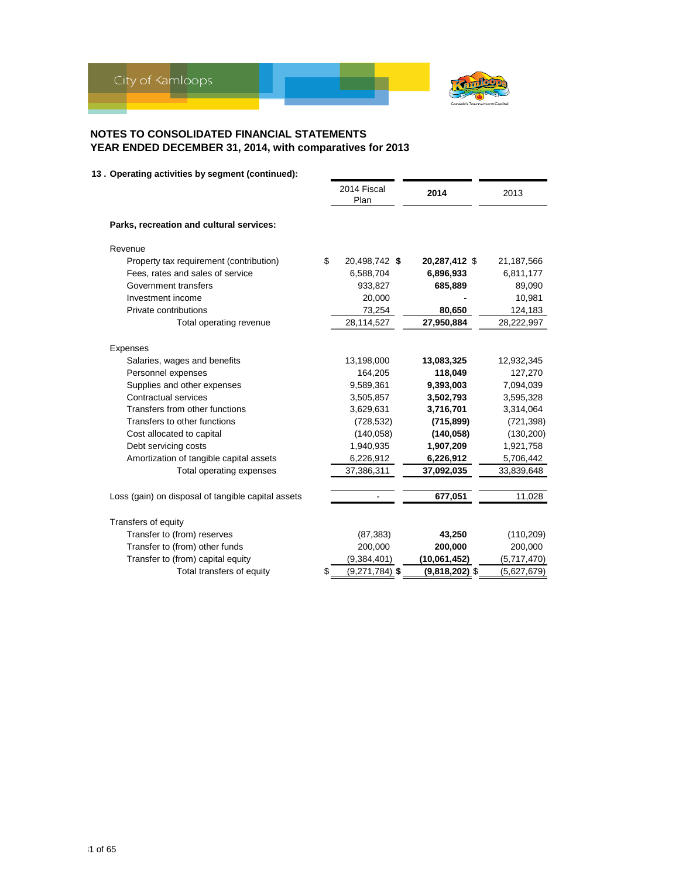## NOTES TO CONSOLIDATED FINANCIAL STATEMENTS
## YEAR ENDED DECEMBER 31, 2014, with comparatives for 2013

### 13 . Operating activities by segment (continued):

| | 2014 Fiscal Plan | 2014 | 2013 |
|---|---|---|---|
| **Parks, recreation and cultural services:** | | | |
| Revenue | | | |
| Property tax requirement (contribution) | $ 20,498,742 | **$ 20,287,412** | $ 21,187,566 |
| Fees, rates and sales of service | 6,588,704 | **6,896,933** | 6,811,177 |
| Government transfers | 933,827 | **685,889** | 89,090 |
| Investment income | 20,000 | **-** | 10,981 |
| Private contributions | 73,254 | **80,650** | 124,183 |
| Total operating revenue | 28,114,527 | **27,950,884** | 28,222,997 |
| Expenses | | | |
| Salaries, wages and benefits | 13,198,000 | **13,083,325** | 12,932,345 |
| Personnel expenses | 164,205 | **118,049** | 127,270 |
| Supplies and other expenses | 9,589,361 | **9,393,003** | 7,094,039 |
| Contractual services | 3,505,857 | **3,502,793** | 3,595,328 |
| Transfers from other functions | 3,629,631 | **3,716,701** | 3,314,064 |
| Transfers to other functions | (728,532) | **(715,899)** | (721,398) |
| Cost allocated to capital | (140,058) | **(140,058)** | (130,200) |
| Debt servicing costs | 1,940,935 | **1,907,209** | 1,921,758 |
| Amortization of tangible capital assets | 6,226,912 | **6,226,912** | 5,706,442 |
| Total operating expenses | 37,386,311 | **37,092,035** | 33,839,648 |
| Loss (gain) on disposal of tangible capital assets | - | **677,051** | 11,028 |
| Transfers of equity | | | |
| Transfer to (from) reserves | (87,383) | **43,250** | (110,209) |
| Transfer to (from) other funds | 200,000 | **200,000** | 200,000 |
| Transfer to (from) capital equity | (9,384,401) | **(10,061,452)** | (5,717,470) |
| Total transfers of equity | $ (9,271,784) | **$ (9,818,202)** | $ (5,627,679) |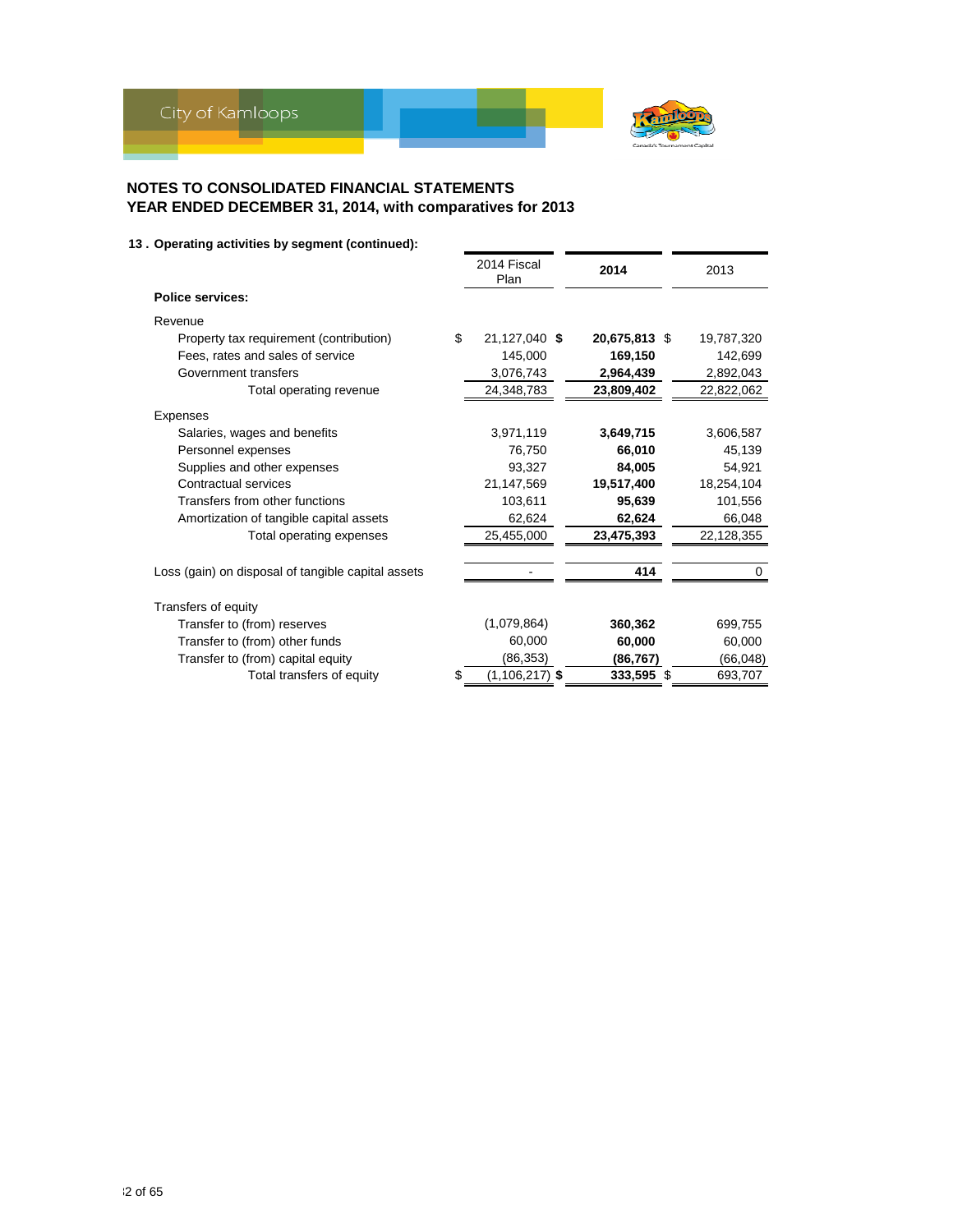**NOTES TO CONSOLIDATED FINANCIAL STATEMENTS**
**YEAR ENDED DECEMBER 31, 2014, with comparatives for 2013**

**13 . Operating activities by segment (continued):**

| | 2014 Fiscal Plan | **2014** | 2013 |
|---|---|---|---|
| **Police services:** | | | |
| Revenue | | | |
| Property tax requirement (contribution) | $ 21,127,040 | **$ 20,675,813** | $ 19,787,320 |
| Fees, rates and sales of service | 145,000 | **169,150** | 142,699 |
| Government transfers | 3,076,743 | **2,964,439** | 2,892,043 |
| Total operating revenue | 24,348,783 | **23,809,402** | 22,822,062 |
| Expenses | | | |
| Salaries, wages and benefits | 3,971,119 | **3,649,715** | 3,606,587 |
| Personnel expenses | 76,750 | **66,010** | 45,139 |
| Supplies and other expenses | 93,327 | **84,005** | 54,921 |
| Contractual services | 21,147,569 | **19,517,400** | 18,254,104 |
| Transfers from other functions | 103,611 | **95,639** | 101,556 |
| Amortization of tangible capital assets | 62,624 | **62,624** | 66,048 |
| Total operating expenses | 25,455,000 | **23,475,393** | 22,128,355 |
| Loss (gain) on disposal of tangible capital assets | - | **414** | 0 |
| Transfers of equity | | | |
| Transfer to (from) reserves | (1,079,864) | **360,362** | 699,755 |
| Transfer to (from) other funds | 60,000 | **60,000** | 60,000 |
| Transfer to (from) capital equity | (86,353) | **(86,767)** | (66,048) |
| Total transfers of equity | $ (1,106,217) | **$ 333,595** | $ 693,707 |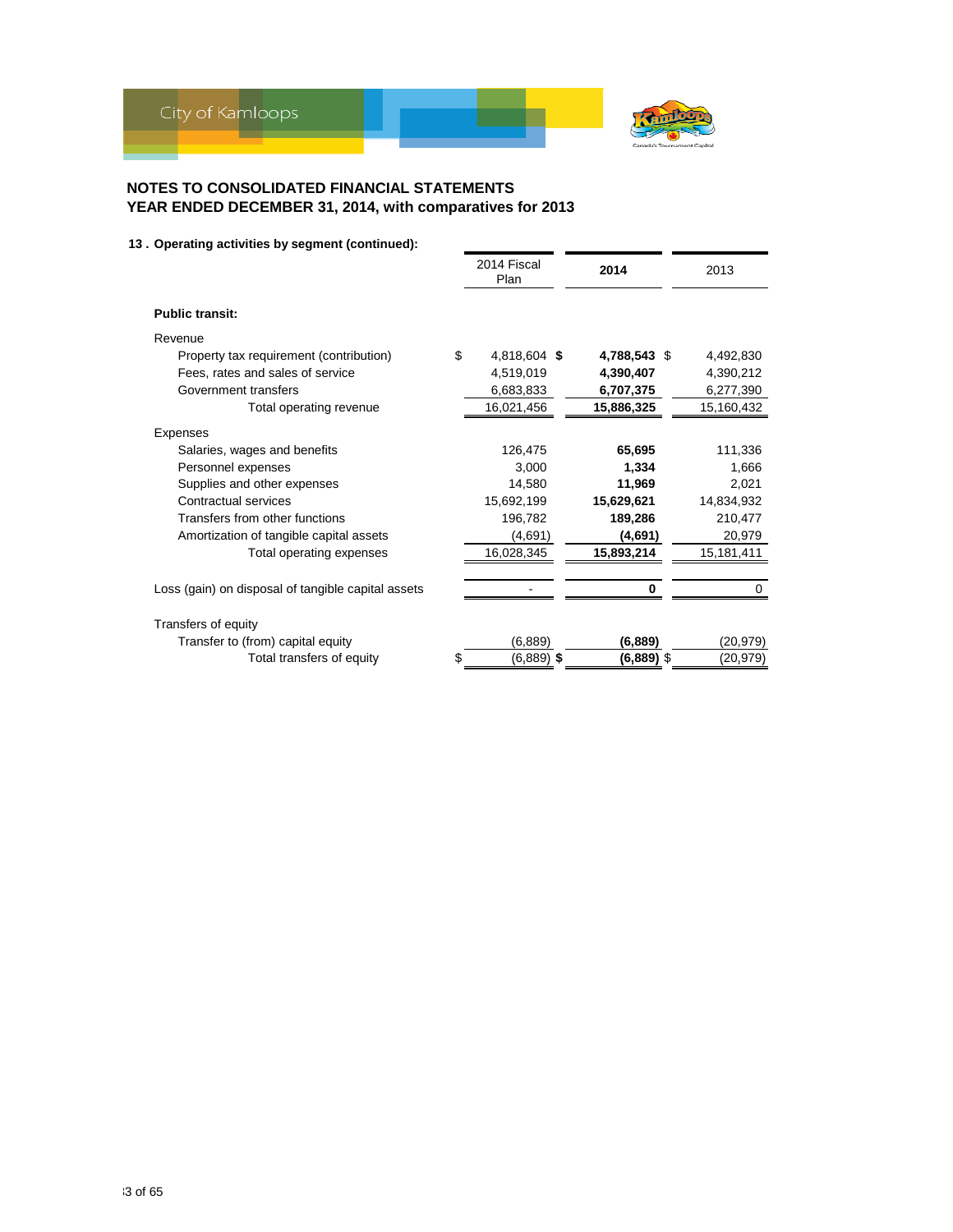## NOTES TO CONSOLIDATED FINANCIAL STATEMENTS
## YEAR ENDED DECEMBER 31, 2014, with comparatives for 2013

**13 . Operating activities by segment (continued):**

| | 2014 Fiscal Plan | 2014 | 2013 |
|---|---|---|---|
| **Public transit:** | | | |
| Revenue | | | |
| Property tax requirement (contribution) | $ 4,818,604 | **$ 4,788,543** | $ 4,492,830 |
| Fees, rates and sales of service | 4,519,019 | **4,390,407** | 4,390,212 |
| Government transfers | 6,683,833 | **6,707,375** | 6,277,390 |
| Total operating revenue | 16,021,456 | **15,886,325** | 15,160,432 |
| Expenses | | | |
| Salaries, wages and benefits | 126,475 | **65,695** | 111,336 |
| Personnel expenses | 3,000 | **1,334** | 1,666 |
| Supplies and other expenses | 14,580 | **11,969** | 2,021 |
| Contractual services | 15,692,199 | **15,629,621** | 14,834,932 |
| Transfers from other functions | 196,782 | **189,286** | 210,477 |
| Amortization of tangible capital assets | (4,691) | **(4,691)** | 20,979 |
| Total operating expenses | 16,028,345 | **15,893,214** | 15,181,411 |
| Loss (gain) on disposal of tangible capital assets | - | **0** | 0 |
| Transfers of equity | | | |
| Transfer to (from) capital equity | (6,889) | **(6,889)** | (20,979) |
| Total transfers of equity | $ (6,889) | **$ (6,889)** | $ (20,979) |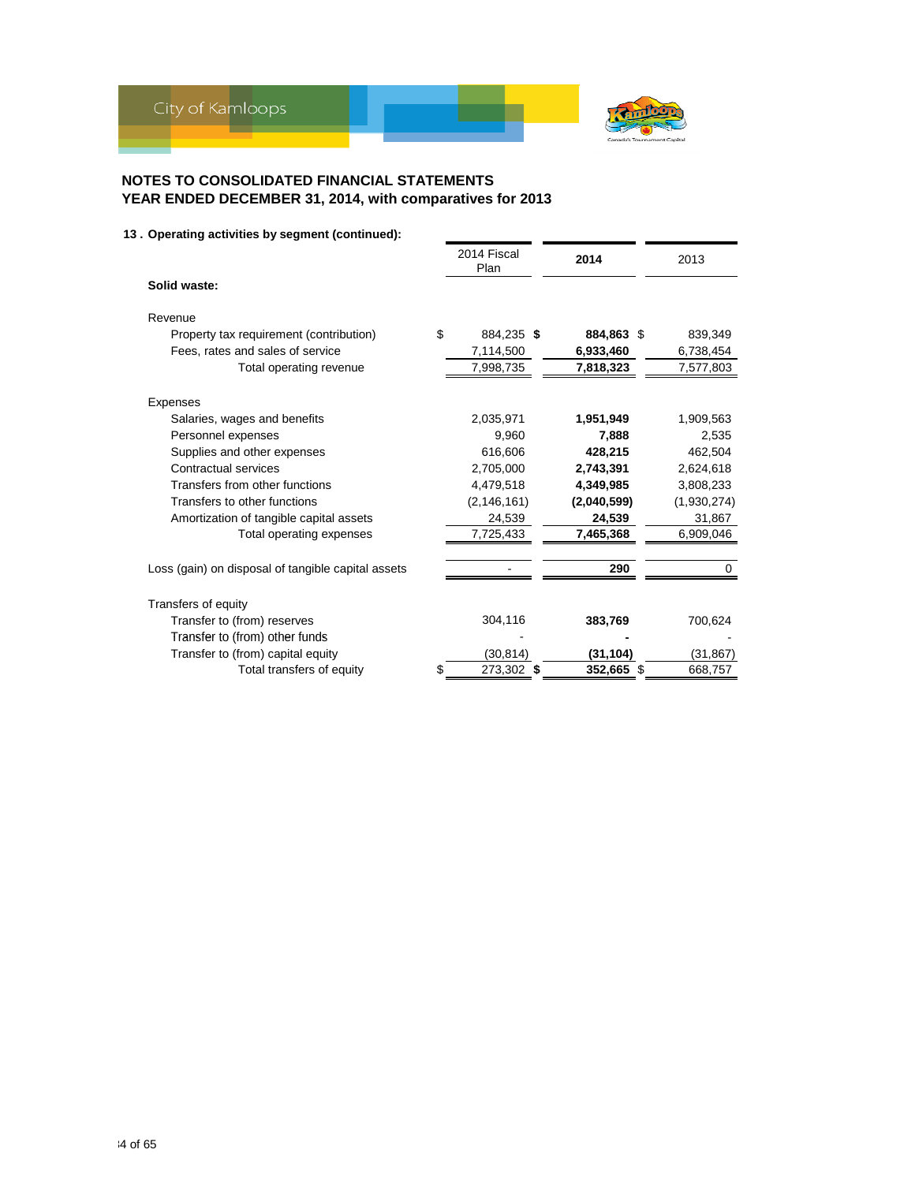## NOTES TO CONSOLIDATED FINANCIAL STATEMENTS
## YEAR ENDED DECEMBER 31, 2014, with comparatives for 2013

### 13 . Operating activities by segment (continued):

| | 2014 Fiscal Plan | 2014 | 2013 |
|---|---|---|---|
| **Solid waste:** | | | |
| Revenue | | | |
| Property tax requirement (contribution) | $ 884,235 | **$ 884,863** | $ 839,349 |
| Fees, rates and sales of service | 7,114,500 | **6,933,460** | 6,738,454 |
| Total operating revenue | 7,998,735 | **7,818,323** | 7,577,803 |
| Expenses | | | |
| Salaries, wages and benefits | 2,035,971 | **1,951,949** | 1,909,563 |
| Personnel expenses | 9,960 | **7,888** | 2,535 |
| Supplies and other expenses | 616,606 | **428,215** | 462,504 |
| Contractual services | 2,705,000 | **2,743,391** | 2,624,618 |
| Transfers from other functions | 4,479,518 | **4,349,985** | 3,808,233 |
| Transfers to other functions | (2,146,161) | **(2,040,599)** | (1,930,274) |
| Amortization of tangible capital assets | 24,539 | **24,539** | 31,867 |
| Total operating expenses | 7,725,433 | **7,465,368** | 6,909,046 |
| Loss (gain) on disposal of tangible capital assets | - | **290** | 0 |
| Transfers of equity | | | |
| Transfer to (from) reserves | 304,116 | **383,769** | 700,624 |
| Transfer to (from) other funds | - | **-** | - |
| Transfer to (from) capital equity | (30,814) | **(31,104)** | (31,867) |
| Total transfers of equity | $ 273,302 | **$ 352,665** | $ 668,757 |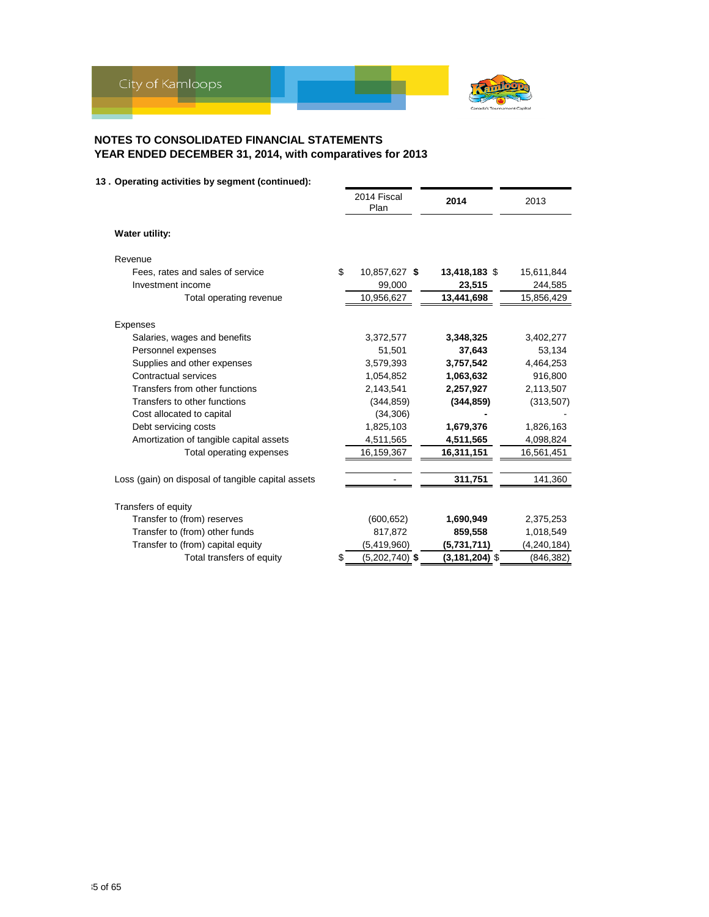## NOTES TO CONSOLIDATED FINANCIAL STATEMENTS
## YEAR ENDED DECEMBER 31, 2014, with comparatives for 2013

**13 . Operating activities by segment (continued):**

| | 2014 Fiscal Plan | **2014** | 2013 |
|---|---|---|---|
| **Water utility:** | | | |
| Revenue | | | |
| Fees, rates and sales of service | $ 10,857,627 | **$ 13,418,183** | $ 15,611,844 |
| Investment income | 99,000 | **23,515** | 244,585 |
| Total operating revenue | 10,956,627 | **13,441,698** | 15,856,429 |
| Expenses | | | |
| Salaries, wages and benefits | 3,372,577 | **3,348,325** | 3,402,277 |
| Personnel expenses | 51,501 | **37,643** | 53,134 |
| Supplies and other expenses | 3,579,393 | **3,757,542** | 4,464,253 |
| Contractual services | 1,054,852 | **1,063,632** | 916,800 |
| Transfers from other functions | 2,143,541 | **2,257,927** | 2,113,507 |
| Transfers to other functions | (344,859) | **(344,859)** | (313,507) |
| Cost allocated to capital | (34,306) | **-** | - |
| Debt servicing costs | 1,825,103 | **1,679,376** | 1,826,163 |
| Amortization of tangible capital assets | 4,511,565 | **4,511,565** | 4,098,824 |
| Total operating expenses | 16,159,367 | **16,311,151** | 16,561,451 |
| Loss (gain) on disposal of tangible capital assets | - | **311,751** | 141,360 |
| Transfers of equity | | | |
| Transfer to (from) reserves | (600,652) | **1,690,949** | 2,375,253 |
| Transfer to (from) other funds | 817,872 | **859,558** | 1,018,549 |
| Transfer to (from) capital equity | (5,419,960) | **(5,731,711)** | (4,240,184) |
| Total transfers of equity | $ (5,202,740) | **$ (3,181,204)** | $ (846,382) |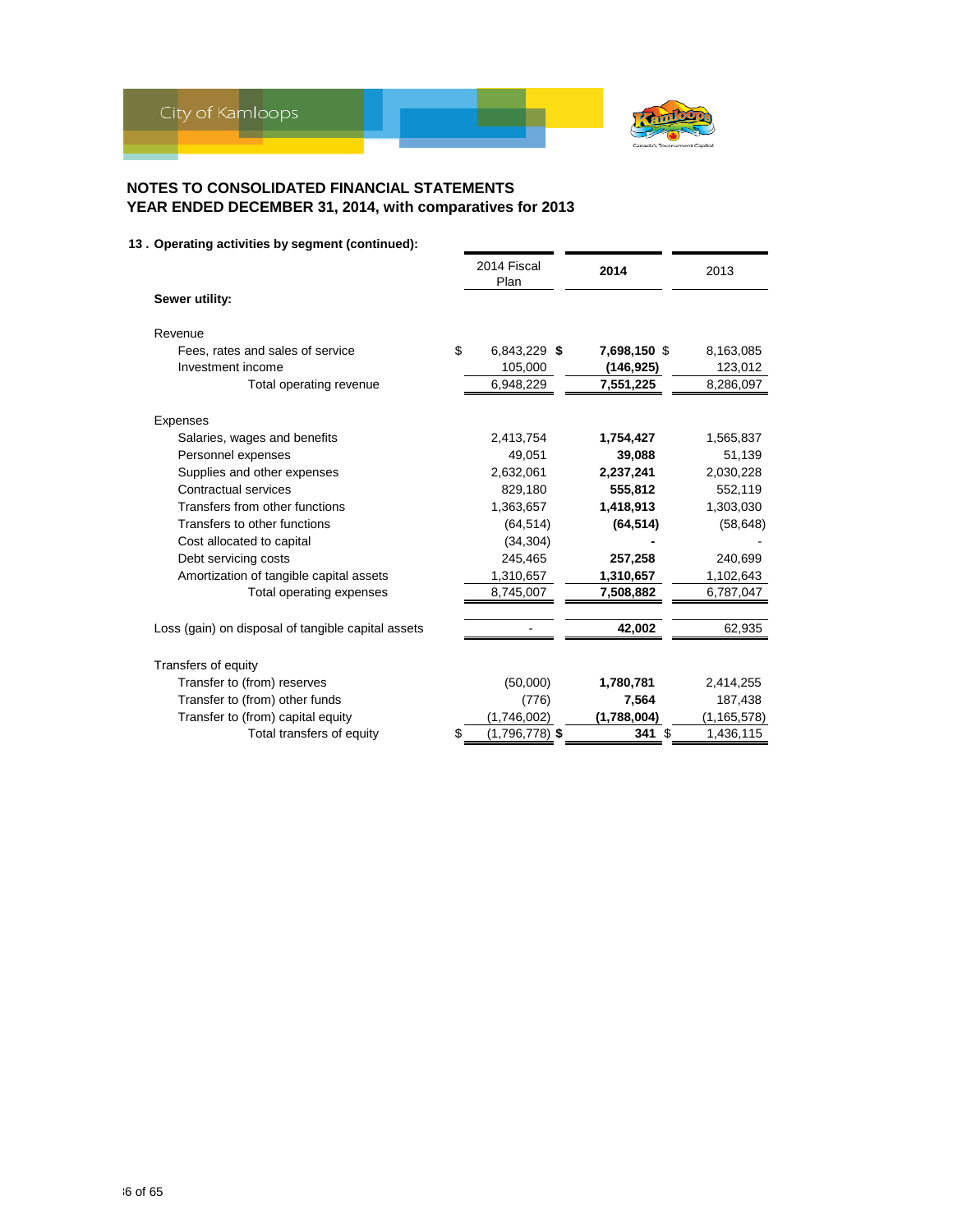## NOTES TO CONSOLIDATED FINANCIAL STATEMENTS
## YEAR ENDED DECEMBER 31, 2014, with comparatives for 2013

### 13 . Operating activities by segment (continued):

| | 2014 Fiscal Plan | 2014 | 2013 |
|---|---|---|---|
| **Sewer utility:** | | | |
| Revenue | | | |
| Fees, rates and sales of service | $ 6,843,229 | **$ 7,698,150** | $ 8,163,085 |
| Investment income | 105,000 | **(146,925)** | 123,012 |
| Total operating revenue | 6,948,229 | **7,551,225** | 8,286,097 |
| Expenses | | | |
| Salaries, wages and benefits | 2,413,754 | **1,754,427** | 1,565,837 |
| Personnel expenses | 49,051 | **39,088** | 51,139 |
| Supplies and other expenses | 2,632,061 | **2,237,241** | 2,030,228 |
| Contractual services | 829,180 | **555,812** | 552,119 |
| Transfers from other functions | 1,363,657 | **1,418,913** | 1,303,030 |
| Transfers to other functions | (64,514) | **(64,514)** | (58,648) |
| Cost allocated to capital | (34,304) | **-** | - |
| Debt servicing costs | 245,465 | **257,258** | 240,699 |
| Amortization of tangible capital assets | 1,310,657 | **1,310,657** | 1,102,643 |
| Total operating expenses | 8,745,007 | **7,508,882** | 6,787,047 |
| Loss (gain) on disposal of tangible capital assets | - | **42,002** | 62,935 |
| Transfers of equity | | | |
| Transfer to (from) reserves | (50,000) | **1,780,781** | 2,414,255 |
| Transfer to (from) other funds | (776) | **7,564** | 187,438 |
| Transfer to (from) capital equity | (1,746,002) | **(1,788,004)** | (1,165,578) |
| Total transfers of equity | $ (1,796,778) | **$ 341** | $ 1,436,115 |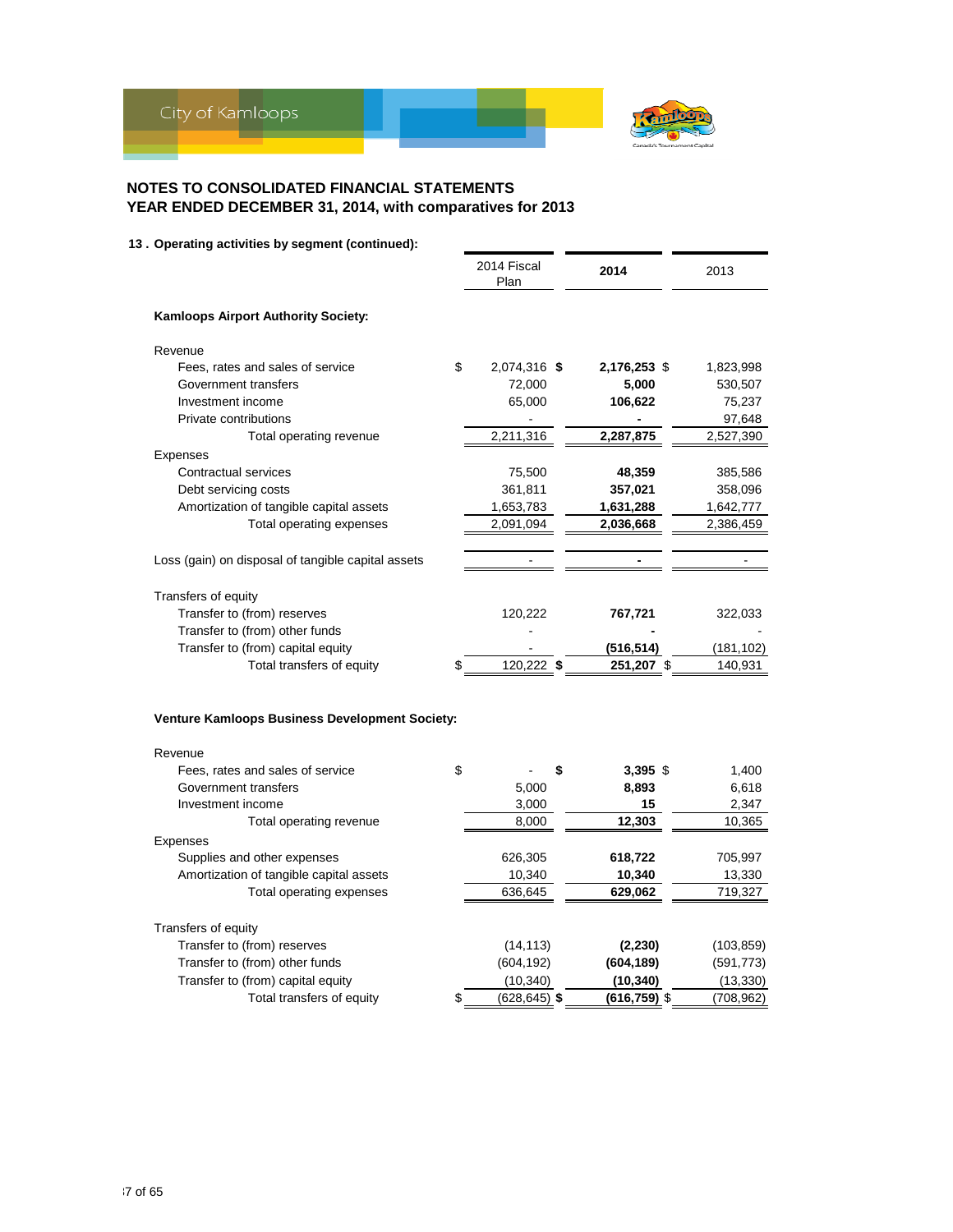# NOTES TO CONSOLIDATED FINANCIAL STATEMENTS
## YEAR ENDED DECEMBER 31, 2014, with comparatives for 2013

### 13 . Operating activities by segment (continued):

| | 2014 Fiscal Plan | 2014 | 2013 |
|---|---|---|---|
| **Kamloops Airport Authority Society:** | | | |
| Revenue | | | |
| Fees, rates and sales of service | $ 2,074,316 | **$ 2,176,253** | $ 1,823,998 |
| Government transfers | 72,000 | **5,000** | 530,507 |
| Investment income | 65,000 | **106,622** | 75,237 |
| Private contributions | - | **-** | 97,648 |
| Total operating revenue | 2,211,316 | **2,287,875** | 2,527,390 |
| Expenses | | | |
| Contractual services | 75,500 | **48,359** | 385,586 |
| Debt servicing costs | 361,811 | **357,021** | 358,096 |
| Amortization of tangible capital assets | 1,653,783 | **1,631,288** | 1,642,777 |
| Total operating expenses | 2,091,094 | **2,036,668** | 2,386,459 |
| Loss (gain) on disposal of tangible capital assets | - | **-** | - |
| Transfers of equity | | | |
| Transfer to (from) reserves | 120,222 | **767,721** | 322,033 |
| Transfer to (from) other funds | - | **-** | - |
| Transfer to (from) capital equity | - | **(516,514)** | (181,102) |
| Total transfers of equity | $ 120,222 | **$ 251,207** | $ 140,931 |
| **Venture Kamloops Business Development Society:** | | | |
| Revenue | | | |
| Fees, rates and sales of service | $ - | **$ 3,395** | $ 1,400 |
| Government transfers | 5,000 | **8,893** | 6,618 |
| Investment income | 3,000 | **15** | 2,347 |
| Total operating revenue | 8,000 | **12,303** | 10,365 |
| Expenses | | | |
| Supplies and other expenses | 626,305 | **618,722** | 705,997 |
| Amortization of tangible capital assets | 10,340 | **10,340** | 13,330 |
| Total operating expenses | 636,645 | **629,062** | 719,327 |
| Transfers of equity | | | |
| Transfer to (from) reserves | (14,113) | **(2,230)** | (103,859) |
| Transfer to (from) other funds | (604,192) | **(604,189)** | (591,773) |
| Transfer to (from) capital equity | (10,340) | **(10,340)** | (13,330) |
| Total transfers of equity | $ (628,645) | **$ (616,759)** | $ (708,962) |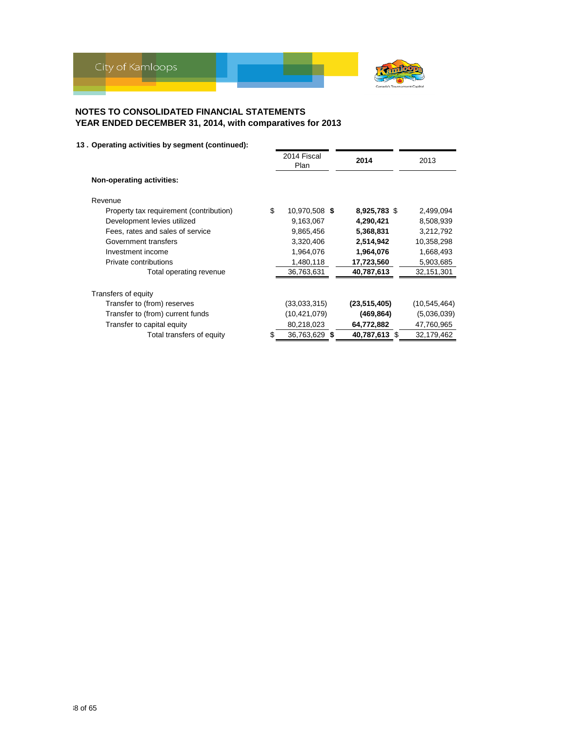## NOTES TO CONSOLIDATED FINANCIAL STATEMENTS
## YEAR ENDED DECEMBER 31, 2014, with comparatives for 2013

**13 . Operating activities by segment (continued):**

| | 2014 Fiscal Plan | **2014** | 2013 |
|---|---|---|---|
| **Non-operating activities:** | | | |
| Revenue | | | |
| Property tax requirement (contribution) | $ 10,970,508 | **$ 8,925,783** | $ 2,499,094 |
| Development levies utilized | 9,163,067 | **4,290,421** | 8,508,939 |
| Fees, rates and sales of service | 9,865,456 | **5,368,831** | 3,212,792 |
| Government transfers | 3,320,406 | **2,514,942** | 10,358,298 |
| Investment income | 1,964,076 | **1,964,076** | 1,668,493 |
| Private contributions | 1,480,118 | **17,723,560** | 5,903,685 |
| Total operating revenue | 36,763,631 | **40,787,613** | 32,151,301 |
| Transfers of equity | | | |
| Transfer to (from) reserves | (33,033,315) | **(23,515,405)** | (10,545,464) |
| Transfer to (from) current funds | (10,421,079) | **(469,864)** | (5,036,039) |
| Transfer to capital equity | 80,218,023 | **64,772,882** | 47,760,965 |
| Total transfers of equity | $ 36,763,629 | **$ 40,787,613** | $ 32,179,462 |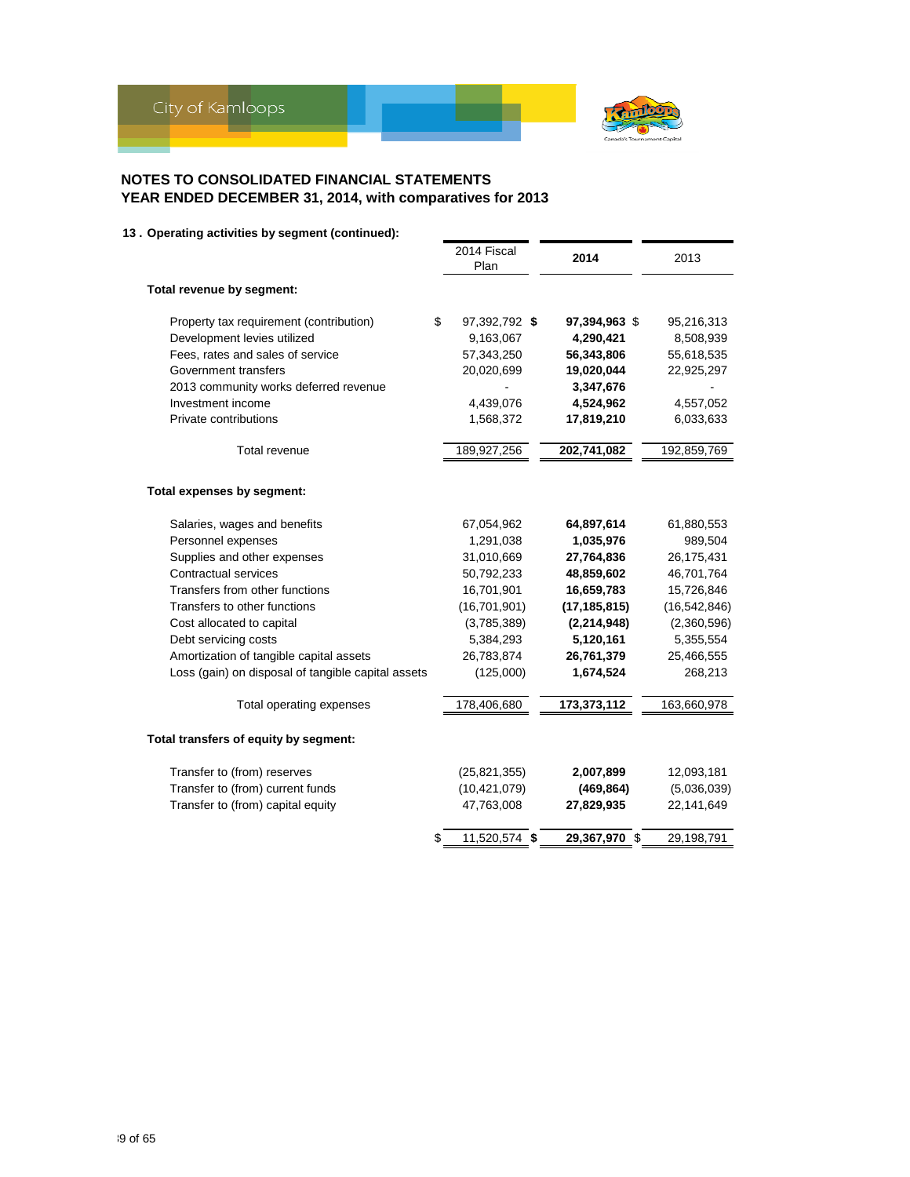## NOTES TO CONSOLIDATED FINANCIAL STATEMENTS
## YEAR ENDED DECEMBER 31, 2014, with comparatives for 2013

### 13 . Operating activities by segment (continued):

| | 2014 Fiscal Plan | 2014 | 2013 |
|---|---|---|---|
| **Total revenue by segment:** | | | |
| Property tax requirement (contribution) | $ 97,392,792 | **$ 97,394,963** | $ 95,216,313 |
| Development levies utilized | 9,163,067 | **4,290,421** | 8,508,939 |
| Fees, rates and sales of service | 57,343,250 | **56,343,806** | 55,618,535 |
| Government transfers | 20,020,699 | **19,020,044** | 22,925,297 |
| 2013 community works deferred revenue | - | **3,347,676** | - |
| Investment income | 4,439,076 | **4,524,962** | 4,557,052 |
| Private contributions | 1,568,372 | **17,819,210** | 6,033,633 |
| Total revenue | 189,927,256 | **202,741,082** | 192,859,769 |
| **Total expenses by segment:** | | | |
| Salaries, wages and benefits | 67,054,962 | **64,897,614** | 61,880,553 |
| Personnel expenses | 1,291,038 | **1,035,976** | 989,504 |
| Supplies and other expenses | 31,010,669 | **27,764,836** | 26,175,431 |
| Contractual services | 50,792,233 | **48,859,602** | 46,701,764 |
| Transfers from other functions | 16,701,901 | **16,659,783** | 15,726,846 |
| Transfers to other functions | (16,701,901) | **(17,185,815)** | (16,542,846) |
| Cost allocated to capital | (3,785,389) | **(2,214,948)** | (2,360,596) |
| Debt servicing costs | 5,384,293 | **5,120,161** | 5,355,554 |
| Amortization of tangible capital assets | 26,783,874 | **26,761,379** | 25,466,555 |
| Loss (gain) on disposal of tangible capital assets | (125,000) | **1,674,524** | 268,213 |
| Total operating expenses | 178,406,680 | **173,373,112** | 163,660,978 |
| **Total transfers of equity by segment:** | | | |
| Transfer to (from) reserves | (25,821,355) | **2,007,899** | 12,093,181 |
| Transfer to (from) current funds | (10,421,079) | **(469,864)** | (5,036,039) |
| Transfer to (from) capital equity | 47,763,008 | **27,829,935** | 22,141,649 |
| | $ 11,520,574 | **$ 29,367,970** | $ 29,198,791 |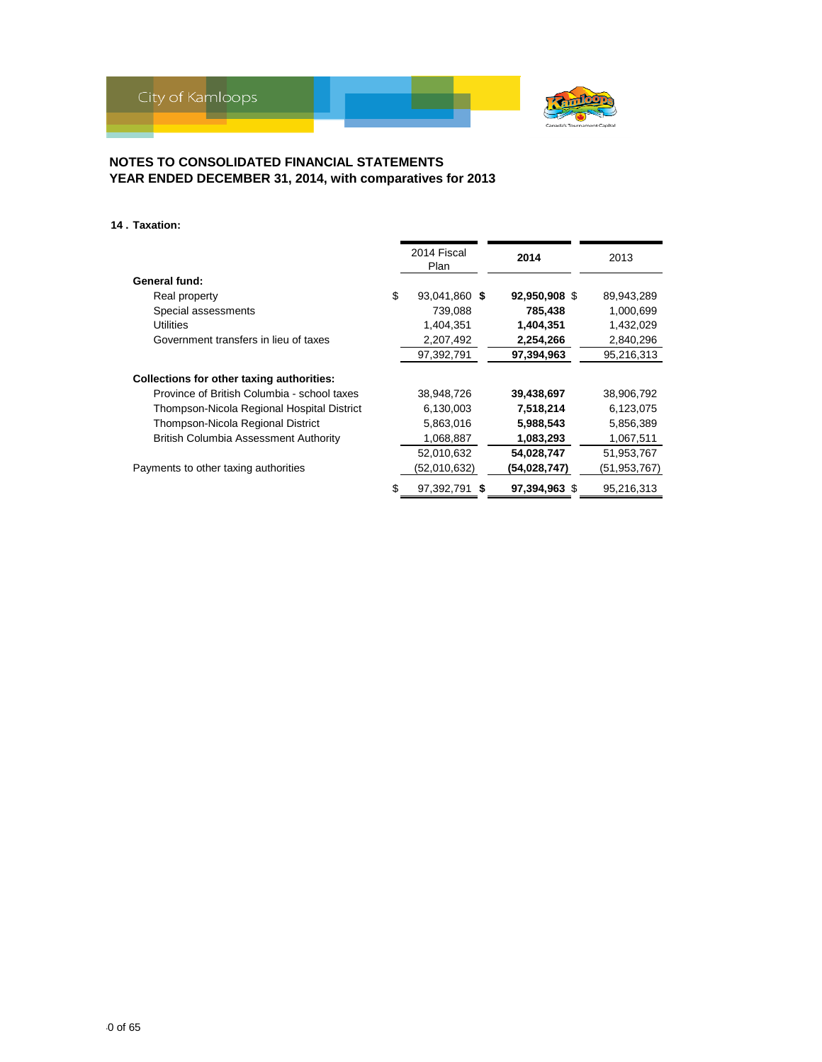## NOTES TO CONSOLIDATED FINANCIAL STATEMENTS
## YEAR ENDED DECEMBER 31, 2014, with comparatives for 2013

**14 . Taxation:**

| | 2014 Fiscal Plan | **2014** | 2013 |
|---|---|---|---|
| **General fund:** | | | |
| Real property | $ 93,041,860 | **$ 92,950,908** | $ 89,943,289 |
| Special assessments | 739,088 | **785,438** | 1,000,699 |
| Utilities | 1,404,351 | **1,404,351** | 1,432,029 |
| Government transfers in lieu of taxes | 2,207,492 | **2,254,266** | 2,840,296 |
| | 97,392,791 | **97,394,963** | 95,216,313 |
| **Collections for other taxing authorities:** | | | |
| Province of British Columbia - school taxes | 38,948,726 | **39,438,697** | 38,906,792 |
| Thompson-Nicola Regional Hospital District | 6,130,003 | **7,518,214** | 6,123,075 |
| Thompson-Nicola Regional District | 5,863,016 | **5,988,543** | 5,856,389 |
| British Columbia Assessment Authority | 1,068,887 | **1,083,293** | 1,067,511 |
| | 52,010,632 | **54,028,747** | 51,953,767 |
| Payments to other taxing authorities | (52,010,632) | **(54,028,747)** | (51,953,767) |
| | $ 97,392,791 | **$ 97,394,963** | $ 95,216,313 |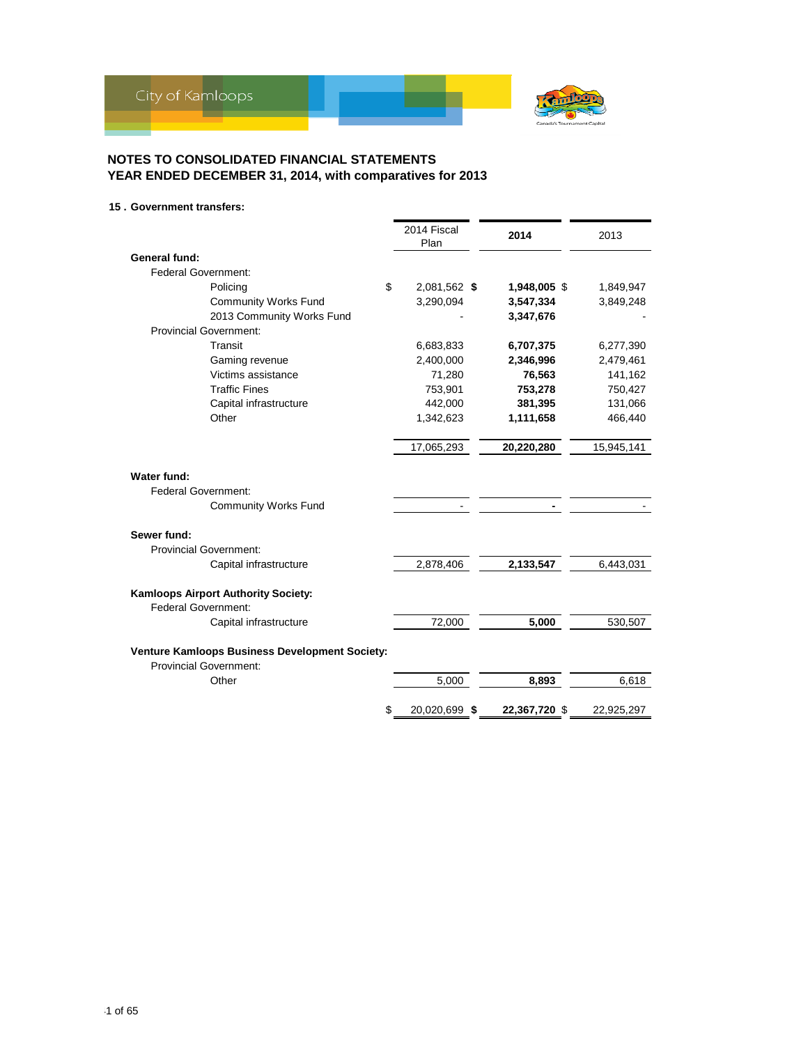## NOTES TO CONSOLIDATED FINANCIAL STATEMENTS
## YEAR ENDED DECEMBER 31, 2014, with comparatives for 2013

### 15 . Government transfers:

| | 2014 Fiscal Plan | 2014 | 2013 |
|---|---|---|---|
| **General fund:** | | | |
| Federal Government: | | | |
| Policing | $ 2,081,562 | **$ 1,948,005** | $ 1,849,947 |
| Community Works Fund | 3,290,094 | **3,547,334** | 3,849,248 |
| 2013 Community Works Fund | - | **3,347,676** | - |
| Provincial Government: | | | |
| Transit | 6,683,833 | **6,707,375** | 6,277,390 |
| Gaming revenue | 2,400,000 | **2,346,996** | 2,479,461 |
| Victims assistance | 71,280 | **76,563** | 141,162 |
| Traffic Fines | 753,901 | **753,278** | 750,427 |
| Capital infrastructure | 442,000 | **381,395** | 131,066 |
| Other | 1,342,623 | **1,111,658** | 466,440 |
| | 17,065,293 | **20,220,280** | 15,945,141 |
| **Water fund:** | | | |
| Federal Government: | | | |
| Community Works Fund | - | **-** | - |
| **Sewer fund:** | | | |
| Provincial Government: | | | |
| Capital infrastructure | 2,878,406 | **2,133,547** | 6,443,031 |
| **Kamloops Airport Authority Society:** | | | |
| Federal Government: | | | |
| Capital infrastructure | 72,000 | **5,000** | 530,507 |
| **Venture Kamloops Business Development Society:** | | | |
| Provincial Government: | | | |
| Other | 5,000 | **8,893** | 6,618 |
| | $ 20,020,699 | **$ 22,367,720** | $ 22,925,297 |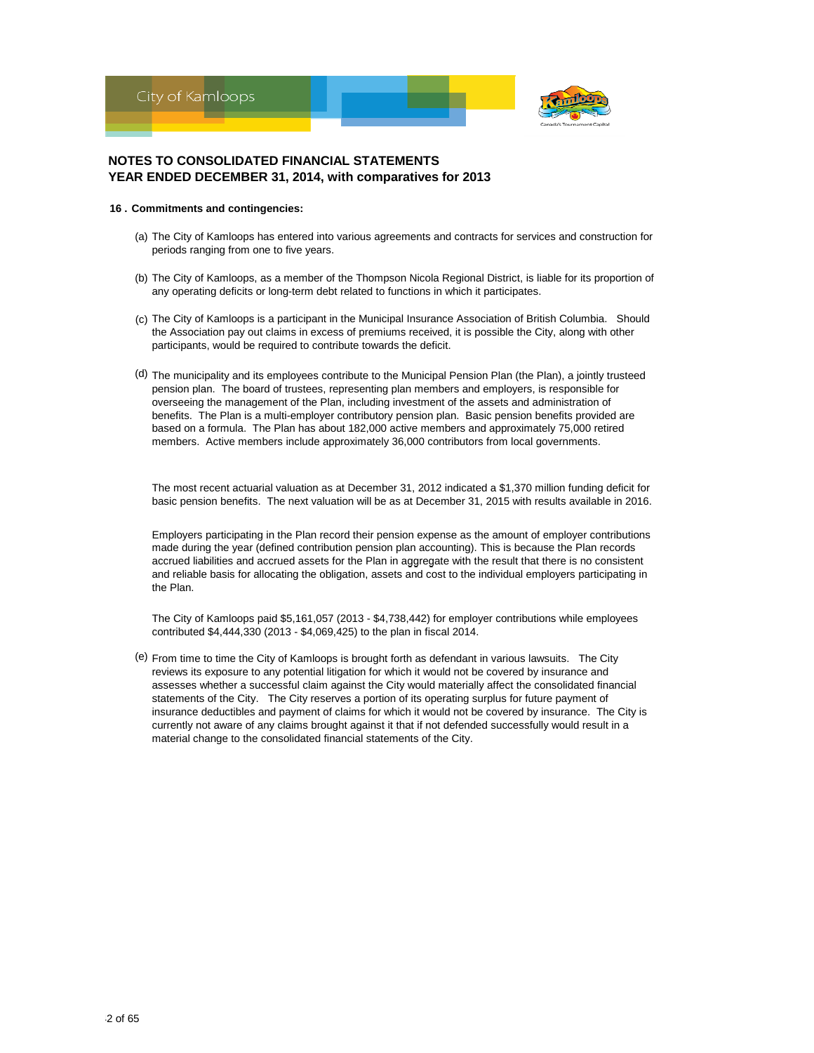# NOTES TO CONSOLIDATED FINANCIAL STATEMENTS
# YEAR ENDED DECEMBER 31, 2014, with comparatives for 2013

## 16 . Commitments and contingencies:

(a) The City of Kamloops has entered into various agreements and contracts for services and construction for periods ranging from one to five years.

(b) The City of Kamloops, as a member of the Thompson Nicola Regional District, is liable for its proportion of any operating deficits or long-term debt related to functions in which it participates.

(c) The City of Kamloops is a participant in the Municipal Insurance Association of British Columbia. Should the Association pay out claims in excess of premiums received, it is possible the City, along with other participants, would be required to contribute towards the deficit.

(d) The municipality and its employees contribute to the Municipal Pension Plan (the Plan), a jointly trusteed pension plan. The board of trustees, representing plan members and employers, is responsible for overseeing the management of the Plan, including investment of the assets and administration of benefits. The Plan is a multi-employer contributory pension plan. Basic pension benefits provided are based on a formula. The Plan has about 182,000 active members and approximately 75,000 retired members. Active members include approximately 36,000 contributors from local governments.

The most recent actuarial valuation as at December 31, 2012 indicated a $1,370 million funding deficit for basic pension benefits. The next valuation will be as at December 31, 2015 with results available in 2016.

Employers participating in the Plan record their pension expense as the amount of employer contributions made during the year (defined contribution pension plan accounting). This is because the Plan records accrued liabilities and accrued assets for the Plan in aggregate with the result that there is no consistent and reliable basis for allocating the obligation, assets and cost to the individual employers participating in the Plan.

The City of Kamloops paid $5,161,057 (2013 - $4,738,442) for employer contributions while employees contributed $4,444,330 (2013 - $4,069,425) to the plan in fiscal 2014.

(e) From time to time the City of Kamloops is brought forth as defendant in various lawsuits. The City reviews its exposure to any potential litigation for which it would not be covered by insurance and assesses whether a successful claim against the City would materially affect the consolidated financial statements of the City. The City reserves a portion of its operating surplus for future payment of insurance deductibles and payment of claims for which it would not be covered by insurance. The City is currently not aware of any claims brought against it that if not defended successfully would result in a material change to the consolidated financial statements of the City.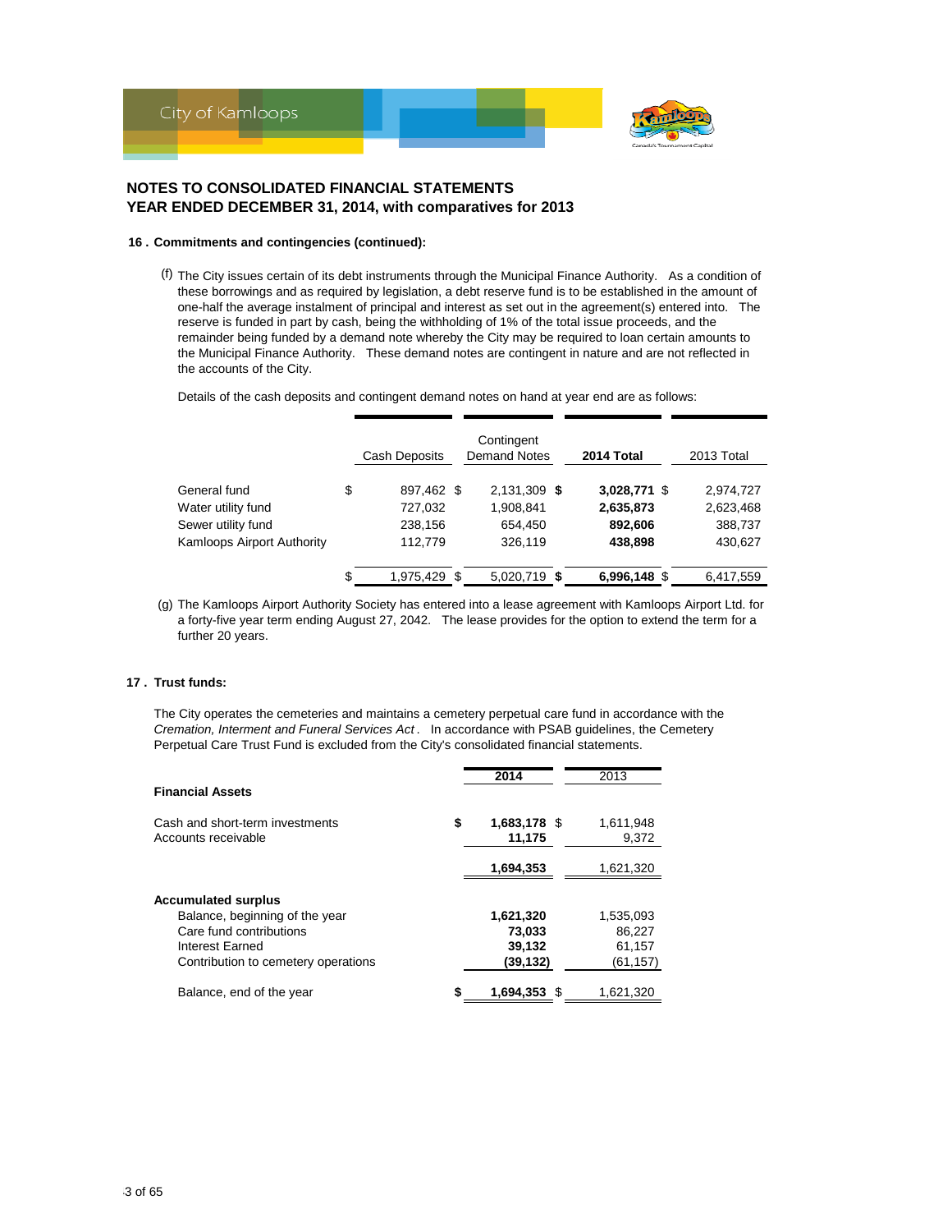## NOTES TO CONSOLIDATED FINANCIAL STATEMENTS
## YEAR ENDED DECEMBER 31, 2014, with comparatives for 2013

### 16 . Commitments and contingencies (continued):

(f) The City issues certain of its debt instruments through the Municipal Finance Authority. As a condition of these borrowings and as required by legislation, a debt reserve fund is to be established in the amount of one-half the average instalment of principal and interest as set out in the agreement(s) entered into. The reserve is funded in part by cash, being the withholding of 1% of the total issue proceeds, and the remainder being funded by a demand note whereby the City may be required to loan certain amounts to the Municipal Finance Authority. These demand notes are contingent in nature and are not reflected in the accounts of the City.

Details of the cash deposits and contingent demand notes on hand at year end are as follows:

| | Cash Deposits | Contingent Demand Notes | **2014 Total** | 2013 Total |
|---|---|---|---|---|
| General fund | $ 897,462 | $ 2,131,309 | **$ 3,028,771** | $ 2,974,727 |
| Water utility fund | 727,032 | 1,908,841 | **2,635,873** | 2,623,468 |
| Sewer utility fund | 238,156 | 654,450 | **892,606** | 388,737 |
| Kamloops Airport Authority | 112,779 | 326,119 | **438,898** | 430,627 |
| | $ 1,975,429 | $ 5,020,719 | **$ 6,996,148** | $ 6,417,559 |

(g) The Kamloops Airport Authority Society has entered into a lease agreement with Kamloops Airport Ltd. for a forty-five year term ending August 27, 2042. The lease provides for the option to extend the term for a further 20 years.

### 17 . Trust funds:

The City operates the cemeteries and maintains a cemetery perpetual care fund in accordance with the *Cremation, Interment and Funeral Services Act*. In accordance with PSAB guidelines, the Cemetery Perpetual Care Trust Fund is excluded from the City's consolidated financial statements.

| | **2014** | 2013 |
|---|---|---|
| **Financial Assets** | | |
| Cash and short-term investments | **$ 1,683,178** | $ 1,611,948 |
| Accounts receivable | **11,175** | 9,372 |
| | **1,694,353** | 1,621,320 |
| **Accumulated surplus** | | |
| Balance, beginning of the year | **1,621,320** | 1,535,093 |
| Care fund contributions | **73,033** | 86,227 |
| Interest Earned | **39,132** | 61,157 |
| Contribution to cemetery operations | **(39,132)** | (61,157) |
| Balance, end of the year | **$ 1,694,353** | $ 1,621,320 |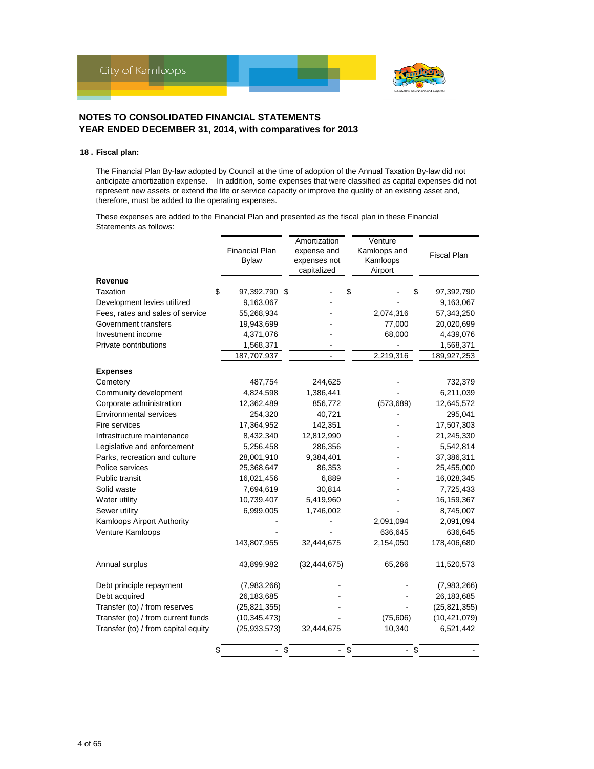# NOTES TO CONSOLIDATED FINANCIAL STATEMENTS
## YEAR ENDED DECEMBER 31, 2014, with comparatives for 2013

### 18 . Fiscal plan:

The Financial Plan By-law adopted by Council at the time of adoption of the Annual Taxation By-law did not anticipate amortization expense. In addition, some expenses that were classified as capital expenses did not represent new assets or extend the life or service capacity or improve the quality of an existing asset and, therefore, must be added to the operating expenses.

These expenses are added to the Financial Plan and presented as the fiscal plan in these Financial Statements as follows:

| | Financial Plan Bylaw | Amortization expense and expenses not capitalized | Venture Kamloops and Kamloops Airport | Fiscal Plan |
|---|---|---|---|---|
| **Revenue** | | | | |
| Taxation | $ 97,392,790 | $ - | $ - | $ 97,392,790 |
| Development levies utilized | 9,163,067 | - | - | 9,163,067 |
| Fees, rates and sales of service | 55,268,934 | - | 2,074,316 | 57,343,250 |
| Government transfers | 19,943,699 | - | 77,000 | 20,020,699 |
| Investment income | 4,371,076 | - | 68,000 | 4,439,076 |
| Private contributions | 1,568,371 | - | - | 1,568,371 |
| | 187,707,937 | - | 2,219,316 | 189,927,253 |
| **Expenses** | | | | |
| Cemetery | 487,754 | 244,625 | - | 732,379 |
| Community development | 4,824,598 | 1,386,441 | - | 6,211,039 |
| Corporate administration | 12,362,489 | 856,772 | (573,689) | 12,645,572 |
| Environmental services | 254,320 | 40,721 | - | 295,041 |
| Fire services | 17,364,952 | 142,351 | - | 17,507,303 |
| Infrastructure maintenance | 8,432,340 | 12,812,990 | - | 21,245,330 |
| Legislative and enforcement | 5,256,458 | 286,356 | - | 5,542,814 |
| Parks, recreation and culture | 28,001,910 | 9,384,401 | - | 37,386,311 |
| Police services | 25,368,647 | 86,353 | - | 25,455,000 |
| Public transit | 16,021,456 | 6,889 | - | 16,028,345 |
| Solid waste | 7,694,619 | 30,814 | - | 7,725,433 |
| Water utility | 10,739,407 | 5,419,960 | - | 16,159,367 |
| Sewer utility | 6,999,005 | 1,746,002 | - | 8,745,007 |
| Kamloops Airport Authority | - | - | 2,091,094 | 2,091,094 |
| Venture Kamloops | - | - | 636,645 | 636,645 |
| | 143,807,955 | 32,444,675 | 2,154,050 | 178,406,680 |
| Annual surplus | 43,899,982 | (32,444,675) | 65,266 | 11,520,573 |
| Debt principle repayment | (7,983,266) | - | - | (7,983,266) |
| Debt acquired | 26,183,685 | - | - | 26,183,685 |
| Transfer (to) / from reserves | (25,821,355) | - | - | (25,821,355) |
| Transfer (to) / from current funds | (10,345,473) | - | (75,606) | (10,421,079) |
| Transfer (to) / from capital equity | (25,933,573) | 32,444,675 | 10,340 | 6,521,442 |
| | $ - | $ - | $ - | $ - |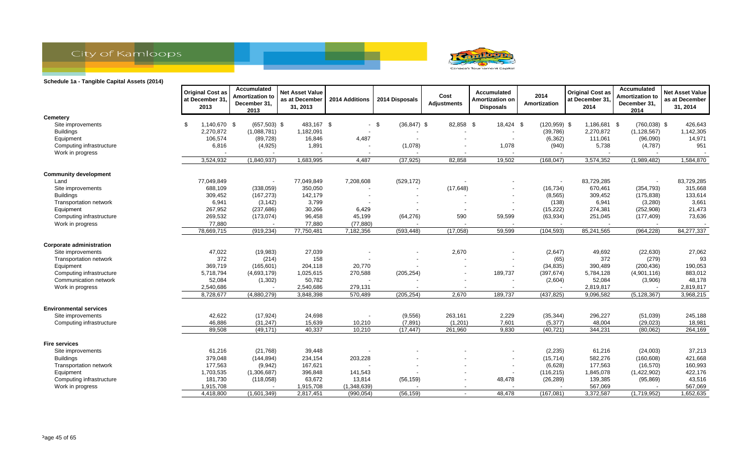City of Kamloops

### Schedule 1a - Tangible Capital Assets (2014)

| | Original Cost as at December 31, 2013 | Accumulated Amortization to December 31, 2013 | Net Asset Value as at December 31, 2013 | 2014 Additions | 2014 Disposals | Cost Adjustments | Accumulated Amortization on Disposals | 2014 Amortization | Original Cost as at December 31, 2014 | Accumulated Amortization to December 31, 2014 | Net Asset Value as at December 31, 2014 |
|---|---|---|---|---|---|---|---|---|---|---|---|
| **Cemetery** | | | | | | | | | | | |
| Site improvements | $ 1,140,670 | $ (657,503) | $ 483,167 | $ - | $ (36,847) | $ 82,858 | $ 18,424 | $ (120,959) | $ 1,186,681 | $ (760,038) | $ 426,643 |
| Buildings | 2,270,872 | (1,088,781) | 1,182,091 | - | - | - | - | (39,786) | 2,270,872 | (1,128,567) | 1,142,305 |
| Equipment | 106,574 | (89,728) | 16,846 | 4,487 | - | - | - | (6,362) | 111,061 | (96,090) | 14,971 |
| Computing infrastructure | 6,816 | (4,925) | 1,891 | - | (1,078) | - | 1,078 | (940) | 5,738 | (4,787) | 951 |
| Work in progress | - | - | - | - | - | - | - | - | - | - | - |
| | 3,524,932 | (1,840,937) | 1,683,995 | 4,487 | (37,925) | 82,858 | 19,502 | (168,047) | 3,574,352 | (1,989,482) | 1,584,870 |
| **Community development** | | | | | | | | | | | |
| Land | 77,049,849 | - | 77,049,849 | 7,208,608 | (529,172) | - | - | - | 83,729,285 | - | 83,729,285 |
| Site improvements | 688,109 | (338,059) | 350,050 | - | - | (17,648) | - | (16,734) | 670,461 | (354,793) | 315,668 |
| Buildings | 309,452 | (167,273) | 142,179 | - | - | - | - | (8,565) | 309,452 | (175,838) | 133,614 |
| Transportation network | 6,941 | (3,142) | 3,799 | - | - | - | - | (138) | 6,941 | (3,280) | 3,661 |
| Equipment | 267,952 | (237,686) | 30,266 | 6,429 | - | - | - | (15,222) | 274,381 | (252,908) | 21,473 |
| Computing infrastructure | 269,532 | (173,074) | 96,458 | 45,199 | (64,276) | 590 | 59,599 | (63,934) | 251,045 | (177,409) | 73,636 |
| Work in progress | 77,880 | - | 77,880 | (77,880) | - | - | - | - | - | - | - |
| | 78,669,715 | (919,234) | 77,750,481 | 7,182,356 | (593,448) | (17,058) | 59,599 | (104,593) | 85,241,565 | (964,228) | 84,277,337 |
| **Corporate administration** | | | | | | | | | | | |
| Site improvements | 47,022 | (19,983) | 27,039 | - | - | 2,670 | - | (2,647) | 49,692 | (22,630) | 27,062 |
| Transportation network | 372 | (214) | 158 | - | - | - | - | (65) | 372 | (279) | 93 |
| Equipment | 369,719 | (165,601) | 204,118 | 20,770 | - | - | - | (34,835) | 390,489 | (200,436) | 190,053 |
| Computing infrastructure | 5,718,794 | (4,693,179) | 1,025,615 | 270,588 | (205,254) | - | 189,737 | (397,674) | 5,784,128 | (4,901,116) | 883,012 |
| Communication network | 52,084 | (1,302) | 50,782 | - | - | - | - | (2,604) | 52,084 | (3,906) | 48,178 |
| Work in progress | 2,540,686 | - | 2,540,686 | 279,131 | - | - | - | - | 2,819,817 | - | 2,819,817 |
| | 8,728,677 | (4,880,279) | 3,848,398 | 570,489 | (205,254) | 2,670 | 189,737 | (437,825) | 9,096,582 | (5,128,367) | 3,968,215 |
| **Environmental services** | | | | | | | | | | | |
| Site improvements | 42,622 | (17,924) | 24,698 | - | (9,556) | 263,161 | 2,229 | (35,344) | 296,227 | (51,039) | 245,188 |
| Computing infrastructure | 46,886 | (31,247) | 15,639 | 10,210 | (7,891) | (1,201) | 7,601 | (5,377) | 48,004 | (29,023) | 18,981 |
| | 89,508 | (49,171) | 40,337 | 10,210 | (17,447) | 261,960 | 9,830 | (40,721) | 344,231 | (80,062) | 264,169 |
| **Fire services** | | | | | | | | | | | |
| Site improvements | 61,216 | (21,768) | 39,448 | - | - | - | - | (2,235) | 61,216 | (24,003) | 37,213 |
| Buildings | 379,048 | (144,894) | 234,154 | 203,228 | - | - | - | (15,714) | 582,276 | (160,608) | 421,668 |
| Transportation network | 177,563 | (9,942) | 167,621 | - | - | - | - | (6,628) | 177,563 | (16,570) | 160,993 |
| Equipment | 1,703,535 | (1,306,687) | 396,848 | 141,543 | - | - | - | (116,215) | 1,845,078 | (1,422,902) | 422,176 |
| Computing infrastructure | 181,730 | (118,058) | 63,672 | 13,814 | (56,159) | - | 48,478 | (26,289) | 139,385 | (95,869) | 43,516 |
| Work in progress | 1,915,708 | - | 1,915,708 | (1,348,639) | - | - | - | - | 567,069 | - | 567,069 |
| | 4,418,800 | (1,601,349) | 2,817,451 | (990,054) | (56,159) | - | 48,478 | (167,081) | 3,372,587 | (1,719,952) | 1,652,635 |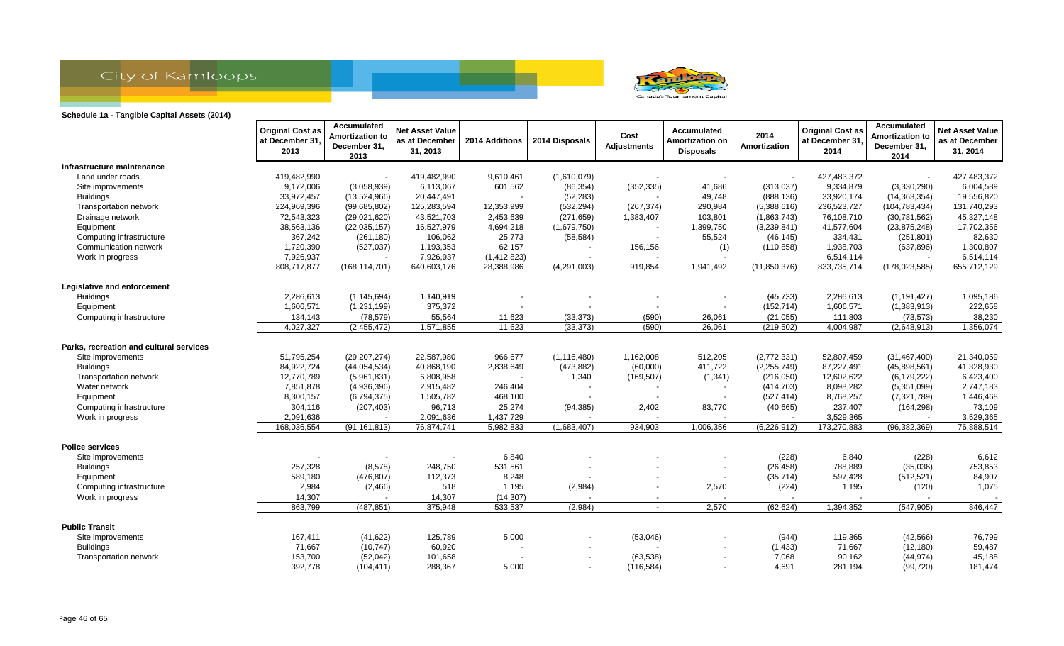**Schedule 1a - Tangible Capital Assets (2014)**

| | Original Cost as at December 31, 2013 | Accumulated Amortization to December 31, 2013 | Net Asset Value as at December 31, 2013 | 2014 Additions | 2014 Disposals | Cost Adjustments | Accumulated Amortization on Disposals | 2014 Amortization | Original Cost as at December 31, 2014 | Accumulated Amortization to December 31, 2014 | Net Asset Value as at December 31, 2014 |
|---|---|---|---|---|---|---|---|---|---|---|---|
| **Infrastructure maintenance** | | | | | | | | | | | |
| Land under roads | 419,482,990 | - | 419,482,990 | 9,610,461 | (1,610,079) | - | - | - | 427,483,372 | - | 427,483,372 |
| Site improvements | 9,172,006 | (3,058,939) | 6,113,067 | 601,562 | (86,354) | (352,335) | 41,686 | (313,037) | 9,334,879 | (3,330,290) | 6,004,589 |
| Buildings | 33,972,457 | (13,524,966) | 20,447,491 | - | (52,283) | - | 49,748 | (888,136) | 33,920,174 | (14,363,354) | 19,556,820 |
| Transportation network | 224,969,396 | (99,685,802) | 125,283,594 | 12,353,999 | (532,294) | (267,374) | 290,984 | (5,388,616) | 236,523,727 | (104,783,434) | 131,740,293 |
| Drainage network | 72,543,323 | (29,021,620) | 43,521,703 | 2,453,639 | (271,659) | 1,383,407 | 103,801 | (1,863,743) | 76,108,710 | (30,781,562) | 45,327,148 |
| Equipment | 38,563,136 | (22,035,157) | 16,527,979 | 4,694,218 | (1,679,750) | - | 1,399,750 | (3,239,841) | 41,577,604 | (23,875,248) | 17,702,356 |
| Computing infrastructure | 367,242 | (261,180) | 106,062 | 25,773 | (58,584) | - | 55,524 | (46,145) | 334,431 | (251,801) | 82,630 |
| Communication network | 1,720,390 | (527,037) | 1,193,353 | 62,157 | - | 156,156 | (1) | (110,858) | 1,938,703 | (637,896) | 1,300,807 |
| Work in progress | 7,926,937 | - | 7,926,937 | (1,412,823) | - | - | - | - | 6,514,114 | - | 6,514,114 |
| | 808,717,877 | (168,114,701) | 640,603,176 | 28,388,986 | (4,291,003) | 919,854 | 1,941,492 | (11,850,376) | 833,735,714 | (178,023,585) | 655,712,129 |
| **Legislative and enforcement** | | | | | | | | | | | |
| Buildings | 2,286,613 | (1,145,694) | 1,140,919 | - | - | - | - | (45,733) | 2,286,613 | (1,191,427) | 1,095,186 |
| Equipment | 1,606,571 | (1,231,199) | 375,372 | - | - | - | - | (152,714) | 1,606,571 | (1,383,913) | 222,658 |
| Computing infrastructure | 134,143 | (78,579) | 55,564 | 11,623 | (33,373) | (590) | 26,061 | (21,055) | 111,803 | (73,573) | 38,230 |
| | 4,027,327 | (2,455,472) | 1,571,855 | 11,623 | (33,373) | (590) | 26,061 | (219,502) | 4,004,987 | (2,648,913) | 1,356,074 |
| **Parks, recreation and cultural services** | | | | | | | | | | | |
| Site improvements | 51,795,254 | (29,207,274) | 22,587,980 | 966,677 | (1,116,480) | 1,162,008 | 512,205 | (2,772,331) | 52,807,459 | (31,467,400) | 21,340,059 |
| Buildings | 84,922,724 | (44,054,534) | 40,868,190 | 2,838,649 | (473,882) | (60,000) | 411,722 | (2,255,749) | 87,227,491 | (45,898,561) | 41,328,930 |
| Transportation network | 12,770,789 | (5,961,831) | 6,808,958 | - | 1,340 | (169,507) | (1,341) | (216,050) | 12,602,622 | (6,179,222) | 6,423,400 |
| Water network | 7,851,878 | (4,936,396) | 2,915,482 | 246,404 | - | - | - | (414,703) | 8,098,282 | (5,351,099) | 2,747,183 |
| Equipment | 8,300,157 | (6,794,375) | 1,505,782 | 468,100 | - | - | - | (527,414) | 8,768,257 | (7,321,789) | 1,446,468 |
| Computing infrastructure | 304,116 | (207,403) | 96,713 | 25,274 | (94,385) | 2,402 | 83,770 | (40,665) | 237,407 | (164,298) | 73,109 |
| Work in progress | 2,091,636 | - | 2,091,636 | 1,437,729 | - | - | - | - | 3,529,365 | - | 3,529,365 |
| | 168,036,554 | (91,161,813) | 76,874,741 | 5,982,833 | (1,683,407) | 934,903 | 1,006,356 | (6,226,912) | 173,270,883 | (96,382,369) | 76,888,514 |
| **Police services** | | | | | | | | | | | |
| Site improvements | - | - | - | 6,840 | - | - | - | (228) | 6,840 | (228) | 6,612 |
| Buildings | 257,328 | (8,578) | 248,750 | 531,561 | - | - | - | (26,458) | 788,889 | (35,036) | 753,853 |
| Equipment | 589,180 | (476,807) | 112,373 | 8,248 | - | - | - | (35,714) | 597,428 | (512,521) | 84,907 |
| Computing infrastructure | 2,984 | (2,466) | 518 | 1,195 | (2,984) | - | 2,570 | (224) | 1,195 | (120) | 1,075 |
| Work in progress | 14,307 | - | 14,307 | (14,307) | - | - | - | - | - | - | - |
| | 863,799 | (487,851) | 375,948 | 533,537 | (2,984) | - | 2,570 | (62,624) | 1,394,352 | (547,905) | 846,447 |
| **Public Transit** | | | | | | | | | | | |
| Site improvements | 167,411 | (41,622) | 125,789 | 5,000 | - | (53,046) | - | (944) | 119,365 | (42,566) | 76,799 |
| Buildings | 71,667 | (10,747) | 60,920 | - | - | - | - | (1,433) | 71,667 | (12,180) | 59,487 |
| Transportation network | 153,700 | (52,042) | 101,658 | - | - | (63,538) | - | 7,068 | 90,162 | (44,974) | 45,188 |
| | 392,778 | (104,411) | 288,367 | 5,000 | - | (116,584) | - | 4,691 | 281,194 | (99,720) | 181,474 |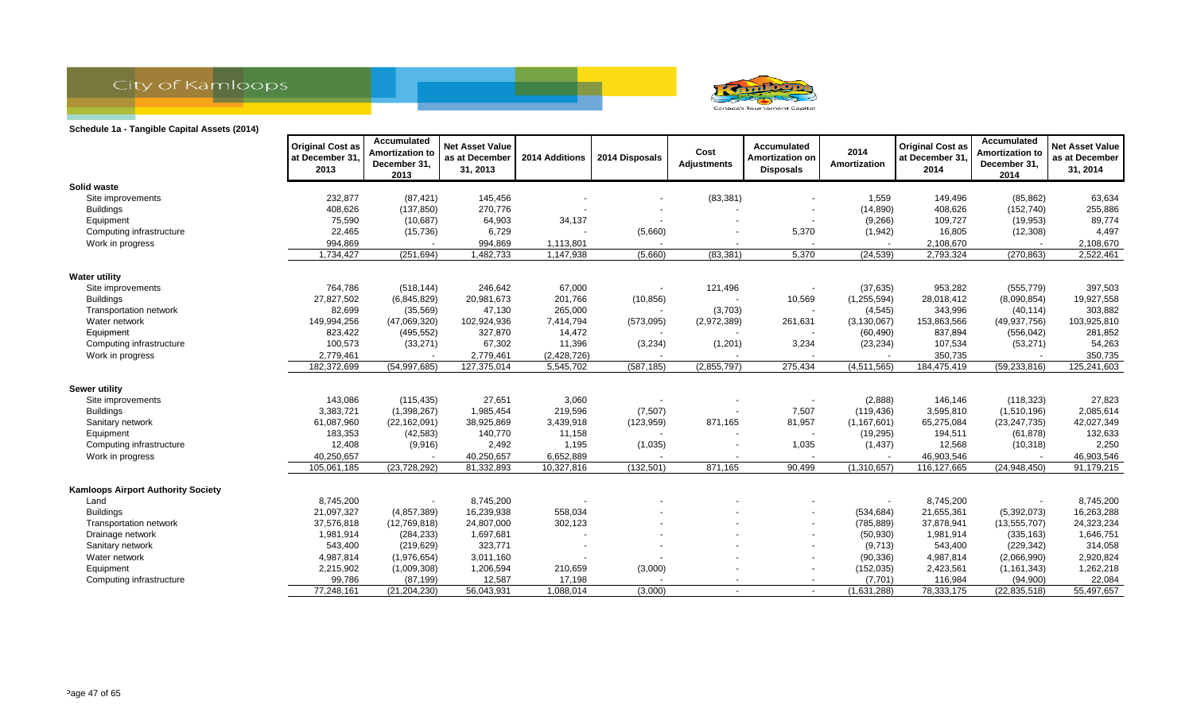**Schedule 1a - Tangible Capital Assets (2014)**

| | Original Cost as at December 31, 2013 | Accumulated Amortization to December 31, 2013 | Net Asset Value as at December 31, 2013 | 2014 Additions | 2014 Disposals | Cost Adjustments | Accumulated Amortization on Disposals | 2014 Amortization | Original Cost as at December 31, 2014 | Accumulated Amortization to December 31, 2014 | Net Asset Value as at December 31, 2014 |
|---|---|---|---|---|---|---|---|---|---|---|---|
| **Solid waste** | | | | | | | | | | | |
| Site improvements | 232,877 | (87,421) | 145,456 | - | - | (83,381) | - | 1,559 | 149,496 | (85,862) | 63,634 |
| Buildings | 408,626 | (137,850) | 270,776 | - | - | - | - | (14,890) | 408,626 | (152,740) | 255,886 |
| Equipment | 75,590 | (10,687) | 64,903 | 34,137 | - | - | - | (9,266) | 109,727 | (19,953) | 89,774 |
| Computing infrastructure | 22,465 | (15,736) | 6,729 | - | (5,660) | - | 5,370 | (1,942) | 16,805 | (12,308) | 4,497 |
| Work in progress | 994,869 | - | 994,869 | 1,113,801 | - | - | - | - | 2,108,670 | - | 2,108,670 |
| | 1,734,427 | (251,694) | 1,482,733 | 1,147,938 | (5,660) | (83,381) | 5,370 | (24,539) | 2,793,324 | (270,863) | 2,522,461 |
| **Water utility** | | | | | | | | | | | |
| Site improvements | 764,786 | (518,144) | 246,642 | 67,000 | - | 121,496 | - | (37,635) | 953,282 | (555,779) | 397,503 |
| Buildings | 27,827,502 | (6,845,829) | 20,981,673 | 201,766 | (10,856) | - | 10,569 | (1,255,594) | 28,018,412 | (8,090,854) | 19,927,558 |
| Transportation network | 82,699 | (35,569) | 47,130 | 265,000 | - | (3,703) | - | (4,545) | 343,996 | (40,114) | 303,882 |
| Water network | 149,994,256 | (47,069,320) | 102,924,936 | 7,414,794 | (573,095) | (2,972,389) | 261,631 | (3,130,067) | 153,863,566 | (49,937,756) | 103,925,810 |
| Equipment | 823,422 | (495,552) | 327,870 | 14,472 | - | - | - | (60,490) | 837,894 | (556,042) | 281,852 |
| Computing infrastructure | 100,573 | (33,271) | 67,302 | 11,396 | (3,234) | (1,201) | 3,234 | (23,234) | 107,534 | (53,271) | 54,263 |
| Work in progress | 2,779,461 | - | 2,779,461 | (2,428,726) | - | - | - | - | 350,735 | - | 350,735 |
| | 182,372,699 | (54,997,685) | 127,375,014 | 5,545,702 | (587,185) | (2,855,797) | 275,434 | (4,511,565) | 184,475,419 | (59,233,816) | 125,241,603 |
| **Sewer utility** | | | | | | | | | | | |
| Site improvements | 143,086 | (115,435) | 27,651 | 3,060 | - | - | - | (2,888) | 146,146 | (118,323) | 27,823 |
| Buildings | 3,383,721 | (1,398,267) | 1,985,454 | 219,596 | (7,507) | - | 7,507 | (119,436) | 3,595,810 | (1,510,196) | 2,085,614 |
| Sanitary network | 61,087,960 | (22,162,091) | 38,925,869 | 3,439,918 | (123,959) | 871,165 | 81,957 | (1,167,601) | 65,275,084 | (23,247,735) | 42,027,349 |
| Equipment | 183,353 | (42,583) | 140,770 | 11,158 | - | - | - | (19,295) | 194,511 | (61,878) | 132,633 |
| Computing infrastructure | 12,408 | (9,916) | 2,492 | 1,195 | (1,035) | - | 1,035 | (1,437) | 12,568 | (10,318) | 2,250 |
| Work in progress | 40,250,657 | - | 40,250,657 | 6,652,889 | - | - | - | - | 46,903,546 | - | 46,903,546 |
| | 105,061,185 | (23,728,292) | 81,332,893 | 10,327,816 | (132,501) | 871,165 | 90,499 | (1,310,657) | 116,127,665 | (24,948,450) | 91,179,215 |
| **Kamloops Airport Authority Society** | | | | | | | | | | | |
| Land | 8,745,200 | - | 8,745,200 | - | - | - | - | - | 8,745,200 | - | 8,745,200 |
| Buildings | 21,097,327 | (4,857,389) | 16,239,938 | 558,034 | - | - | - | (534,684) | 21,655,361 | (5,392,073) | 16,263,288 |
| Transportation network | 37,576,818 | (12,769,818) | 24,807,000 | 302,123 | - | - | - | (785,889) | 37,878,941 | (13,555,707) | 24,323,234 |
| Drainage network | 1,981,914 | (284,233) | 1,697,681 | - | - | - | - | (50,930) | 1,981,914 | (335,163) | 1,646,751 |
| Sanitary network | 543,400 | (219,629) | 323,771 | - | - | - | - | (9,713) | 543,400 | (229,342) | 314,058 |
| Water network | 4,987,814 | (1,976,654) | 3,011,160 | - | - | - | - | (90,336) | 4,987,814 | (2,066,990) | 2,920,824 |
| Equipment | 2,215,902 | (1,009,308) | 1,206,594 | 210,659 | (3,000) | - | - | (152,035) | 2,423,561 | (1,161,343) | 1,262,218 |
| Computing infrastructure | 99,786 | (87,199) | 12,587 | 17,198 | - | - | - | (7,701) | 116,984 | (94,900) | 22,084 |
| | 77,248,161 | (21,204,230) | 56,043,931 | 1,088,014 | (3,000) | - | - | (1,631,288) | 78,333,175 | (22,835,518) | 55,497,657 |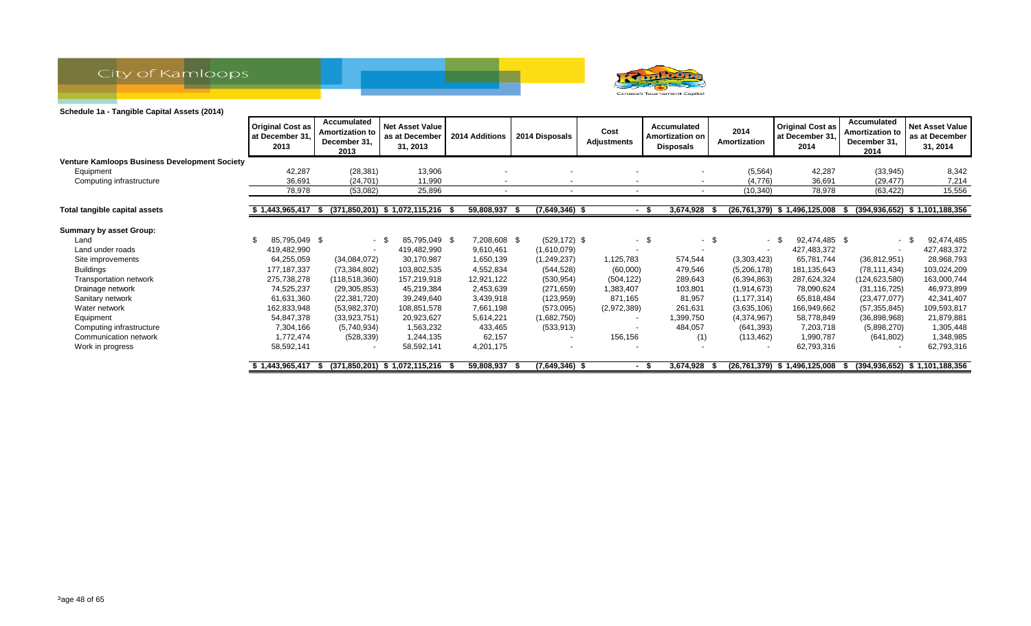City of Kamloops

**Schedule 1a - Tangible Capital Assets (2014)**

| | Original Cost as at December 31, 2013 | Accumulated Amortization to December 31, 2013 | Net Asset Value as at December 31, 2013 | 2014 Additions | 2014 Disposals | Cost Adjustments | Accumulated Amortization on Disposals | 2014 Amortization | Original Cost as at December 31, 2014 | Accumulated Amortization to December 31, 2014 | Net Asset Value as at December 31, 2014 |
|---|---|---|---|---|---|---|---|---|---|---|---|
| **Venture Kamloops Business Development Society** | | | | | | | | | | | |
| Equipment | 42,287 | (28,381) | 13,906 | - | - | - | - | (5,564) | 42,287 | (33,945) | 8,342 |
| Computing infrastructure | 36,691 | (24,701) | 11,990 | - | - | - | - | (4,776) | 36,691 | (29,477) | 7,214 |
| | 78,978 | (53,082) | 25,896 | - | - | - | - | (10,340) | 78,978 | (63,422) | 15,556 |
| **Total tangible capital assets** | $ 1,443,965,417 | $ (371,850,201) | $ 1,072,115,216 | $ 59,808,937 | $ (7,649,346) | $ - | $ 3,674,928 | $ (26,761,379) | $ 1,496,125,008 | $ (394,936,652) | $ 1,101,188,356 |
| **Summary by asset Group:** | | | | | | | | | | | |
| Land | $ 85,795,049 | $ - | $ 85,795,049 | $ 7,208,608 | $ (529,172) | $ - | $ - | $ - | $ 92,474,485 | $ - | $ 92,474,485 |
| Land under roads | 419,482,990 | - | 419,482,990 | 9,610,461 | (1,610,079) | - | - | - | 427,483,372 | - | 427,483,372 |
| Site improvements | 64,255,059 | (34,084,072) | 30,170,987 | 1,650,139 | (1,249,237) | 1,125,783 | 574,544 | (3,303,423) | 65,781,744 | (36,812,951) | 28,968,793 |
| Buildings | 177,187,337 | (73,384,802) | 103,802,535 | 4,552,834 | (544,528) | (60,000) | 479,546 | (5,206,178) | 181,135,643 | (78,111,434) | 103,024,209 |
| Transportation network | 275,738,278 | (118,518,360) | 157,219,918 | 12,921,122 | (530,954) | (504,122) | 289,643 | (6,394,863) | 287,624,324 | (124,623,580) | 163,000,744 |
| Drainage network | 74,525,237 | (29,305,853) | 45,219,384 | 2,453,639 | (271,659) | 1,383,407 | 103,801 | (1,914,673) | 78,090,624 | (31,116,725) | 46,973,899 |
| Sanitary network | 61,631,360 | (22,381,720) | 39,249,640 | 3,439,918 | (123,959) | 871,165 | 81,957 | (1,177,314) | 65,818,484 | (23,477,077) | 42,341,407 |
| Water network | 162,833,948 | (53,982,370) | 108,851,578 | 7,661,198 | (573,095) | (2,972,389) | 261,631 | (3,635,106) | 166,949,662 | (57,355,845) | 109,593,817 |
| Equipment | 54,847,378 | (33,923,751) | 20,923,627 | 5,614,221 | (1,682,750) | - | 1,399,750 | (4,374,967) | 58,778,849 | (36,898,968) | 21,879,881 |
| Computing infrastructure | 7,304,166 | (5,740,934) | 1,563,232 | 433,465 | (533,913) | - | 484,057 | (641,393) | 7,203,718 | (5,898,270) | 1,305,448 |
| Communication network | 1,772,474 | (528,339) | 1,244,135 | 62,157 | - | 156,156 | (1) | (113,462) | 1,990,787 | (641,802) | 1,348,985 |
| Work in progress | 58,592,141 | - | 58,592,141 | 4,201,175 | - | - | - | - | 62,793,316 | - | 62,793,316 |
| | $ 1,443,965,417 | $ (371,850,201) | $ 1,072,115,216 | $ 59,808,937 | $ (7,649,346) | $ - | $ 3,674,928 | $ (26,761,379) | $ 1,496,125,008 | $ (394,936,652) | $ 1,101,188,356 |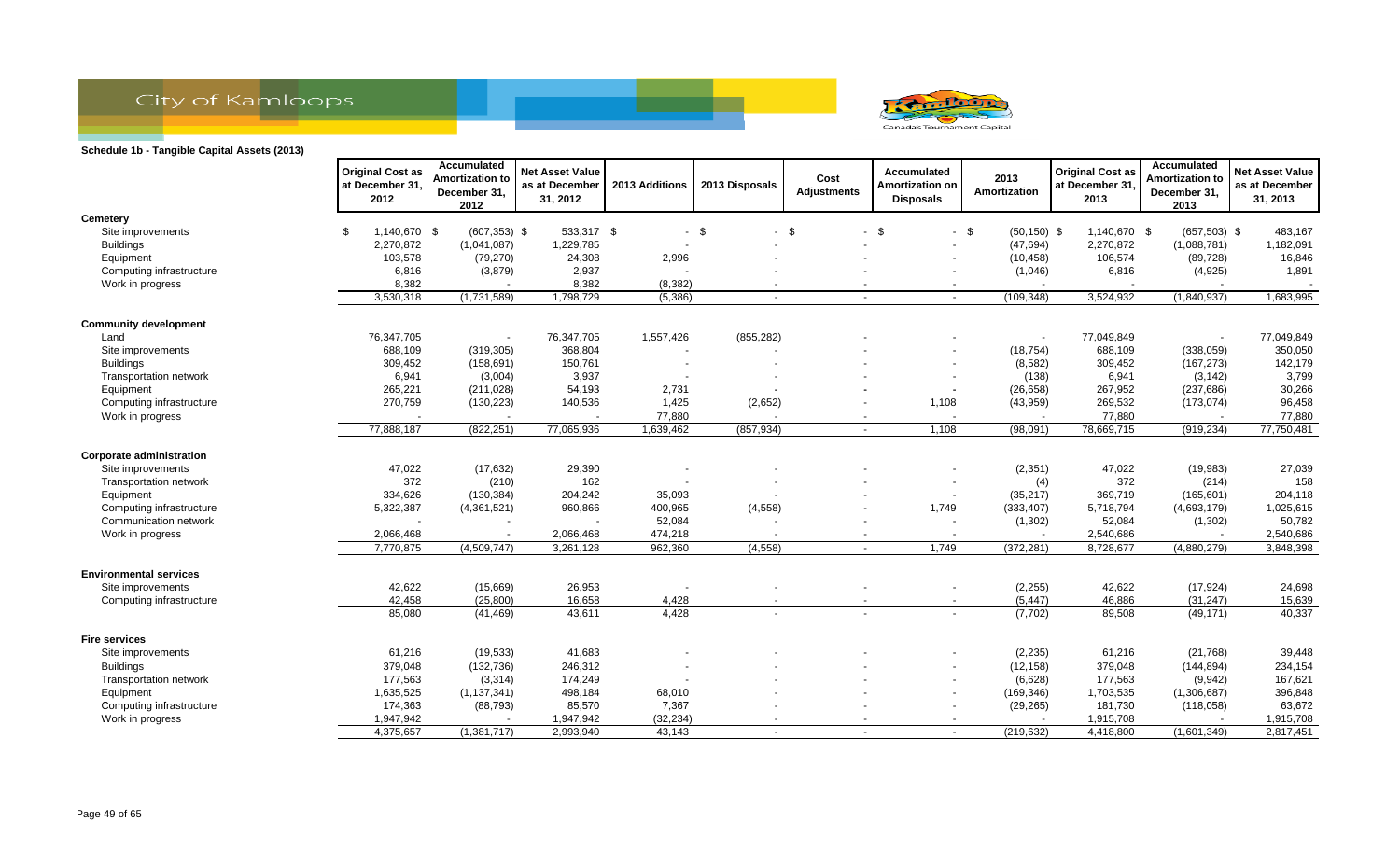**Schedule 1b - Tangible Capital Assets (2013)**

| | Original Cost as at December 31, 2012 | Accumulated Amortization to December 31, 2012 | Net Asset Value as at December 31, 2012 | 2013 Additions | 2013 Disposals | Cost Adjustments | Accumulated Amortization on Disposals | 2013 Amortization | Original Cost as at December 31, 2013 | Accumulated Amortization to December 31, 2013 | Net Asset Value as at December 31, 2013 |
|---|---|---|---|---|---|---|---|---|---|---|---|
| **Cemetery** | | | | | | | | | | | |
| Site improvements | $ 1,140,670 | $ (607,353) | $ 533,317 | $ - | $ - | $ - | $ - | $ (50,150) | $ 1,140,670 | $ (657,503) | $ 483,167 |
| Buildings | 2,270,872 | (1,041,087) | 1,229,785 | - | - | - | - | (47,694) | 2,270,872 | (1,088,781) | 1,182,091 |
| Equipment | 103,578 | (79,270) | 24,308 | 2,996 | - | - | - | (10,458) | 106,574 | (89,728) | 16,846 |
| Computing infrastructure | 6,816 | (3,879) | 2,937 | - | - | - | - | (1,046) | 6,816 | (4,925) | 1,891 |
| Work in progress | 8,382 | - | 8,382 | (8,382) | - | - | - | - | - | - | - |
| | 3,530,318 | (1,731,589) | 1,798,729 | (5,386) | - | - | - | (109,348) | 3,524,932 | (1,840,937) | 1,683,995 |
| **Community development** | | | | | | | | | | | |
| Land | 76,347,705 | - | 76,347,705 | 1,557,426 | (855,282) | - | - | - | 77,049,849 | - | 77,049,849 |
| Site improvements | 688,109 | (319,305) | 368,804 | - | - | - | - | (18,754) | 688,109 | (338,059) | 350,050 |
| Buildings | 309,452 | (158,691) | 150,761 | - | - | - | - | (8,582) | 309,452 | (167,273) | 142,179 |
| Transportation network | 6,941 | (3,004) | 3,937 | - | - | - | - | (138) | 6,941 | (3,142) | 3,799 |
| Equipment | 265,221 | (211,028) | 54,193 | 2,731 | - | - | - | (26,658) | 267,952 | (237,686) | 30,266 |
| Computing infrastructure | 270,759 | (130,223) | 140,536 | 1,425 | (2,652) | - | 1,108 | (43,959) | 269,532 | (173,074) | 96,458 |
| Work in progress | - | - | - | 77,880 | - | - | - | - | 77,880 | - | 77,880 |
| | 77,888,187 | (822,251) | 77,065,936 | 1,639,462 | (857,934) | - | 1,108 | (98,091) | 78,669,715 | (919,234) | 77,750,481 |
| **Corporate administration** | | | | | | | | | | | |
| Site improvements | 47,022 | (17,632) | 29,390 | - | - | - | - | (2,351) | 47,022 | (19,983) | 27,039 |
| Transportation network | 372 | (210) | 162 | - | - | - | - | (4) | 372 | (214) | 158 |
| Equipment | 334,626 | (130,384) | 204,242 | 35,093 | - | - | - | (35,217) | 369,719 | (165,601) | 204,118 |
| Computing infrastructure | 5,322,387 | (4,361,521) | 960,866 | 400,965 | (4,558) | - | 1,749 | (333,407) | 5,718,794 | (4,693,179) | 1,025,615 |
| Communication network | - | - | - | 52,084 | - | - | - | (1,302) | 52,084 | (1,302) | 50,782 |
| Work in progress | 2,066,468 | - | 2,066,468 | 474,218 | - | - | - | - | 2,540,686 | - | 2,540,686 |
| | 7,770,875 | (4,509,747) | 3,261,128 | 962,360 | (4,558) | - | 1,749 | (372,281) | 8,728,677 | (4,880,279) | 3,848,398 |
| **Environmental services** | | | | | | | | | | | |
| Site improvements | 42,622 | (15,669) | 26,953 | - | - | - | - | (2,255) | 42,622 | (17,924) | 24,698 |
| Computing infrastructure | 42,458 | (25,800) | 16,658 | 4,428 | - | - | - | (5,447) | 46,886 | (31,247) | 15,639 |
| | 85,080 | (41,469) | 43,611 | 4,428 | - | - | - | (7,702) | 89,508 | (49,171) | 40,337 |
| **Fire services** | | | | | | | | | | | |
| Site improvements | 61,216 | (19,533) | 41,683 | - | - | - | - | (2,235) | 61,216 | (21,768) | 39,448 |
| Buildings | 379,048 | (132,736) | 246,312 | - | - | - | - | (12,158) | 379,048 | (144,894) | 234,154 |
| Transportation network | 177,563 | (3,314) | 174,249 | - | - | - | - | (6,628) | 177,563 | (9,942) | 167,621 |
| Equipment | 1,635,525 | (1,137,341) | 498,184 | 68,010 | - | - | - | (169,346) | 1,703,535 | (1,306,687) | 396,848 |
| Computing infrastructure | 174,363 | (88,793) | 85,570 | 7,367 | - | - | - | (29,265) | 181,730 | (118,058) | 63,672 |
| Work in progress | 1,947,942 | - | 1,947,942 | (32,234) | - | - | - | - | 1,915,708 | - | 1,915,708 |
| | 4,375,657 | (1,381,717) | 2,993,940 | 43,143 | - | - | - | (219,632) | 4,418,800 | (1,601,349) | 2,817,451 |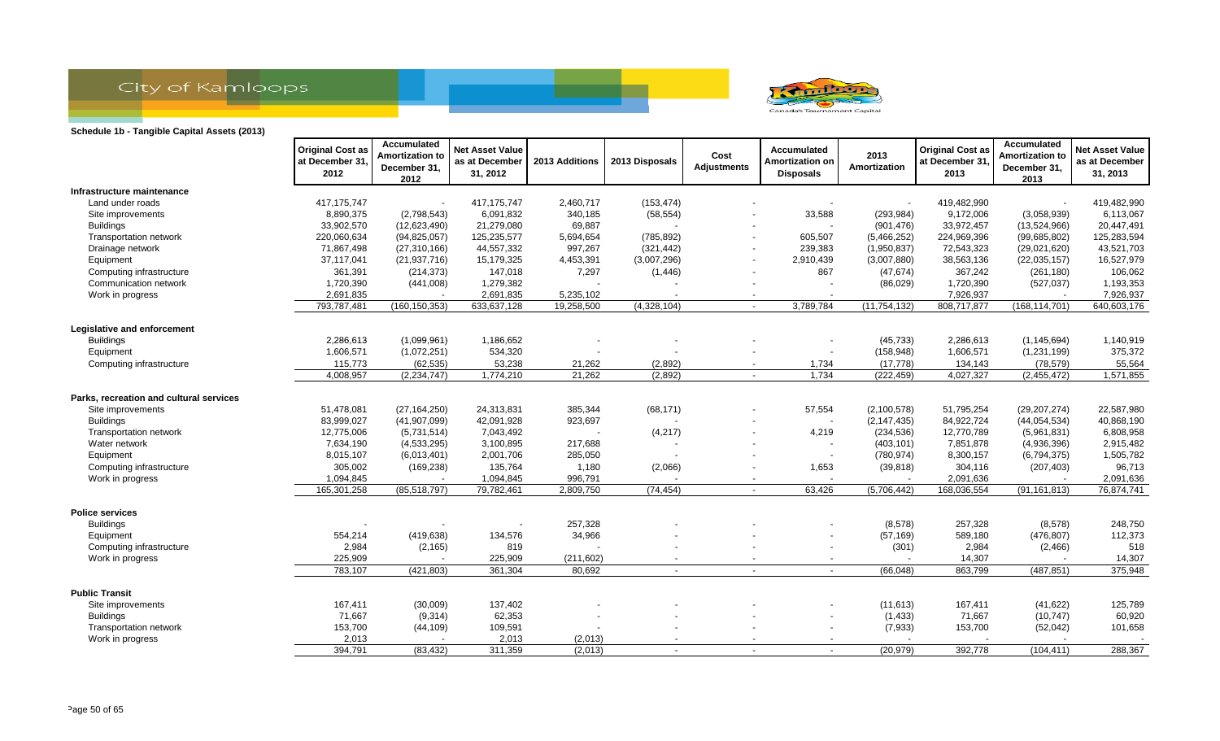City of Kamloops

**Schedule 1b - Tangible Capital Assets (2013)**

| | Original Cost as at December 31, 2012 | Accumulated Amortization to December 31, 2012 | Net Asset Value as at December 31, 2012 | 2013 Additions | 2013 Disposals | Cost Adjustments | Accumulated Amortization on Disposals | 2013 Amortization | Original Cost as at December 31, 2013 | Accumulated Amortization to December 31, 2013 | Net Asset Value as at December 31, 2013 |
|---|---|---|---|---|---|---|---|---|---|---|---|
| **Infrastructure maintenance** | | | | | | | | | | | |
| Land under roads | 417,175,747 | - | 417,175,747 | 2,460,717 | (153,474) | - | - | - | 419,482,990 | - | 419,482,990 |
| Site improvements | 8,890,375 | (2,798,543) | 6,091,832 | 340,185 | (58,554) | - | 33,588 | (293,984) | 9,172,006 | (3,058,939) | 6,113,067 |
| Buildings | 33,902,570 | (12,623,490) | 21,279,080 | 69,887 | - | - | - | (901,476) | 33,972,457 | (13,524,966) | 20,447,491 |
| Transportation network | 220,060,634 | (94,825,057) | 125,235,577 | 5,694,654 | (785,892) | - | 605,507 | (5,466,252) | 224,969,396 | (99,685,802) | 125,283,594 |
| Drainage network | 71,867,498 | (27,310,166) | 44,557,332 | 997,267 | (321,442) | - | 239,383 | (1,950,837) | 72,543,323 | (29,021,620) | 43,521,703 |
| Equipment | 37,117,041 | (21,937,716) | 15,179,325 | 4,453,391 | (3,007,296) | - | 2,910,439 | (3,007,880) | 38,563,136 | (22,035,157) | 16,527,979 |
| Computing infrastructure | 361,391 | (214,373) | 147,018 | 7,297 | (1,446) | - | 867 | (47,674) | 367,242 | (261,180) | 106,062 |
| Communication network | 1,720,390 | (441,008) | 1,279,382 | - | - | - | - | (86,029) | 1,720,390 | (527,037) | 1,193,353 |
| Work in progress | 2,691,835 | - | 2,691,835 | 5,235,102 | - | - | - | - | 7,926,937 | - | 7,926,937 |
| | 793,787,481 | (160,150,353) | 633,637,128 | 19,258,500 | (4,328,104) | - | 3,789,784 | (11,754,132) | 808,717,877 | (168,114,701) | 640,603,176 |
| **Legislative and enforcement** | | | | | | | | | | | |
| Buildings | 2,286,613 | (1,099,961) | 1,186,652 | - | - | - | - | (45,733) | 2,286,613 | (1,145,694) | 1,140,919 |
| Equipment | 1,606,571 | (1,072,251) | 534,320 | - | - | - | - | (158,948) | 1,606,571 | (1,231,199) | 375,372 |
| Computing infrastructure | 115,773 | (62,535) | 53,238 | 21,262 | (2,892) | - | 1,734 | (17,778) | 134,143 | (78,579) | 55,564 |
| | 4,008,957 | (2,234,747) | 1,774,210 | 21,262 | (2,892) | - | 1,734 | (222,459) | 4,027,327 | (2,455,472) | 1,571,855 |
| **Parks, recreation and cultural services** | | | | | | | | | | | |
| Site improvements | 51,478,081 | (27,164,250) | 24,313,831 | 385,344 | (68,171) | - | 57,554 | (2,100,578) | 51,795,254 | (29,207,274) | 22,587,980 |
| Buildings | 83,999,027 | (41,907,099) | 42,091,928 | 923,697 | - | - | - | (2,147,435) | 84,922,724 | (44,054,534) | 40,868,190 |
| Transportation network | 12,775,006 | (5,731,514) | 7,043,492 | - | (4,217) | - | 4,219 | (234,536) | 12,770,789 | (5,961,831) | 6,808,958 |
| Water network | 7,634,190 | (4,533,295) | 3,100,895 | 217,688 | - | - | - | (403,101) | 7,851,878 | (4,936,396) | 2,915,482 |
| Equipment | 8,015,107 | (6,013,401) | 2,001,706 | 285,050 | - | - | - | (780,974) | 8,300,157 | (6,794,375) | 1,505,782 |
| Computing infrastructure | 305,002 | (169,238) | 135,764 | 1,180 | (2,066) | - | 1,653 | (39,818) | 304,116 | (207,403) | 96,713 |
| Work in progress | 1,094,845 | - | 1,094,845 | 996,791 | - | - | - | - | 2,091,636 | - | 2,091,636 |
| | 165,301,258 | (85,518,797) | 79,782,461 | 2,809,750 | (74,454) | - | 63,426 | (5,706,442) | 168,036,554 | (91,161,813) | 76,874,741 |
| **Police services** | | | | | | | | | | | |
| Buildings | - | - | - | 257,328 | - | - | - | (8,578) | 257,328 | (8,578) | 248,750 |
| Equipment | 554,214 | (419,638) | 134,576 | 34,966 | - | - | - | (57,169) | 589,180 | (476,807) | 112,373 |
| Computing infrastructure | 2,984 | (2,165) | 819 | - | - | - | - | (301) | 2,984 | (2,466) | 518 |
| Work in progress | 225,909 | - | 225,909 | (211,602) | - | - | - | - | 14,307 | - | 14,307 |
| | 783,107 | (421,803) | 361,304 | 80,692 | - | - | - | (66,048) | 863,799 | (487,851) | 375,948 |
| **Public Transit** | | | | | | | | | | | |
| Site improvements | 167,411 | (30,009) | 137,402 | - | - | - | - | (11,613) | 167,411 | (41,622) | 125,789 |
| Buildings | 71,667 | (9,314) | 62,353 | - | - | - | - | (1,433) | 71,667 | (10,747) | 60,920 |
| Transportation network | 153,700 | (44,109) | 109,591 | - | - | - | - | (7,933) | 153,700 | (52,042) | 101,658 |
| Work in progress | 2,013 | - | 2,013 | (2,013) | - | - | - | - | - | - | - |
| | 394,791 | (83,432) | 311,359 | (2,013) | - | - | - | (20,979) | 392,778 | (104,411) | 288,367 |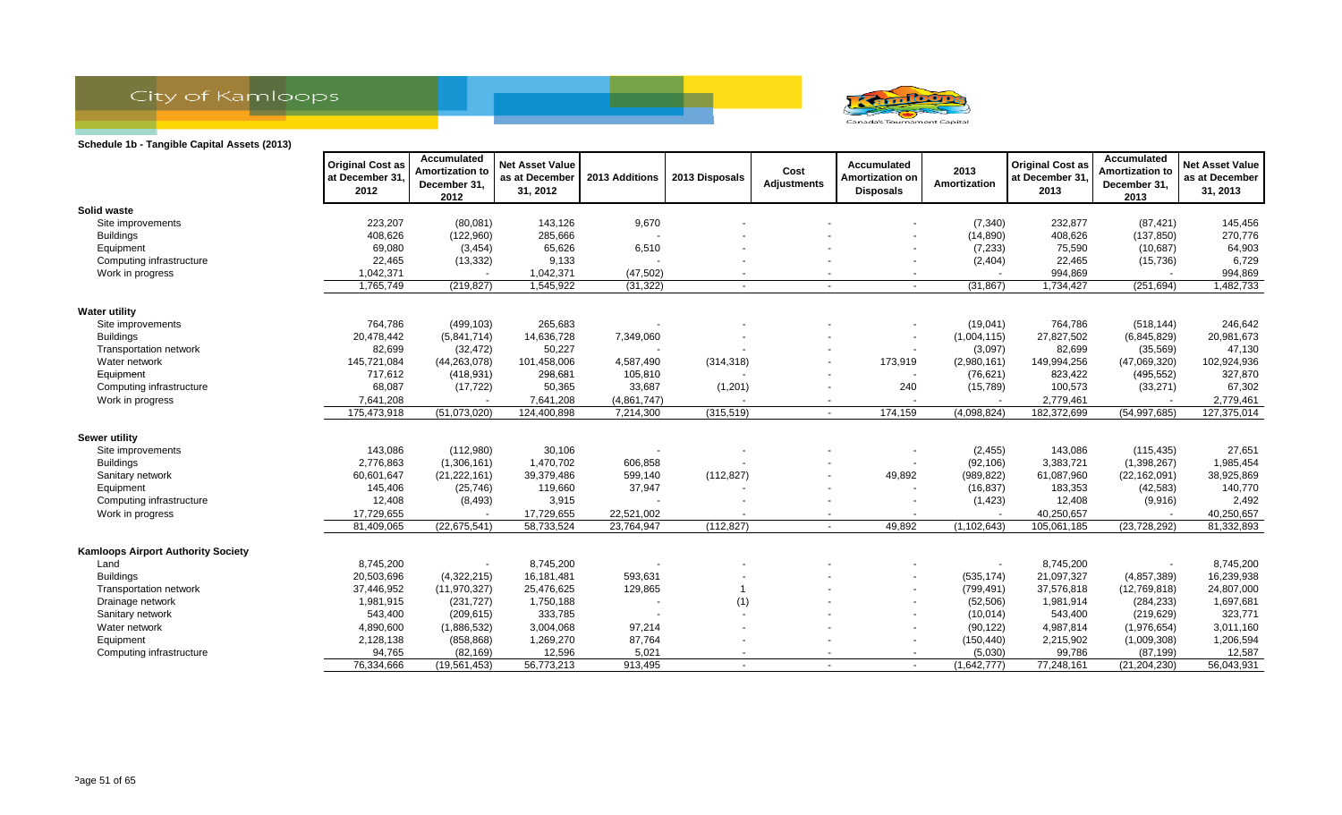City of Kamloops

## Schedule 1b - Tangible Capital Assets (2013)

| | Original Cost as at December 31, 2012 | Accumulated Amortization to December 31, 2012 | Net Asset Value as at December 31, 2012 | 2013 Additions | 2013 Disposals | Cost Adjustments | Accumulated Amortization on Disposals | 2013 Amortization | Original Cost as at December 31, 2013 | Accumulated Amortization to December 31, 2013 | Net Asset Value as at December 31, 2013 |
|---|---|---|---|---|---|---|---|---|---|---|---|
| **Solid waste** | | | | | | | | | | | |
| Site improvements | 223,207 | (80,081) | 143,126 | 9,670 | - | - | - | (7,340) | 232,877 | (87,421) | 145,456 |
| Buildings | 408,626 | (122,960) | 285,666 | - | - | - | - | (14,890) | 408,626 | (137,850) | 270,776 |
| Equipment | 69,080 | (3,454) | 65,626 | 6,510 | - | - | - | (7,233) | 75,590 | (10,687) | 64,903 |
| Computing infrastructure | 22,465 | (13,332) | 9,133 | - | - | - | - | (2,404) | 22,465 | (15,736) | 6,729 |
| Work in progress | 1,042,371 | - | 1,042,371 | (47,502) | - | - | - | - | 994,869 | - | 994,869 |
| | 1,765,749 | (219,827) | 1,545,922 | (31,322) | - | - | - | (31,867) | 1,734,427 | (251,694) | 1,482,733 |
| **Water utility** | | | | | | | | | | | |
| Site improvements | 764,786 | (499,103) | 265,683 | - | - | - | - | (19,041) | 764,786 | (518,144) | 246,642 |
| Buildings | 20,478,442 | (5,841,714) | 14,636,728 | 7,349,060 | - | - | - | (1,004,115) | 27,827,502 | (6,845,829) | 20,981,673 |
| Transportation network | 82,699 | (32,472) | 50,227 | - | - | - | - | (3,097) | 82,699 | (35,569) | 47,130 |
| Water network | 145,721,084 | (44,263,078) | 101,458,006 | 4,587,490 | (314,318) | - | 173,919 | (2,980,161) | 149,994,256 | (47,069,320) | 102,924,936 |
| Equipment | 717,612 | (418,931) | 298,681 | 105,810 | - | - | - | (76,621) | 823,422 | (495,552) | 327,870 |
| Computing infrastructure | 68,087 | (17,722) | 50,365 | 33,687 | (1,201) | - | 240 | (15,789) | 100,573 | (33,271) | 67,302 |
| Work in progress | 7,641,208 | - | 7,641,208 | (4,861,747) | - | - | - | - | 2,779,461 | - | 2,779,461 |
| | 175,473,918 | (51,073,020) | 124,400,898 | 7,214,300 | (315,519) | - | 174,159 | (4,098,824) | 182,372,699 | (54,997,685) | 127,375,014 |
| **Sewer utility** | | | | | | | | | | | |
| Site improvements | 143,086 | (112,980) | 30,106 | - | - | - | - | (2,455) | 143,086 | (115,435) | 27,651 |
| Buildings | 2,776,863 | (1,306,161) | 1,470,702 | 606,858 | - | - | - | (92,106) | 3,383,721 | (1,398,267) | 1,985,454 |
| Sanitary network | 60,601,647 | (21,222,161) | 39,379,486 | 599,140 | (112,827) | - | 49,892 | (989,822) | 61,087,960 | (22,162,091) | 38,925,869 |
| Equipment | 145,406 | (25,746) | 119,660 | 37,947 | - | - | - | (16,837) | 183,353 | (42,583) | 140,770 |
| Computing infrastructure | 12,408 | (8,493) | 3,915 | - | - | - | - | (1,423) | 12,408 | (9,916) | 2,492 |
| Work in progress | 17,729,655 | - | 17,729,655 | 22,521,002 | - | - | - | - | 40,250,657 | - | 40,250,657 |
| | 81,409,065 | (22,675,541) | 58,733,524 | 23,764,947 | (112,827) | - | 49,892 | (1,102,643) | 105,061,185 | (23,728,292) | 81,332,893 |
| **Kamloops Airport Authority Society** | | | | | | | | | | | |
| Land | 8,745,200 | - | 8,745,200 | - | - | - | - | - | 8,745,200 | - | 8,745,200 |
| Buildings | 20,503,696 | (4,322,215) | 16,181,481 | 593,631 | - | - | - | (535,174) | 21,097,327 | (4,857,389) | 16,239,938 |
| Transportation network | 37,446,952 | (11,970,327) | 25,476,625 | 129,865 | 1 | - | - | (799,491) | 37,576,818 | (12,769,818) | 24,807,000 |
| Drainage network | 1,981,915 | (231,727) | 1,750,188 | - | (1) | - | - | (52,506) | 1,981,914 | (284,233) | 1,697,681 |
| Sanitary network | 543,400 | (209,615) | 333,785 | - | - | - | - | (10,014) | 543,400 | (219,629) | 323,771 |
| Water network | 4,890,600 | (1,886,532) | 3,004,068 | 97,214 | - | - | - | (90,122) | 4,987,814 | (1,976,654) | 3,011,160 |
| Equipment | 2,128,138 | (858,868) | 1,269,270 | 87,764 | - | - | - | (150,440) | 2,215,902 | (1,009,308) | 1,206,594 |
| Computing infrastructure | 94,765 | (82,169) | 12,596 | 5,021 | - | - | - | (5,030) | 99,786 | (87,199) | 12,587 |
| | 76,334,666 | (19,561,453) | 56,773,213 | 913,495 | - | - | - | (1,642,777) | 77,248,161 | (21,204,230) | 56,043,931 |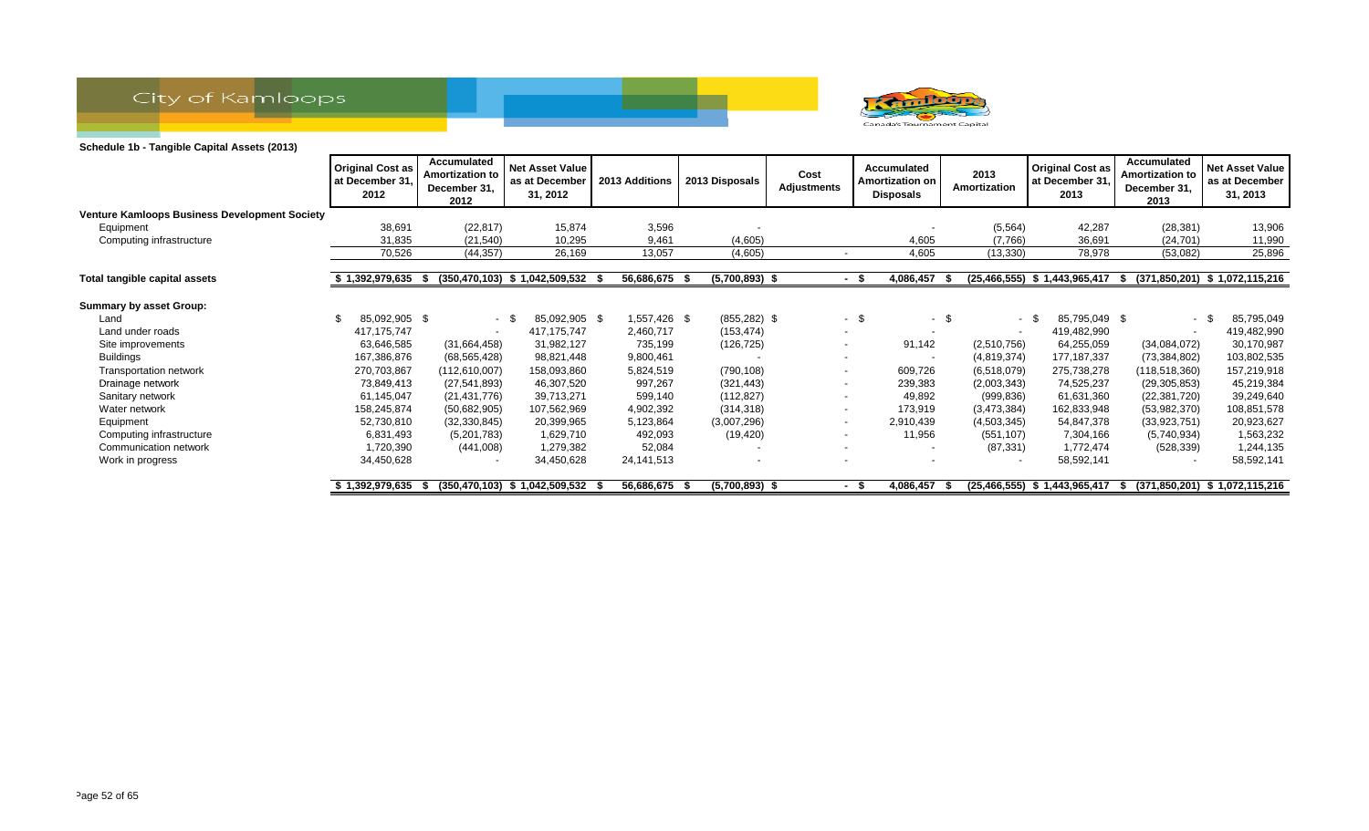**Schedule 1b - Tangible Capital Assets (2013)**

| | Original Cost as at December 31, 2012 | Accumulated Amortization to December 31, 2012 | Net Asset Value as at December 31, 2012 | 2013 Additions | 2013 Disposals | Cost Adjustments | Accumulated Amortization on Disposals | 2013 Amortization | Original Cost as at December 31, 2013 | Accumulated Amortization to December 31, 2013 | Net Asset Value as at December 31, 2013 |
|---|---|---|---|---|---|---|---|---|---|---|---|
| **Venture Kamloops Business Development Society** | | | | | | | | | | | |
| Equipment | 38,691 | (22,817) | 15,874 | 3,596 | - | | - | (5,564) | 42,287 | (28,381) | 13,906 |
| Computing infrastructure | 31,835 | (21,540) | 10,295 | 9,461 | (4,605) | | 4,605 | (7,766) | 36,691 | (24,701) | 11,990 |
| | 70,526 | (44,357) | 26,169 | 13,057 | (4,605) | - | 4,605 | (13,330) | 78,978 | (53,082) | 25,896 |
| **Total tangible capital assets** | **$ 1,392,979,635** | **$ (350,470,103)** | **$ 1,042,509,532** | **$ 56,686,675** | **$ (5,700,893)** | **$ -** | **$ 4,086,457** | **$ (25,466,555)** | **$ 1,443,965,417** | **$ (371,850,201)** | **$ 1,072,115,216** |
| **Summary by asset Group:** | | | | | | | | | | | |
| Land | $ 85,092,905 | $ - | $ 85,092,905 | $ 1,557,426 | $ (855,282) | $ - | $ - | $ - | $ 85,795,049 | $ - | $ 85,795,049 |
| Land under roads | 417,175,747 | - | 417,175,747 | 2,460,717 | (153,474) | - | - | - | 419,482,990 | - | 419,482,990 |
| Site improvements | 63,646,585 | (31,664,458) | 31,982,127 | 735,199 | (126,725) | - | 91,142 | (2,510,756) | 64,255,059 | (34,084,072) | 30,170,987 |
| Buildings | 167,386,876 | (68,565,428) | 98,821,448 | 9,800,461 | - | - | - | (4,819,374) | 177,187,337 | (73,384,802) | 103,802,535 |
| Transportation network | 270,703,867 | (112,610,007) | 158,093,860 | 5,824,519 | (790,108) | - | 609,726 | (6,518,079) | 275,738,278 | (118,518,360) | 157,219,918 |
| Drainage network | 73,849,413 | (27,541,893) | 46,307,520 | 997,267 | (321,443) | - | 239,383 | (2,003,343) | 74,525,237 | (29,305,853) | 45,219,384 |
| Sanitary network | 61,145,047 | (21,431,776) | 39,713,271 | 599,140 | (112,827) | - | 49,892 | (999,836) | 61,631,360 | (22,381,720) | 39,249,640 |
| Water network | 158,245,874 | (50,682,905) | 107,562,969 | 4,902,392 | (314,318) | - | 173,919 | (3,473,384) | 162,833,948 | (53,982,370) | 108,851,578 |
| Equipment | 52,730,810 | (32,330,845) | 20,399,965 | 5,123,864 | (3,007,296) | - | 2,910,439 | (4,503,345) | 54,847,378 | (33,923,751) | 20,923,627 |
| Computing infrastructure | 6,831,493 | (5,201,783) | 1,629,710 | 492,093 | (19,420) | - | 11,956 | (551,107) | 7,304,166 | (5,740,934) | 1,563,232 |
| Communication network | 1,720,390 | (441,008) | 1,279,382 | 52,084 | - | - | - | (87,331) | 1,772,474 | (528,339) | 1,244,135 |
| Work in progress | 34,450,628 | - | 34,450,628 | 24,141,513 | - | - | - | - | 58,592,141 | - | 58,592,141 |
| | **$ 1,392,979,635** | **$ (350,470,103)** | **$ 1,042,509,532** | **$ 56,686,675** | **$ (5,700,893)** | **$ -** | **$ 4,086,457** | **$ (25,466,555)** | **$ 1,443,965,417** | **$ (371,850,201)** | **$ 1,072,115,216** |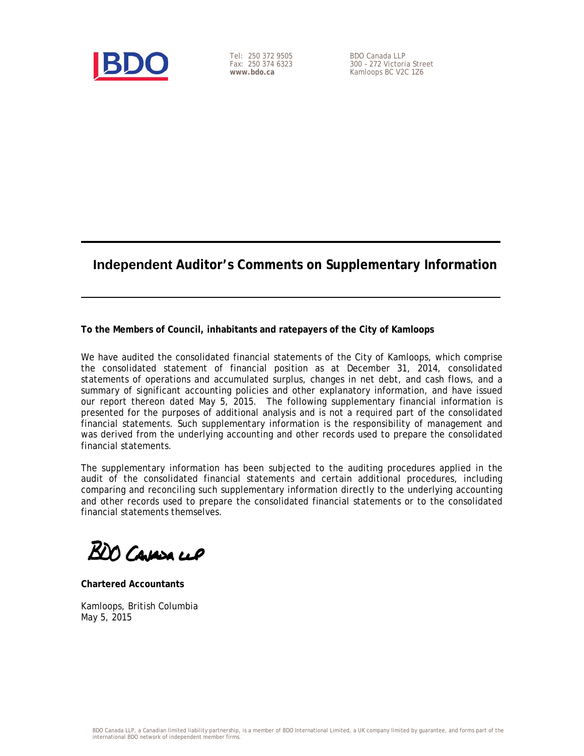Tel: 250 372 9505
Fax: 250 374 6323
**www.bdo.ca**

BDO Canada LLP
300 – 272 Victoria Street
Kamloops BC V2C 1Z6

## Independent Auditor's Comments on Supplementary Information

**To the Members of Council, inhabitants and ratepayers of the City of Kamloops**

We have audited the consolidated financial statements of the City of Kamloops, which comprise the consolidated statement of financial position as at December 31, 2014, consolidated statements of operations and accumulated surplus, changes in net debt, and cash flows, and a summary of significant accounting policies and other explanatory information, and have issued our report thereon dated May 5, 2015. The following supplementary financial information is presented for the purposes of additional analysis and is not a required part of the consolidated financial statements. Such supplementary information is the responsibility of management and was derived from the underlying accounting and other records used to prepare the consolidated financial statements.

The supplementary information has been subjected to the auditing procedures applied in the audit of the consolidated financial statements and certain additional procedures, including comparing and reconciling such supplementary information directly to the underlying accounting and other records used to prepare the consolidated financial statements or to the consolidated financial statements themselves.

BDO Canada LLP

**Chartered Accountants**

Kamloops, British Columbia
May 5, 2015

BDO Canada LLP, a Canadian limited liability partnership, is a member of BDO International Limited, a UK company limited by guarantee, and forms part of the international BDO network of independent member firms.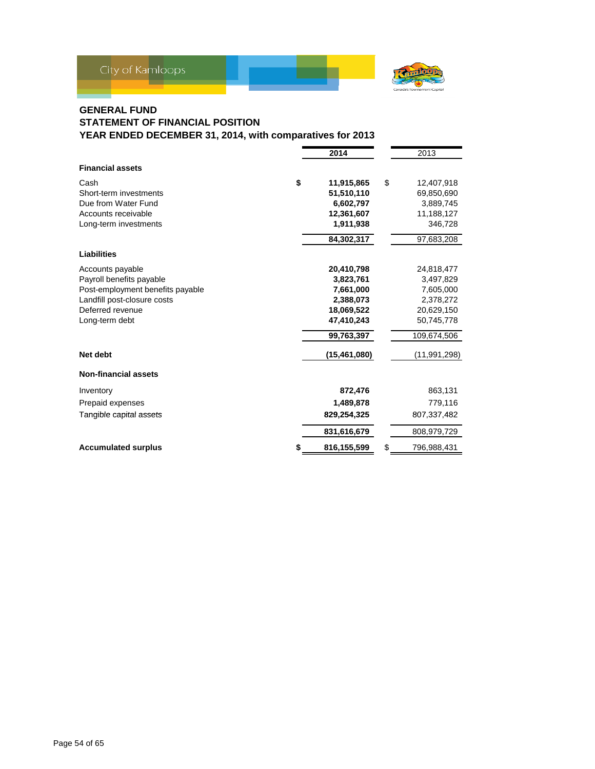## GENERAL FUND
## STATEMENT OF FINANCIAL POSITION
## YEAR ENDED DECEMBER 31, 2014, with comparatives for 2013

| | 2014 | 2013 |
|---|---|---|
| **Financial assets** | | |
| Cash | $ **11,915,865** | $ 12,407,918 |
| Short-term investments | **51,510,110** | 69,850,690 |
| Due from Water Fund | **6,602,797** | 3,889,745 |
| Accounts receivable | **12,361,607** | 11,188,127 |
| Long-term investments | **1,911,938** | 346,728 |
| | **84,302,317** | 97,683,208 |
| **Liabilities** | | |
| Accounts payable | **20,410,798** | 24,818,477 |
| Payroll benefits payable | **3,823,761** | 3,497,829 |
| Post-employment benefits payable | **7,661,000** | 7,605,000 |
| Landfill post-closure costs | **2,388,073** | 2,378,272 |
| Deferred revenue | **18,069,522** | 20,629,150 |
| Long-term debt | **47,410,243** | 50,745,778 |
| | **99,763,397** | 109,674,506 |
| **Net debt** | **(15,461,080)** | (11,991,298) |
| **Non-financial assets** | | |
| Inventory | **872,476** | 863,131 |
| Prepaid expenses | **1,489,878** | 779,116 |
| Tangible capital assets | **829,254,325** | 807,337,482 |
| | **831,616,679** | 808,979,729 |
| **Accumulated surplus** | $ **816,155,599** | $ 796,988,431 |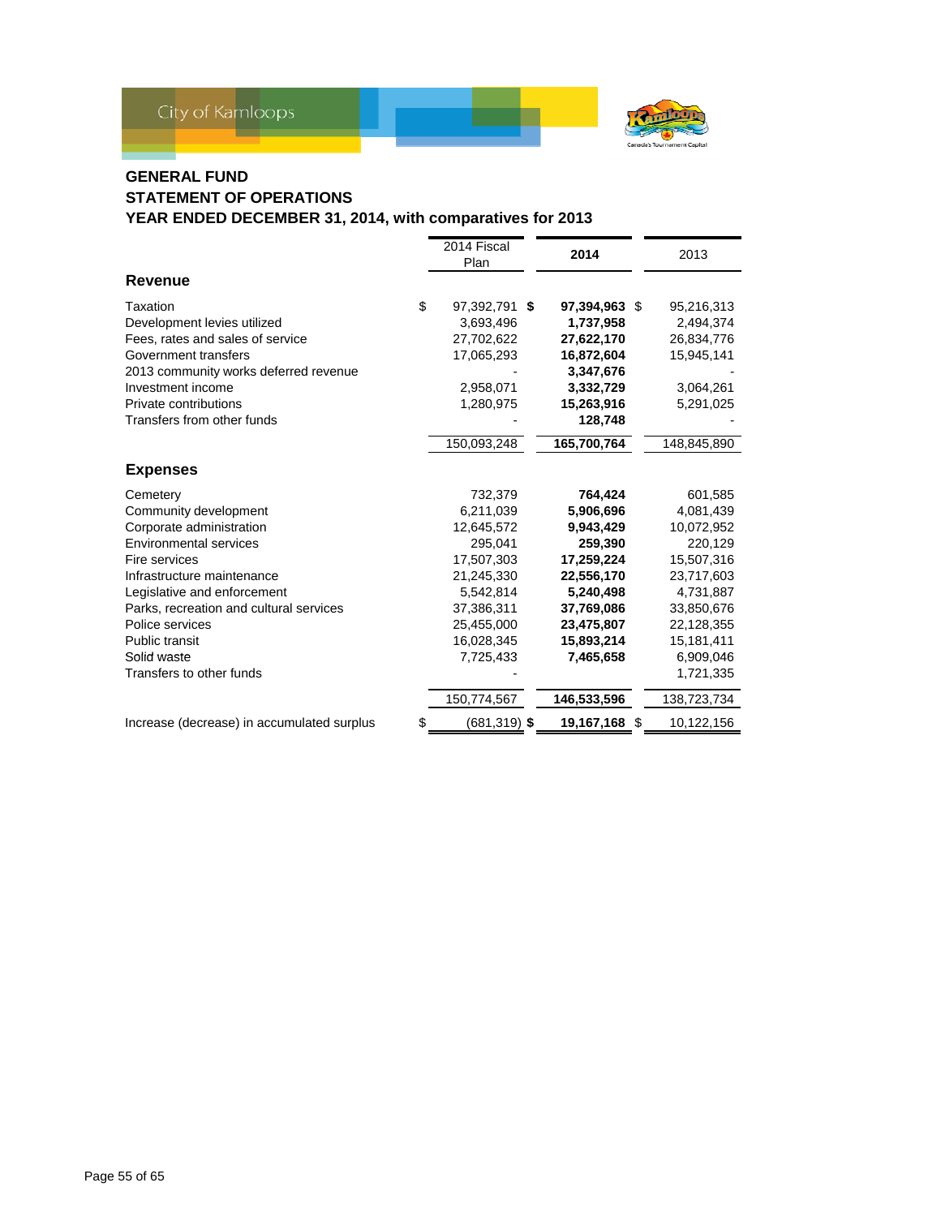City of Kamloops

## GENERAL FUND
## STATEMENT OF OPERATIONS
## YEAR ENDED DECEMBER 31, 2014, with comparatives for 2013

| | 2014 Fiscal Plan | **2014** | 2013 |
|---|---|---|---|
| **Revenue** | | | |
| Taxation | $ 97,392,791 | **$ 97,394,963** | $ 95,216,313 |
| Development levies utilized | 3,693,496 | **1,737,958** | 2,494,374 |
| Fees, rates and sales of service | 27,702,622 | **27,622,170** | 26,834,776 |
| Government transfers | 17,065,293 | **16,872,604** | 15,945,141 |
| 2013 community works deferred revenue | - | **3,347,676** | - |
| Investment income | 2,958,071 | **3,332,729** | 3,064,261 |
| Private contributions | 1,280,975 | **15,263,916** | 5,291,025 |
| Transfers from other funds | - | **128,748** | - |
| | 150,093,248 | **165,700,764** | 148,845,890 |
| **Expenses** | | | |
| Cemetery | 732,379 | **764,424** | 601,585 |
| Community development | 6,211,039 | **5,906,696** | 4,081,439 |
| Corporate administration | 12,645,572 | **9,943,429** | 10,072,952 |
| Environmental services | 295,041 | **259,390** | 220,129 |
| Fire services | 17,507,303 | **17,259,224** | 15,507,316 |
| Infrastructure maintenance | 21,245,330 | **22,556,170** | 23,717,603 |
| Legislative and enforcement | 5,542,814 | **5,240,498** | 4,731,887 |
| Parks, recreation and cultural services | 37,386,311 | **37,769,086** | 33,850,676 |
| Police services | 25,455,000 | **23,475,807** | 22,128,355 |
| Public transit | 16,028,345 | **15,893,214** | 15,181,411 |
| Solid waste | 7,725,433 | **7,465,658** | 6,909,046 |
| Transfers to other funds | - | | 1,721,335 |
| | 150,774,567 | **146,533,596** | 138,723,734 |
| Increase (decrease) in accumulated surplus | $ (681,319) | **$ 19,167,168** | $ 10,122,156 |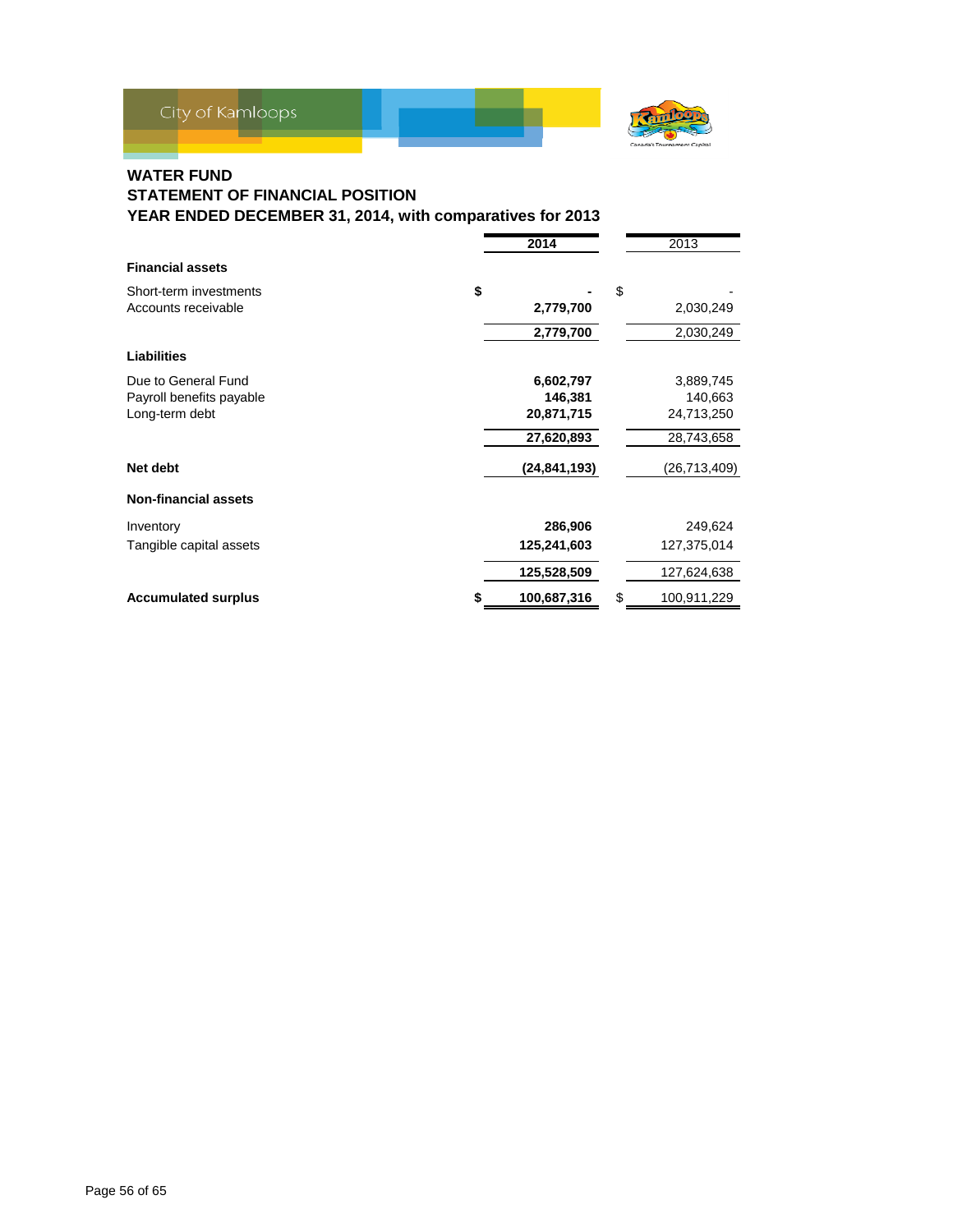City of Kamloops

# WATER FUND
## STATEMENT OF FINANCIAL POSITION
## YEAR ENDED DECEMBER 31, 2014, with comparatives for 2013

| | 2014 | 2013 |
|---|---|---|
| **Financial assets** | | |
| Short-term investments | $ - | $ - |
| Accounts receivable | 2,779,700 | 2,030,249 |
| | 2,779,700 | 2,030,249 |
| **Liabilities** | | |
| Due to General Fund | 6,602,797 | 3,889,745 |
| Payroll benefits payable | 146,381 | 140,663 |
| Long-term debt | 20,871,715 | 24,713,250 |
| | 27,620,893 | 28,743,658 |
| **Net debt** | (24,841,193) | (26,713,409) |
| **Non-financial assets** | | |
| Inventory | 286,906 | 249,624 |
| Tangible capital assets | 125,241,603 | 127,375,014 |
| | 125,528,509 | 127,624,638 |
| **Accumulated surplus** | $ 100,687,316 | $ 100,911,229 |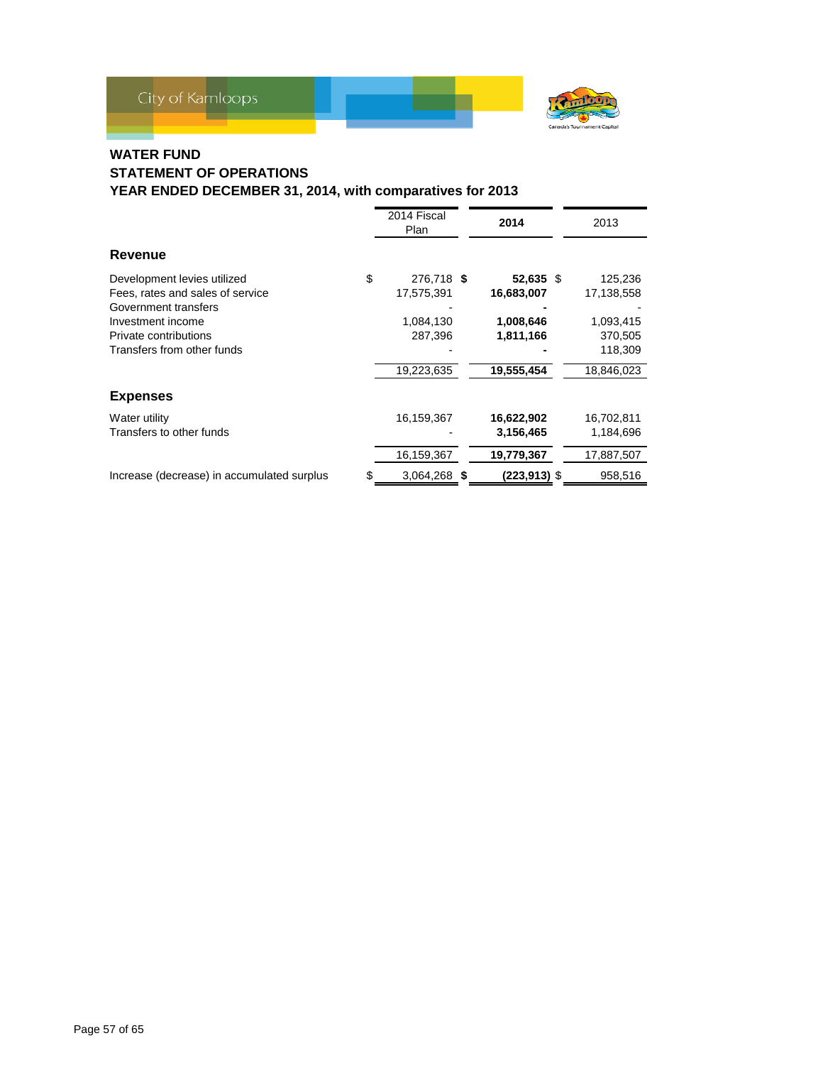City of Kamloops

## WATER FUND
## STATEMENT OF OPERATIONS
## YEAR ENDED DECEMBER 31, 2014, with comparatives for 2013

| | 2014 Fiscal Plan | **2014** | 2013 |
|---|---|---|---|
| **Revenue** | | | |
| Development levies utilized | $ 276,718 | **$ 52,635** | $ 125,236 |
| Fees, rates and sales of service | 17,575,391 | **16,683,007** | 17,138,558 |
| Government transfers | - | **-** | - |
| Investment income | 1,084,130 | **1,008,646** | 1,093,415 |
| Private contributions | 287,396 | **1,811,166** | 370,505 |
| Transfers from other funds | - | **-** | 118,309 |
| | 19,223,635 | **19,555,454** | 18,846,023 |
| **Expenses** | | | |
| Water utility | 16,159,367 | **16,622,902** | 16,702,811 |
| Transfers to other funds | - | **3,156,465** | 1,184,696 |
| | 16,159,367 | **19,779,367** | 17,887,507 |
| Increase (decrease) in accumulated surplus | $ 3,064,268 | **$ (223,913)** | $ 958,516 |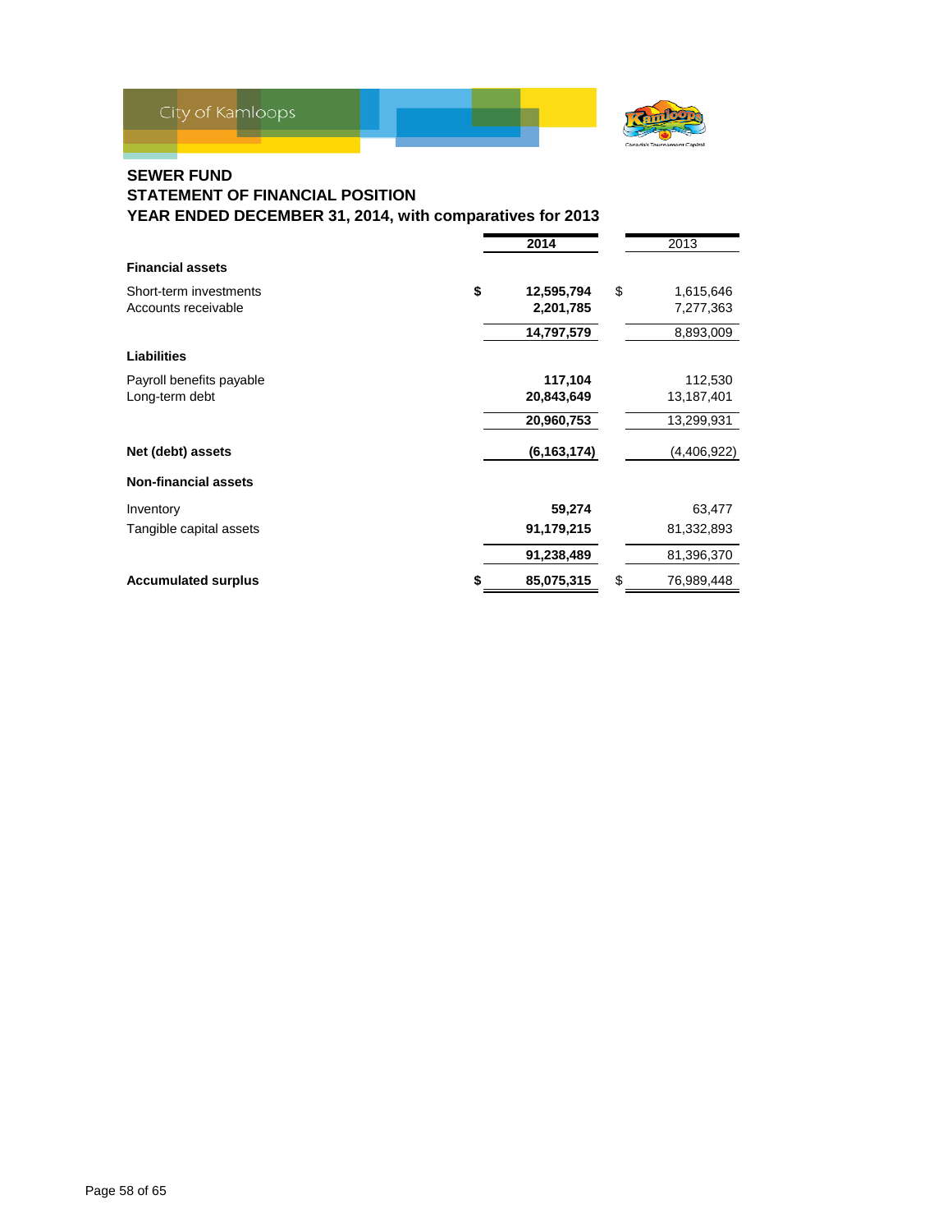City of Kamloops

## SEWER FUND
## STATEMENT OF FINANCIAL POSITION
## YEAR ENDED DECEMBER 31, 2014, with comparatives for 2013

| | | 2014 | | 2013 |
|---|---|---|---|---|
| **Financial assets** | | | | |
| Short-term investments | **$** | **12,595,794** | $ | 1,615,646 |
| Accounts receivable | | **2,201,785** | | 7,277,363 |
| | | **14,797,579** | | 8,893,009 |
| **Liabilities** | | | | |
| Payroll benefits payable | | **117,104** | | 112,530 |
| Long-term debt | | **20,843,649** | | 13,187,401 |
| | | **20,960,753** | | 13,299,931 |
| **Net (debt) assets** | | **(6,163,174)** | | (4,406,922) |
| **Non-financial assets** | | | | |
| Inventory | | **59,274** | | 63,477 |
| Tangible capital assets | | **91,179,215** | | 81,332,893 |
| | | **91,238,489** | | 81,396,370 |
| **Accumulated surplus** | **$** | **85,075,315** | $ | 76,989,448 |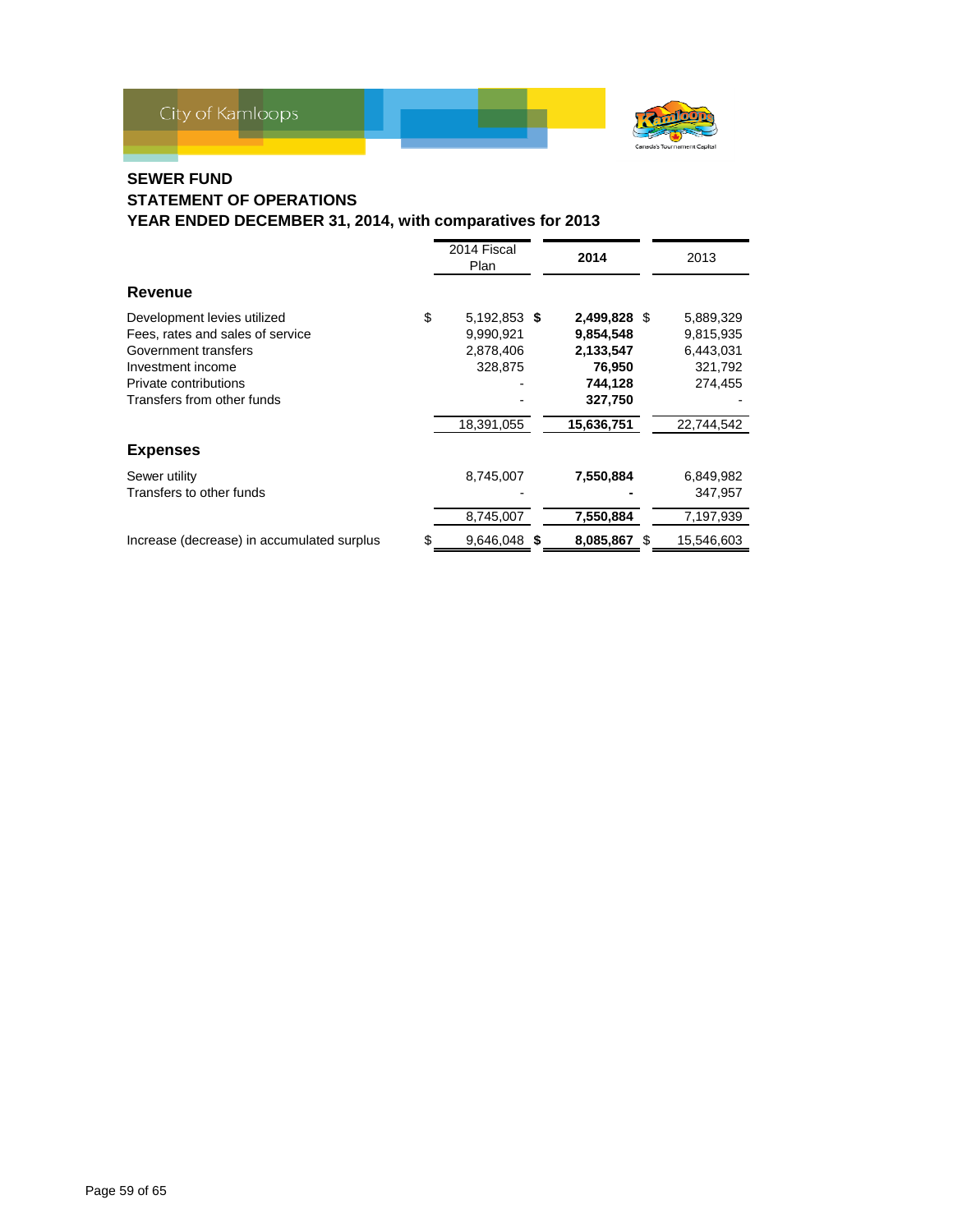City of Kamloops

## SEWER FUND
## STATEMENT OF OPERATIONS
## YEAR ENDED DECEMBER 31, 2014, with comparatives for 2013

| | 2014 Fiscal Plan | **2014** | 2013 |
|---|---|---|---|
| **Revenue** | | | |
| Development levies utilized | $ 5,192,853 | **$ 2,499,828** | $ 5,889,329 |
| Fees, rates and sales of service | 9,990,921 | **9,854,548** | 9,815,935 |
| Government transfers | 2,878,406 | **2,133,547** | 6,443,031 |
| Investment income | 328,875 | **76,950** | 321,792 |
| Private contributions | - | **744,128** | 274,455 |
| Transfers from other funds | - | **327,750** | - |
| | 18,391,055 | **15,636,751** | 22,744,542 |
| **Expenses** | | | |
| Sewer utility | 8,745,007 | **7,550,884** | 6,849,982 |
| Transfers to other funds | - | **-** | 347,957 |
| | 8,745,007 | **7,550,884** | 7,197,939 |
| Increase (decrease) in accumulated surplus | $ 9,646,048 | **$ 8,085,867** | $ 15,546,603 |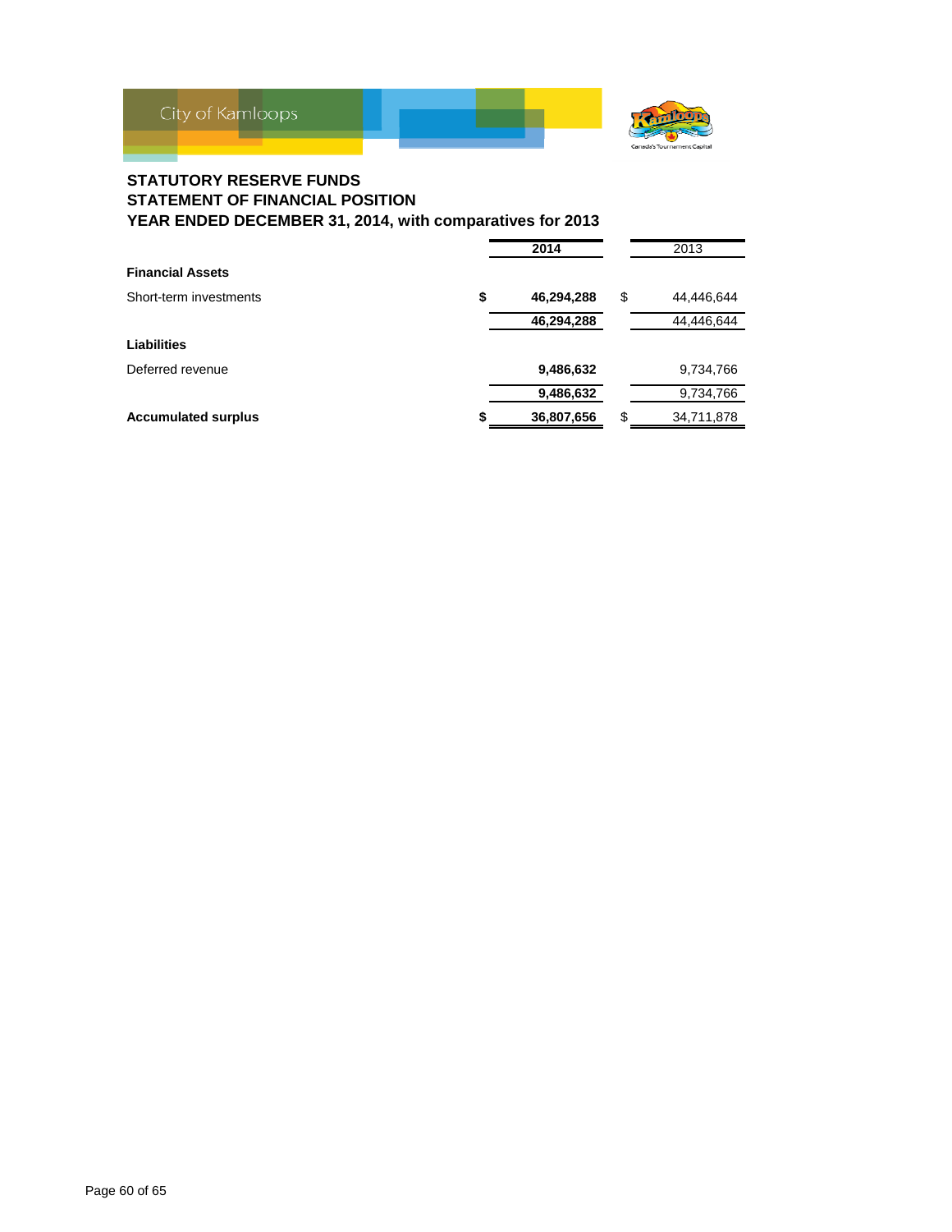**STATUTORY RESERVE FUNDS**
**STATEMENT OF FINANCIAL POSITION**
**YEAR ENDED DECEMBER 31, 2014, with comparatives for 2013**

| | 2014 | 2013 |
|---|---|---|
| **Financial Assets** | | |
| Short-term investments | $ 46,294,288 | $ 44,446,644 |
| | 46,294,288 | 44,446,644 |
| **Liabilities** | | |
| Deferred revenue | 9,486,632 | 9,734,766 |
| | 9,486,632 | 9,734,766 |
| **Accumulated surplus** | $ 36,807,656 | $ 34,711,878 |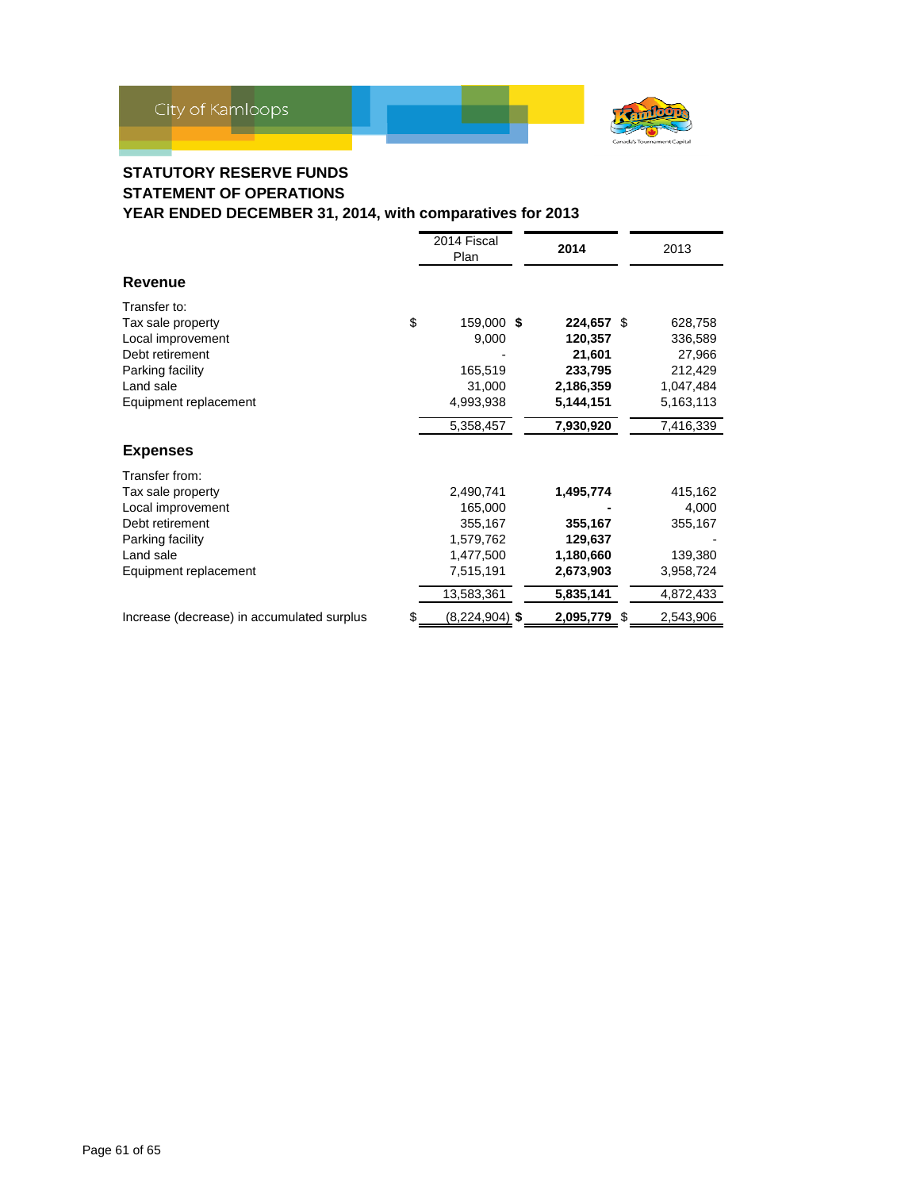## STATUTORY RESERVE FUNDS
## STATEMENT OF OPERATIONS
## YEAR ENDED DECEMBER 31, 2014, with comparatives for 2013

| | 2014 Fiscal Plan | **2014** | 2013 |
|---|---|---|---|
| **Revenue** | | | |
| Transfer to: | | | |
| Tax sale property | $ 159,000 | **$ 224,657** | $ 628,758 |
| Local improvement | 9,000 | **120,357** | 336,589 |
| Debt retirement | - | **21,601** | 27,966 |
| Parking facility | 165,519 | **233,795** | 212,429 |
| Land sale | 31,000 | **2,186,359** | 1,047,484 |
| Equipment replacement | 4,993,938 | **5,144,151** | 5,163,113 |
| | 5,358,457 | **7,930,920** | 7,416,339 |
| **Expenses** | | | |
| Transfer from: | | | |
| Tax sale property | 2,490,741 | **1,495,774** | 415,162 |
| Local improvement | 165,000 | **-** | 4,000 |
| Debt retirement | 355,167 | **355,167** | 355,167 |
| Parking facility | 1,579,762 | **129,637** | - |
| Land sale | 1,477,500 | **1,180,660** | 139,380 |
| Equipment replacement | 7,515,191 | **2,673,903** | 3,958,724 |
| | 13,583,361 | **5,835,141** | 4,872,433 |
| Increase (decrease) in accumulated surplus | $ (8,224,904) | **$ 2,095,779** | $ 2,543,906 |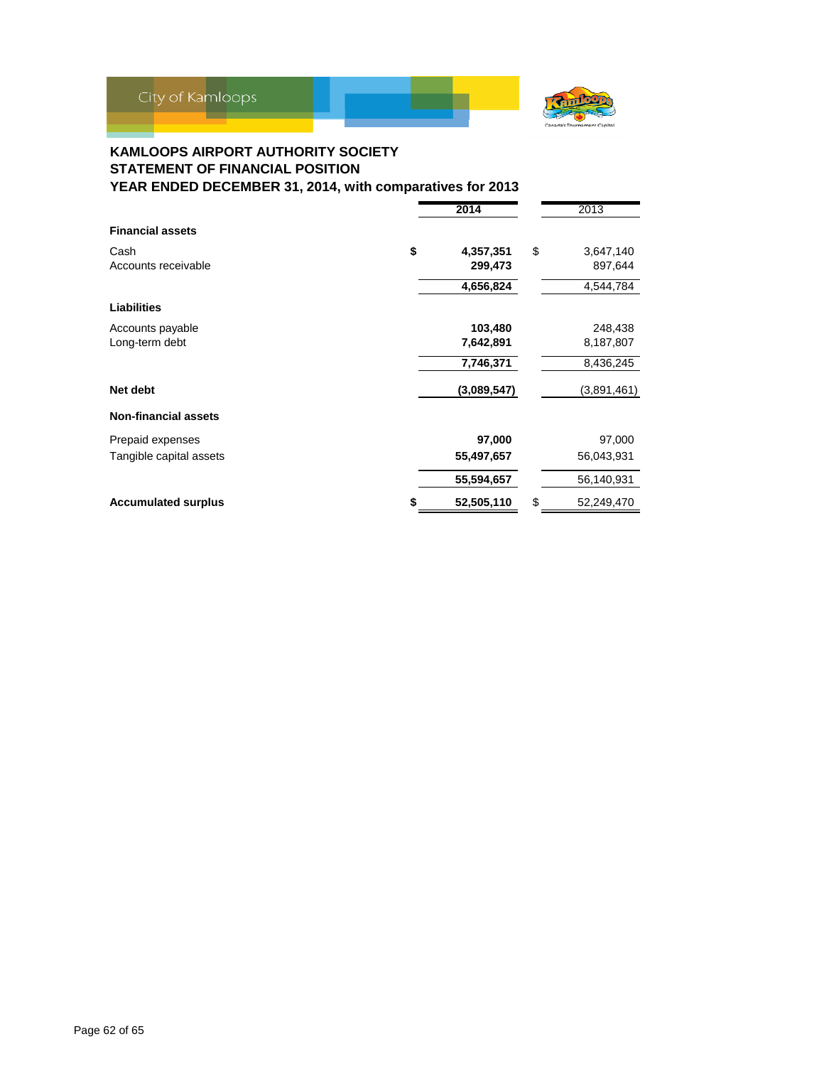City of Kamloops

## KAMLOOPS AIRPORT AUTHORITY SOCIETY
## STATEMENT OF FINANCIAL POSITION
## YEAR ENDED DECEMBER 31, 2014, with comparatives for 2013

| | 2014 | 2013 |
|---|---|---|
| **Financial assets** | | |
| Cash | **$ 4,357,351** | $ 3,647,140 |
| Accounts receivable | **299,473** | 897,644 |
| | **4,656,824** | 4,544,784 |
| **Liabilities** | | |
| Accounts payable | **103,480** | 248,438 |
| Long-term debt | **7,642,891** | 8,187,807 |
| | **7,746,371** | 8,436,245 |
| **Net debt** | **(3,089,547)** | (3,891,461) |
| **Non-financial assets** | | |
| Prepaid expenses | **97,000** | 97,000 |
| Tangible capital assets | **55,497,657** | 56,043,931 |
| | **55,594,657** | 56,140,931 |
| **Accumulated surplus** | **$ 52,505,110** | $ 52,249,470 |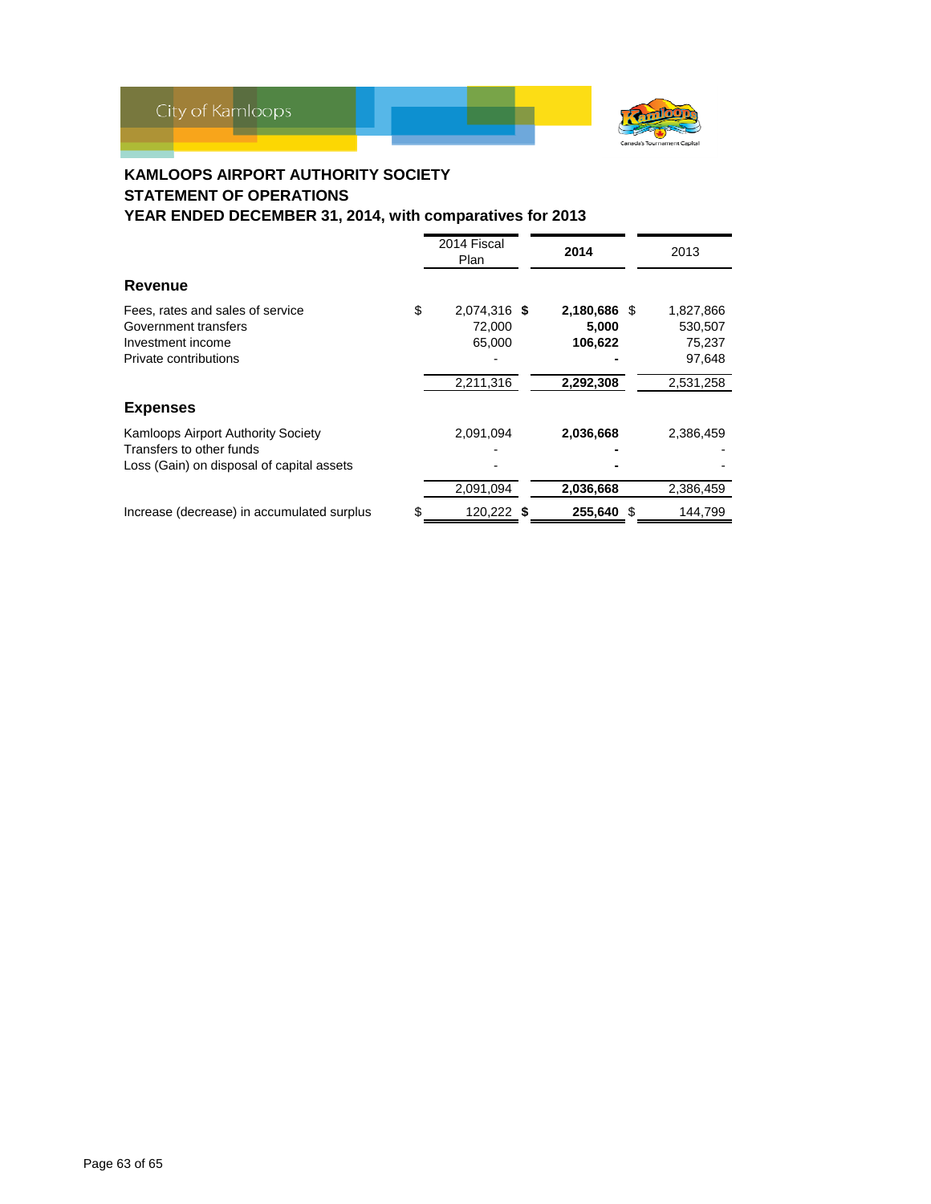## KAMLOOPS AIRPORT AUTHORITY SOCIETY
## STATEMENT OF OPERATIONS
## YEAR ENDED DECEMBER 31, 2014, with comparatives for 2013

| | 2014 Fiscal Plan | **2014** | 2013 |
|---|---|---|---|
| **Revenue** | | | |
| Fees, rates and sales of service | $ 2,074,316 | **$ 2,180,686** | $ 1,827,866 |
| Government transfers | 72,000 | **5,000** | 530,507 |
| Investment income | 65,000 | **106,622** | 75,237 |
| Private contributions | - | **-** | 97,648 |
| | 2,211,316 | **2,292,308** | 2,531,258 |
| **Expenses** | | | |
| Kamloops Airport Authority Society | 2,091,094 | **2,036,668** | 2,386,459 |
| Transfers to other funds | - | **-** | - |
| Loss (Gain) on disposal of capital assets | - | **-** | - |
| | 2,091,094 | **2,036,668** | 2,386,459 |
| Increase (decrease) in accumulated surplus | $ 120,222 | **$ 255,640** | $ 144,799 |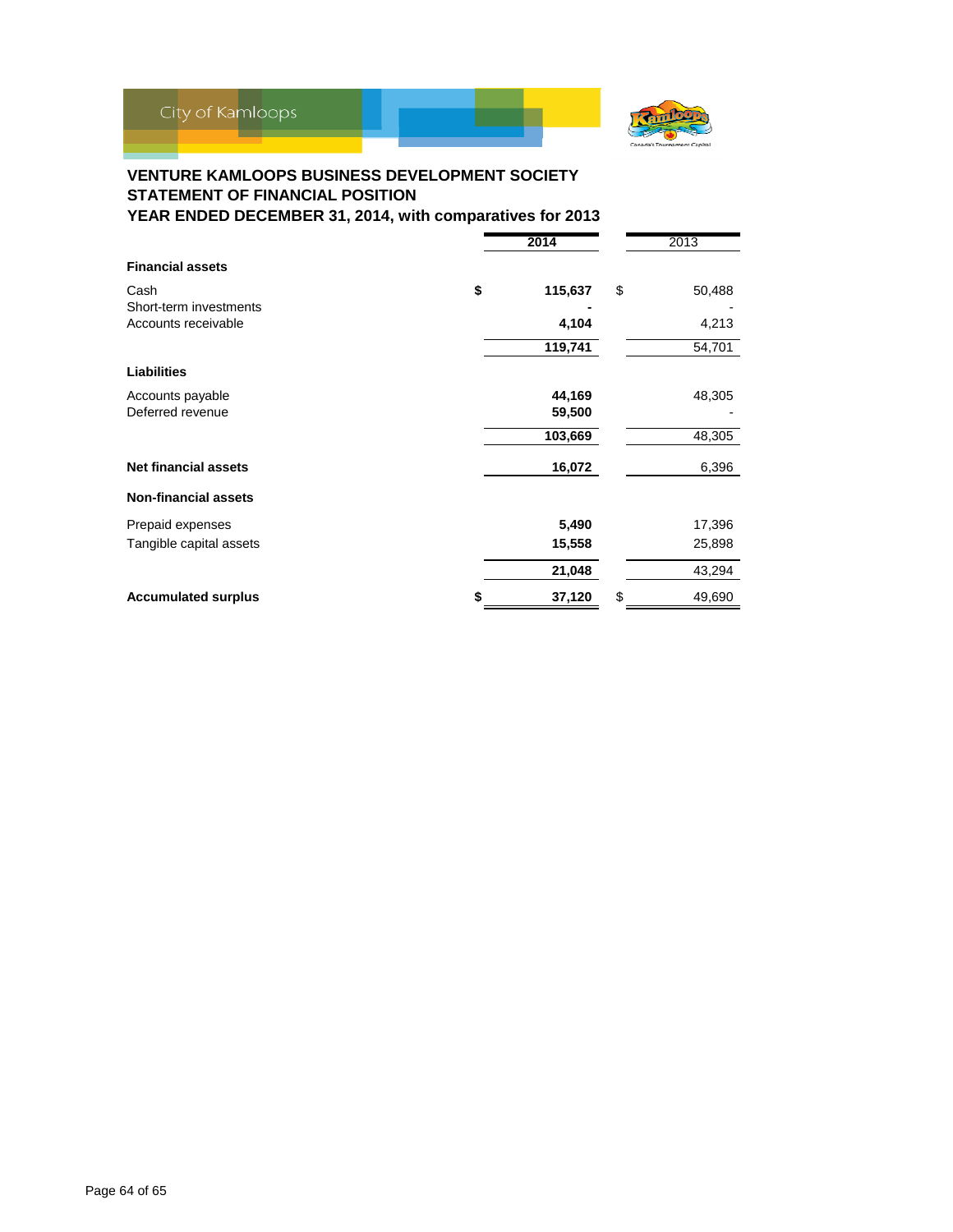**VENTURE KAMLOOPS BUSINESS DEVELOPMENT SOCIETY**
**STATEMENT OF FINANCIAL POSITION**
**YEAR ENDED DECEMBER 31, 2014, with comparatives for 2013**

| | 2014 | 2013 |
|---|---|---|
| **Financial assets** | | |
| Cash | $ 115,637 | $ 50,488 |
| Short-term investments | - | - |
| Accounts receivable | 4,104 | 4,213 |
| | 119,741 | 54,701 |
| **Liabilities** | | |
| Accounts payable | 44,169 | 48,305 |
| Deferred revenue | 59,500 | - |
| | 103,669 | 48,305 |
| **Net financial assets** | 16,072 | 6,396 |
| **Non-financial assets** | | |
| Prepaid expenses | 5,490 | 17,396 |
| Tangible capital assets | 15,558 | 25,898 |
| | 21,048 | 43,294 |
| **Accumulated surplus** | $ 37,120 | $ 49,690 |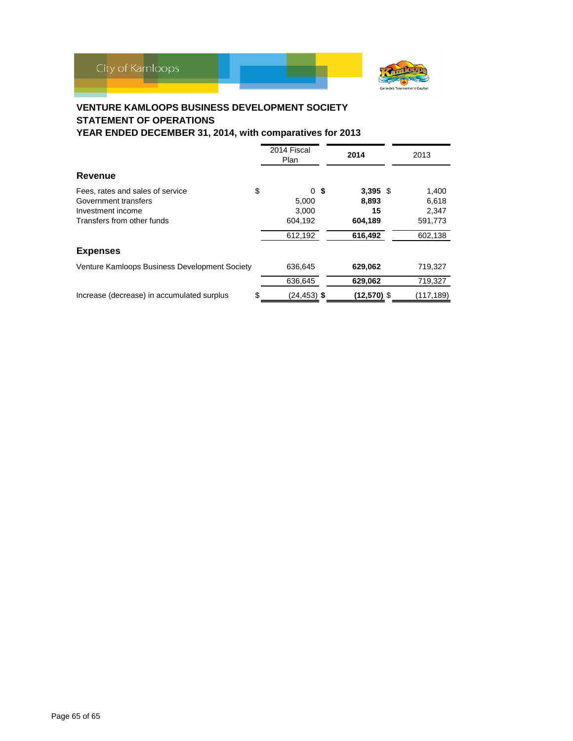## VENTURE KAMLOOPS BUSINESS DEVELOPMENT SOCIETY
## STATEMENT OF OPERATIONS
## YEAR ENDED DECEMBER 31, 2014, with comparatives for 2013

| | 2014 Fiscal Plan | **2014** | 2013 |
|---|---|---|---|
| **Revenue** | | | |
| Fees, rates and sales of service | $ 0 | **$ 3,395** | $ 1,400 |
| Government transfers | 5,000 | **8,893** | 6,618 |
| Investment income | 3,000 | **15** | 2,347 |
| Transfers from other funds | 604,192 | **604,189** | 591,773 |
| | 612,192 | **616,492** | 602,138 |
| **Expenses** | | | |
| Venture Kamloops Business Development Society | 636,645 | **629,062** | 719,327 |
| | 636,645 | **629,062** | 719,327 |
| Increase (decrease) in accumulated surplus | $ (24,453) | **$ (12,570)** | $ (117,189) |